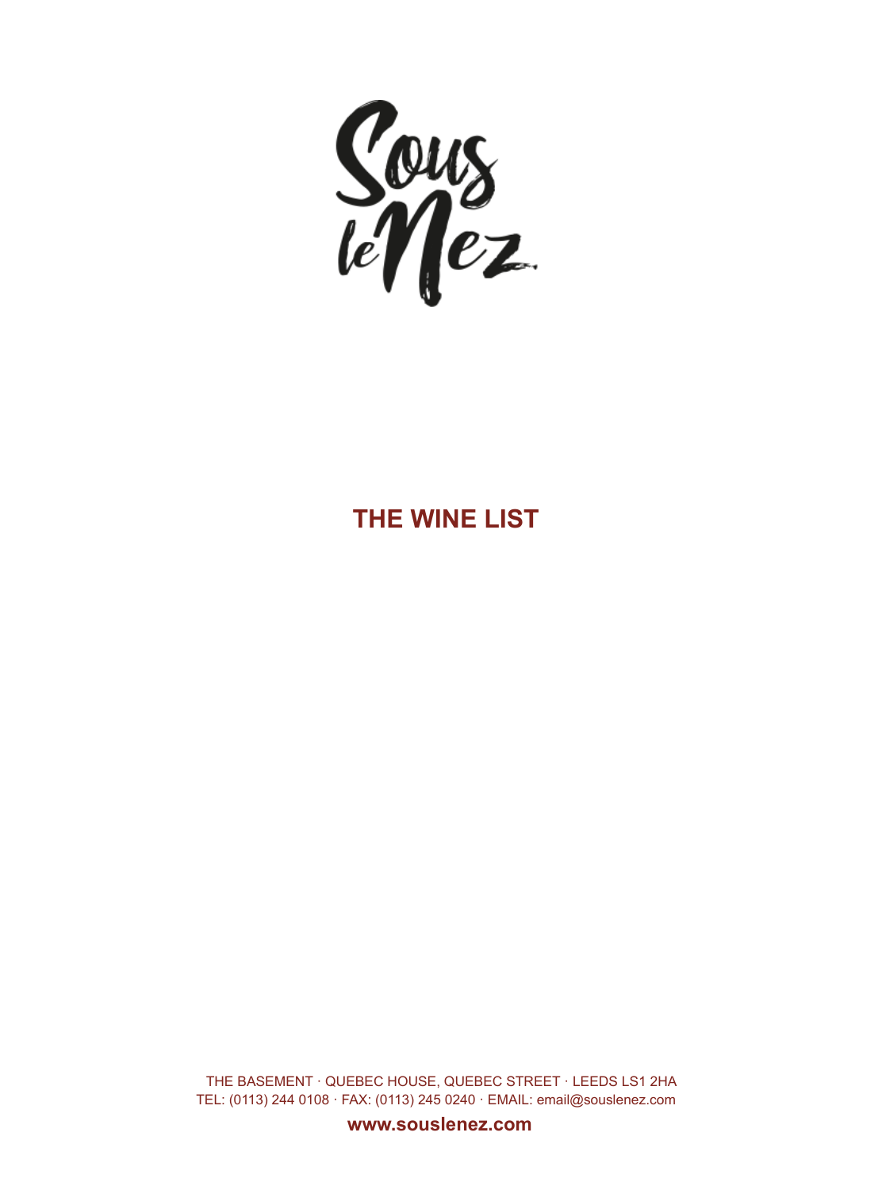Sous le Nez

# THE WINE LIST

THE BASEMENT · QUEBEC HOUSE, QUEBEC STREET · LEEDS LS1 2HA
TEL: (0113) 244 0108 · FAX: (0113) 245 0240 · EMAIL: email@souslenez.com

**www.souslenez.com**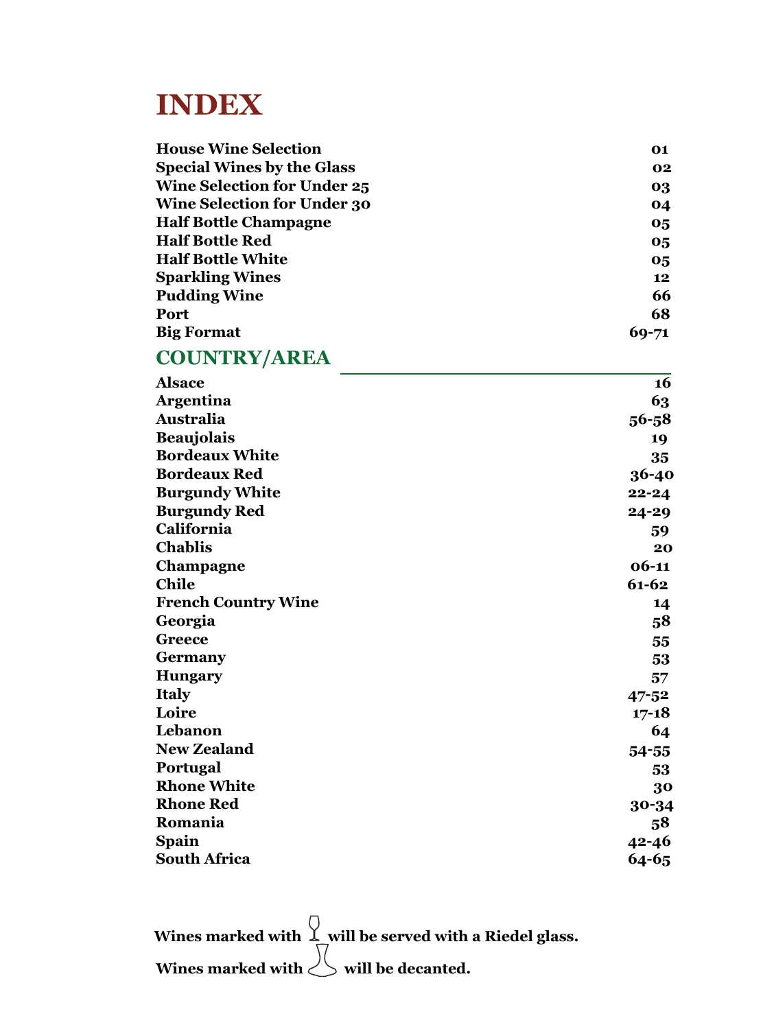# INDEX

| | |
|---|---|
| **House Wine Selection** | **01** |
| **Special Wines by the Glass** | **02** |
| **Wine Selection for Under 25** | **03** |
| **Wine Selection for Under 30** | **04** |
| **Half Bottle Champagne** | **05** |
| **Half Bottle Red** | **05** |
| **Half Bottle White** | **05** |
| **Sparkling Wines** | **12** |
| **Pudding Wine** | **66** |
| **Port** | **68** |
| **Big Format** | **69-71** |

## COUNTRY/AREA

| | |
|---|---|
| **Alsace** | **16** |
| **Argentina** | **63** |
| **Australia** | **56-58** |
| **Beaujolais** | **19** |
| **Bordeaux White** | **35** |
| **Bordeaux Red** | **36-40** |
| **Burgundy White** | **22-24** |
| **Burgundy Red** | **24-29** |
| **California** | **59** |
| **Chablis** | **20** |
| **Champagne** | **06-11** |
| **Chile** | **61-62** |
| **French Country Wine** | **14** |
| **Georgia** | **58** |
| **Greece** | **55** |
| **Germany** | **53** |
| **Hungary** | **57** |
| **Italy** | **47-52** |
| **Loire** | **17-18** |
| **Lebanon** | **64** |
| **New Zealand** | **54-55** |
| **Portugal** | **53** |
| **Rhone White** | **30** |
| **Rhone Red** | **30-34** |
| **Romania** | **58** |
| **Spain** | **42-46** |
| **South Africa** | **64-65** |

**Wines marked with 🍷 will be served with a Riedel glass.**

**Wines marked with [decanter] will be decanted.**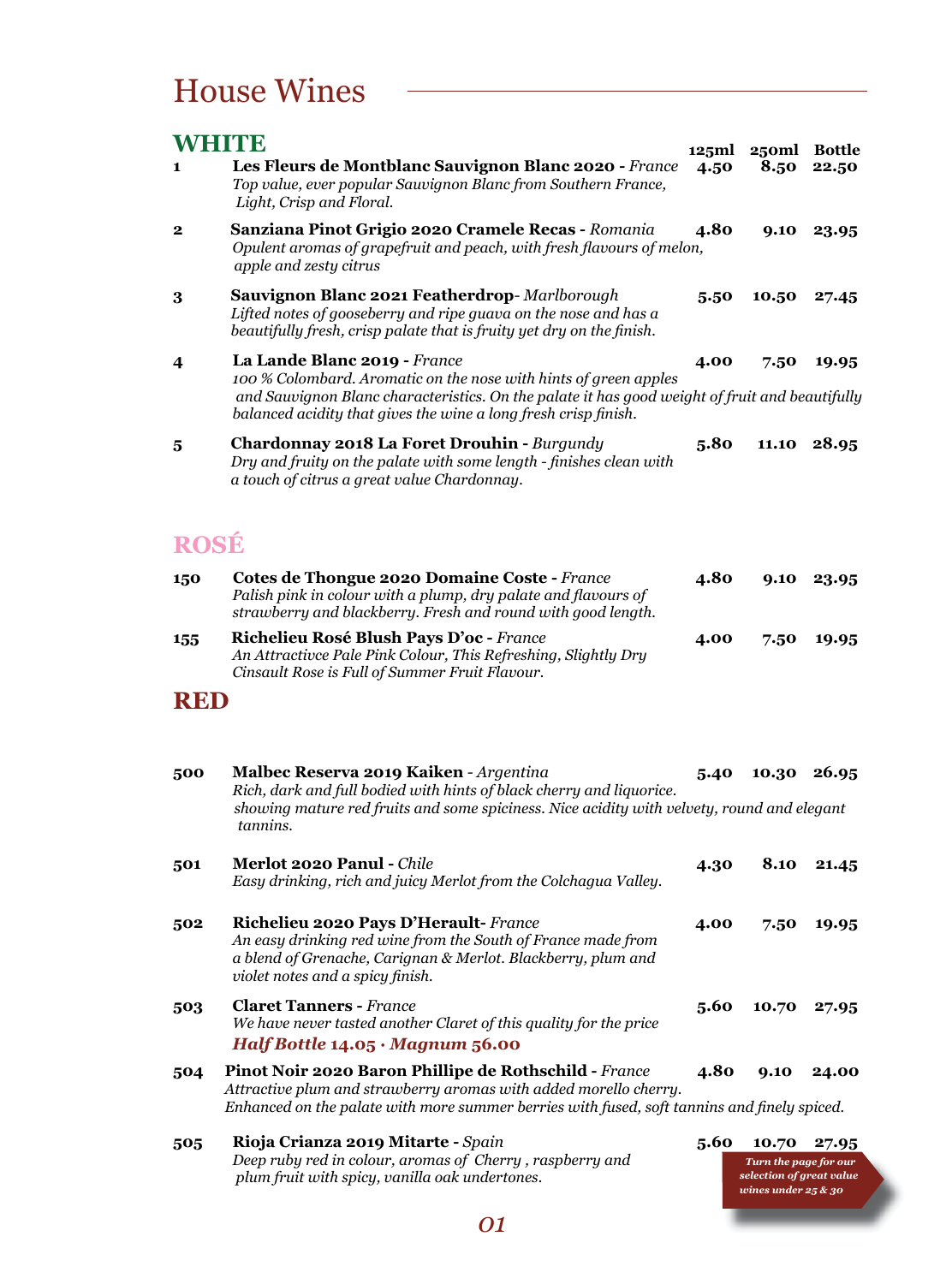# House Wines

## WHITE

| | | 125ml | 250ml | Bottle |
|---|---|---|---|---|
| 1 | **Les Fleurs de Montblanc Sauvignon Blanc 2020 -** *France*<br>*Top value, ever popular Sauvignon Blanc from Southern France, Light, Crisp and Floral.* | 4.50 | 8.50 | 22.50 |
| 2 | **Sanziana Pinot Grigio 2020 Cramele Recas -** *Romania*<br>*Opulent aromas of grapefruit and peach, with fresh flavours of melon, apple and zesty citrus* | 4.80 | 9.10 | 23.95 |
| 3 | **Sauvignon Blanc 2021 Featherdrop**- *Marlborough*<br>*Lifted notes of gooseberry and ripe guava on the nose and has a beautifully fresh, crisp palate that is fruity yet dry on the finish.* | 5.50 | 10.50 | 27.45 |
| 4 | **La Lande Blanc 2019 -** *France*<br>*100 % Colombard. Aromatic on the nose with hints of green apples and Sauvignon Blanc characteristics. On the palate it has good weight of fruit and beautifully balanced acidity that gives the wine a long fresh crisp finish.* | 4.00 | 7.50 | 19.95 |
| 5 | **Chardonnay 2018 La Foret Drouhin -** *Burgundy*<br>*Dry and fruity on the palate with some length - finishes clean with a touch of citrus a great value Chardonnay.* | 5.80 | 11.10 | 28.95 |

## ROSÉ

| | | 125ml | 250ml | Bottle |
|---|---|---|---|---|
| 150 | **Cotes de Thongue 2020 Domaine Coste -** *France*<br>*Palish pink in colour with a plump, dry palate and flavours of strawberry and blackberry. Fresh and round with good length.* | 4.80 | 9.10 | 23.95 |
| 155 | **Richelieu Rosé Blush Pays D'oc -** *France*<br>*An Attractivce Pale Pink Colour, This Refreshing, Slightly Dry Cinsault Rose is Full of Summer Fruit Flavour.* | 4.00 | 7.50 | 19.95 |

## RED

| | | 125ml | 250ml | Bottle |
|---|---|---|---|---|
| 500 | **Malbec Reserva 2019 Kaiken** - *Argentina*<br>*Rich, dark and full bodied with hints of black cherry and liquorice. showing mature red fruits and some spiciness. Nice acidity with velvety, round and elegant tannins.* | 5.40 | 10.30 | 26.95 |
| 501 | **Merlot 2020 Panul -** *Chile*<br>*Easy drinking, rich and juicy Merlot from the Colchagua Valley.* | 4.30 | 8.10 | 21.45 |
| 502 | **Richelieu 2020 Pays D'Herault-** *France*<br>*An easy drinking red wine from the South of France made from a blend of Grenache, Carignan & Merlot. Blackberry, plum and violet notes and a spicy finish.* | 4.00 | 7.50 | 19.95 |
| 503 | **Claret Tanners -** *France*<br>*We have never tasted another Claret of this quality for the price*<br>***Half Bottle** 14.05 · **Magnum** 56.00* | 5.60 | 10.70 | 27.95 |
| 504 | **Pinot Noir 2020 Baron Phillipe de Rothschild -** *France*<br>*Attractive plum and strawberry aromas with added morello cherry. Enhanced on the palate with more summer berries with fused, soft tannins and finely spiced.* | 4.80 | 9.10 | 24.00 |
| 505 | **Rioja Crianza 2019 Mitarte -** *Spain*<br>*Deep ruby red in colour, aromas of Cherry , raspberry and plum fruit with spicy, vanilla oak undertones.* | 5.60 | 10.70 | 27.95 |

***Turn the page for our selection of great value wines under 25 & 30***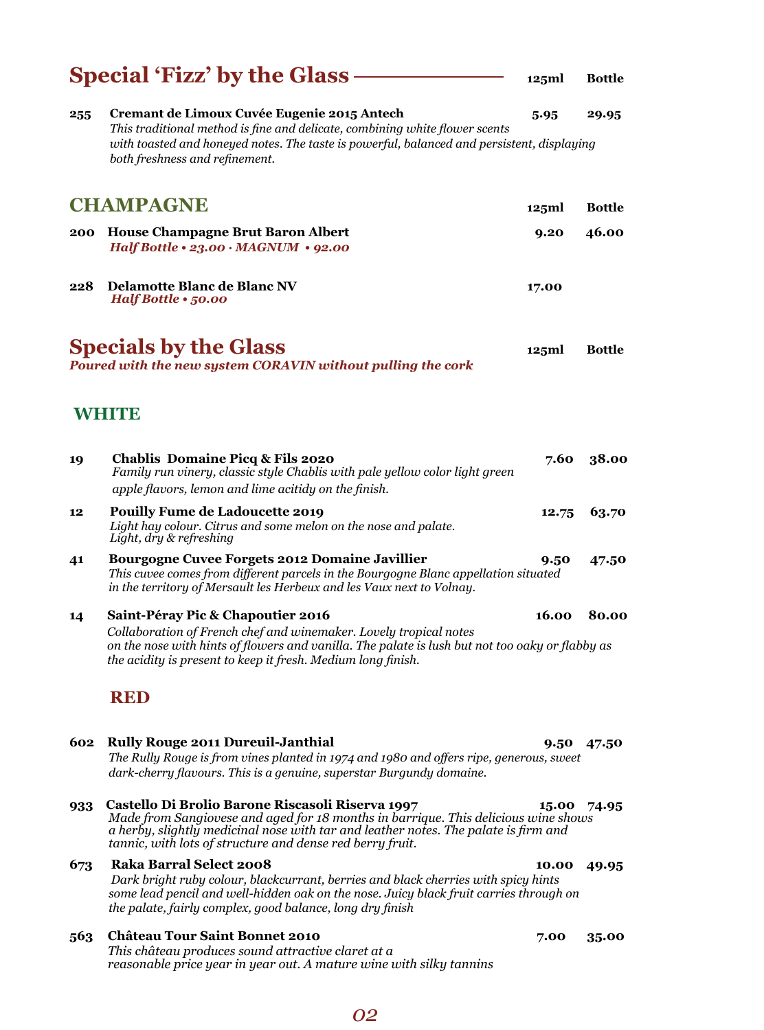## Special 'Fizz' by the Glass

| | | 125ml | Bottle |
|---|---|---|---|
| 255 | **Cremant de Limoux Cuvée Eugenie 2015 Antech** *This traditional method is fine and delicate, combining white flower scents with toasted and honeyed notes. The taste is powerful, balanced and persistent, displaying both freshness and refinement.* | 5.95 | 29.95 |

## CHAMPAGNE

| | | 125ml | Bottle |
|---|---|---|---|
| 200 | **House Champagne Brut Baron Albert** *Half Bottle • 23.00 · MAGNUM • 92.00* | 9.20 | 46.00 |
| 228 | **Delamotte Blanc de Blanc NV** *Half Bottle • 50.00* | 17.00 | |

## Specials by the Glass

*Poured with the new system CORAVIN without pulling the cork*

### WHITE

| | | 125ml | Bottle |
|---|---|---|---|
| 19 | **Chablis Domaine Picq & Fils 2020** *Family run vinery, classic style Chablis with pale yellow color light green apple flavors, lemon and lime acitidy on the finish.* | 7.60 | 38.00 |
| 12 | **Pouilly Fume de Ladoucette 2019** *Light hay colour. Citrus and some melon on the nose and palate. Light, dry & refreshing* | 12.75 | 63.70 |
| 41 | **Bourgogne Cuvee Forgets 2012 Domaine Javillier** *This cuvee comes from different parcels in the Bourgogne Blanc appellation situated in the territory of Mersault les Herbeux and les Vaux next to Volnay.* | 9.50 | 47.50 |
| 14 | **Saint-Péray Pic & Chapoutier 2016** *Collaboration of French chef and winemaker. Lovely tropical notes on the nose with hints of flowers and vanilla. The palate is lush but not too oaky or flabby as the acidity is present to keep it fresh. Medium long finish.* | 16.00 | 80.00 |

### RED

| | | 125ml | Bottle |
|---|---|---|---|
| 602 | **Rully Rouge 2011 Dureuil-Janthial** *The Rully Rouge is from vines planted in 1974 and 1980 and offers ripe, generous, sweet dark-cherry flavours. This is a genuine, superstar Burgundy domaine.* | 9.50 | 47.50 |
| 933 | **Castello Di Brolio Barone Riscasoli Riserva 1997** *Made from Sangiovese and aged for 18 months in barrique. This delicious wine shows a herby, slightly medicinal nose with tar and leather notes. The palate is firm and tannic, with lots of structure and dense red berry fruit.* | 15.00 | 74.95 |
| 673 | **Raka Barral Select 2008** *Dark bright ruby colour, blackcurrant, berries and black cherries with spicy hints some lead pencil and well-hidden oak on the nose. Juicy black fruit carries through on the palate, fairly complex, good balance, long dry finish* | 10.00 | 49.95 |
| 563 | **Château Tour Saint Bonnet 2010** *This château produces sound attractive claret at a reasonable price year in year out. A mature wine with silky tannins* | 7.00 | 35.00 |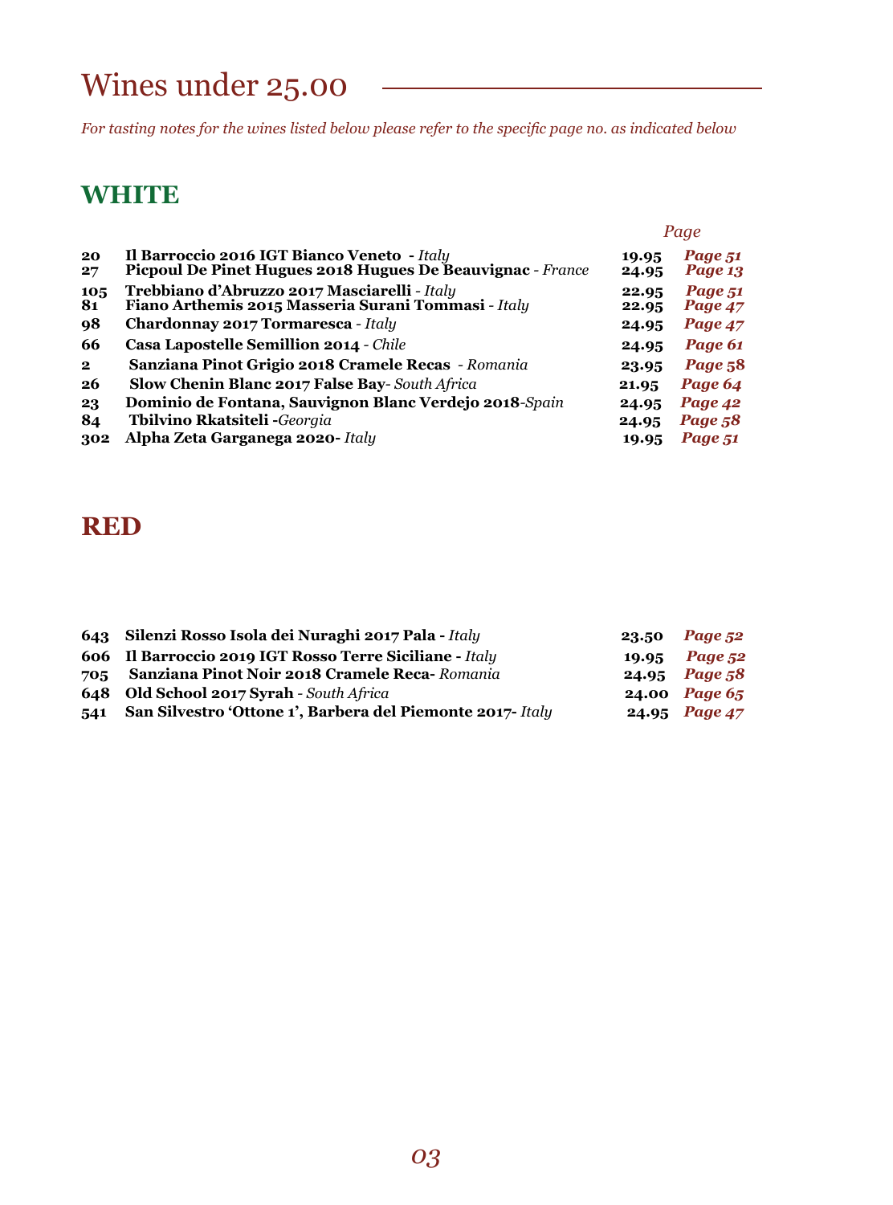# Wines under 25.00

*For tasting notes for the wines listed below please refer to the specific page no. as indicated below*

## WHITE

| No. | Wine | Price | Page |
|---|---|---|---|
| **20** | **Il Barroccio 2016 IGT Bianco Veneto** - *Italy* | **19.95** | ***Page 51*** |
| **27** | **Picpoul De Pinet Hugues 2018 Hugues De Beauvignac** - *France* | **24.95** | ***Page 13*** |
| **105** | **Trebbiano d'Abruzzo 2017 Masciarelli** - *Italy* | **22.95** | ***Page 51*** |
| **81** | **Fiano Arthemis 2015 Masseria Surani Tommasi** - *Italy* | **22.95** | ***Page 47*** |
| **98** | **Chardonnay 2017 Tormaresca** - *Italy* | **24.95** | ***Page 47*** |
| **66** | **Casa Lapostelle Semillion 2014** - *Chile* | **24.95** | ***Page 61*** |
| **2** | **Sanziana Pinot Grigio 2018 Cramele Recas** - *Romania* | **23.95** | ***Page 58*** |
| **26** | **Slow Chenin Blanc 2017 False Bay**- *South Africa* | **21.95** | ***Page 64*** |
| **23** | **Dominio de Fontana, Sauvignon Blanc Verdejo 2018**-*Spain* | **24.95** | ***Page 42*** |
| **84** | **Tbilvino Rkatsiteli** -*Georgia* | **24.95** | ***Page 58*** |
| **302** | **Alpha Zeta Garganega 2020**- *Italy* | **19.95** | ***Page 51*** |

## RED

| No. | Wine | Price | Page |
|---|---|---|---|
| **643** | **Silenzi Rosso Isola dei Nuraghi 2017 Pala** - *Italy* | **23.50** | ***Page 52*** |
| **606** | **Il Barroccio 2019 IGT Rosso Terre Siciliane** - *Italy* | **19.95** | ***Page 52*** |
| **705** | **Sanziana Pinot Noir 2018 Cramele Reca**- *Romania* | **24.95** | ***Page 58*** |
| **648** | **Old School 2017 Syrah** - *South Africa* | **24.00** | ***Page 65*** |
| **541** | **San Silvestro 'Ottone 1', Barbera del Piemonte 2017**- *Italy* | **24.95** | ***Page 47*** |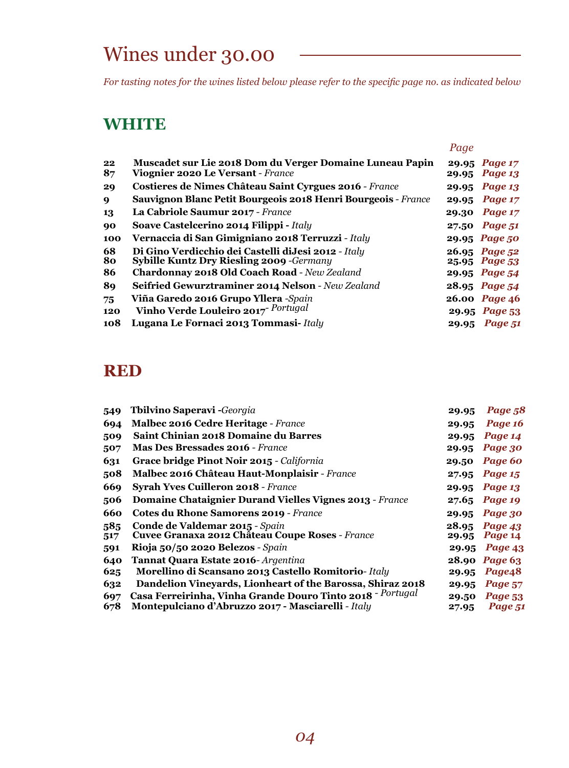# Wines under 30.00

*For tasting notes for the wines listed below please refer to the specific page no. as indicated below*

## WHITE

| | | | Page |
|---|---|---|---|
| 22 | **Muscadet sur Lie 2018 Dom du Verger Domaine Luneau Papin** | 29.95 | *Page 17* |
| 87 | **Viognier 2020 Le Versant** - *France* | 29.95 | *Page 13* |
| 29 | **Costieres de Nimes Château Saint Cyrgues 2016** - *France* | 29.95 | *Page 13* |
| 9 | **Sauvignon Blanc Petit Bourgeois 2018 Henri Bourgeois** - *France* | 29.95 | *Page 17* |
| 13 | **La Cabriole Saumur 2017** - *France* | 29.30 | *Page 17* |
| 90 | **Soave Castelcerino 2014 Filippi** - *Italy* | 27.50 | *Page 51* |
| 100 | **Vernaccia di San Gimigniano 2018 Terruzzi** - *Italy* | 29.95 | *Page 50* |
| 68 | **Di Gino Verdicchio dei Castelli diJesi 2012** - *Italy* | 26.95 | *Page 52* |
| 80 | **Sybille Kuntz Dry Riesling 2009** -*Germany* | 25.95 | *Page 53* |
| 86 | **Chardonnay 2018 Old Coach Road** - *New Zealand* | 29.95 | *Page 54* |
| 89 | **Seifried Gewurztraminer 2014 Nelson** - *New Zealand* | 28.95 | *Page 54* |
| 75 | **Viña Garedo 2016 Grupo Yllera** -*Spain* | 26.00 | *Page 46* |
| 120 | **Vinho Verde Louleiro 2017**- *Portugal* | 29.95 | *Page 53* |
| 108 | **Lugana Le Fornaci 2013 Tommasi**- *Italy* | 29.95 | *Page 51* |

## RED

| | | | |
|---|---|---|---|
| 549 | **Tbilvino Saperavi** -*Georgia* | 29.95 | *Page 58* |
| 694 | **Malbec 2016 Cedre Heritage** - *France* | 29.95 | *Page 16* |
| 509 | **Saint Chinian 2018 Domaine du Barres** | 29.95 | *Page 14* |
| 507 | **Mas Des Bressades 2016** - *France* | 29.95 | *Page 30* |
| 631 | **Grace bridge Pinot Noir 2015** - *California* | 29.50 | *Page 60* |
| 508 | **Malbec 2016 Château Haut-Monplaisir** - *France* | 27.95 | *Page 15* |
| 669 | **Syrah Yves Cuilleron 2018** - *France* | 29.95 | *Page 13* |
| 506 | **Domaine Chataignier Durand Vielles Vignes 2013** - *France* | 27.65 | *Page 19* |
| 660 | **Cotes du Rhone Samorens 2019** - *France* | 29.95 | *Page 30* |
| 585 | **Conde de Valdemar 2015** - *Spain* | 28.95 | *Page 43* |
| 517 | **Cuvee Granaxa 2012 Château Coupe Roses** - *France* | 29.95 | *Page 14* |
| 591 | **Rioja 50/50 2020 Belezos** - *Spain* | 29.95 | *Page 43* |
| 640 | **Tannat Quara Estate 2016**- *Argentina* | 28.90 | *Page 63* |
| 625 | **Morellino di Scansano 2013 Castello Romitorio**- *Italy* | 29.95 | *Page48* |
| 632 | **Dandelion Vineyards, Lionheart of the Barossa, Shiraz 2018** | 29.95 | *Page 57* |
| 697 | **Casa Ferreirinha, Vinha Grande Douro Tinto 2018** - *Portugal* | 29.50 | *Page 53* |
| 678 | **Montepulciano d'Abruzzo 2017 - Masciarelli** - *Italy* | 27.95 | *Page 51* |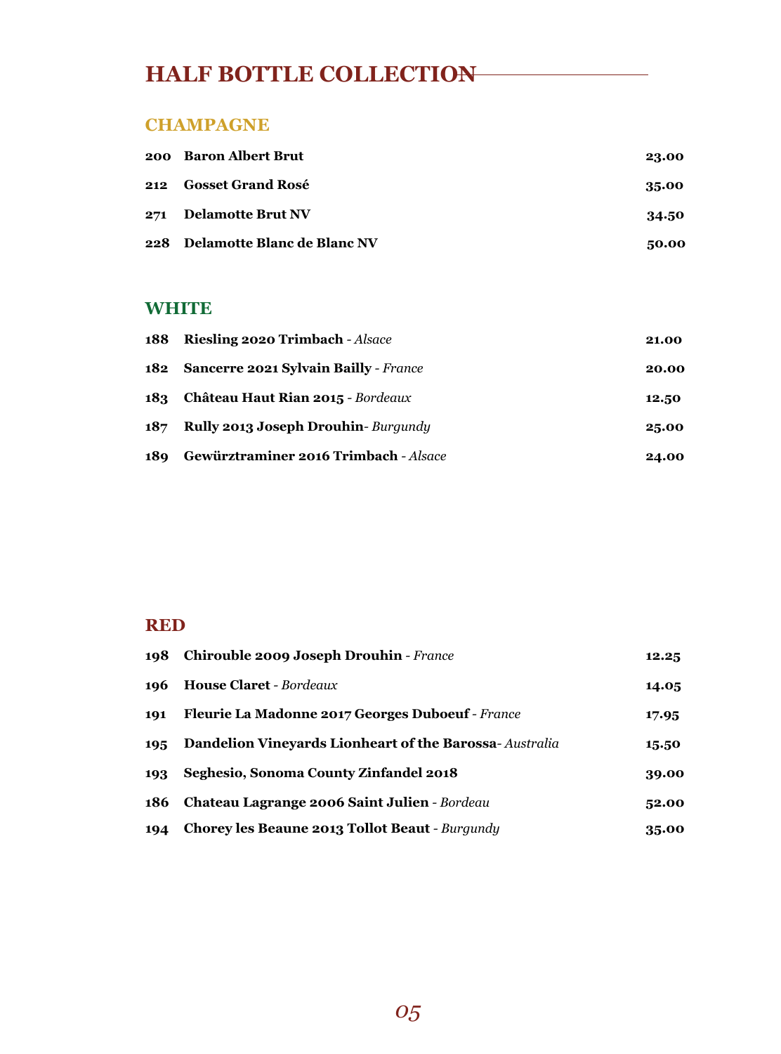# HALF BOTTLE COLLECTION

## CHAMPAGNE

| | | |
|---|---|---|
| **200** | **Baron Albert Brut** | **23.00** |
| **212** | **Gosset Grand Rosé** | **35.00** |
| **271** | **Delamotte Brut NV** | **34.50** |
| **228** | **Delamotte Blanc de Blanc NV** | **50.00** |

## WHITE

| | | |
|---|---|---|
| **188** | **Riesling 2020 Trimbach** - *Alsace* | **21.00** |
| **182** | **Sancerre 2021 Sylvain Bailly** - *France* | **20.00** |
| **183** | **Château Haut Rian 2015** - *Bordeaux* | **12.50** |
| **187** | **Rully 2013 Joseph Drouhin**- *Burgundy* | **25.00** |
| **189** | **Gewürztraminer 2016 Trimbach** - *Alsace* | **24.00** |

## RED

| | | |
|---|---|---|
| **198** | **Chirouble 2009 Joseph Drouhin** - *France* | **12.25** |
| **196** | **House Claret** - *Bordeaux* | **14.05** |
| **191** | **Fleurie La Madonne 2017 Georges Duboeuf** - *France* | **17.95** |
| **195** | **Dandelion Vineyards Lionheart of the Barossa**- *Australia* | **15.50** |
| **193** | **Seghesio, Sonoma County Zinfandel 2018** | **39.00** |
| **186** | **Chateau Lagrange 2006 Saint Julien** - *Bordeau* | **52.00** |
| **194** | **Chorey les Beaune 2013 Tollot Beaut** - *Burgundy* | **35.00** |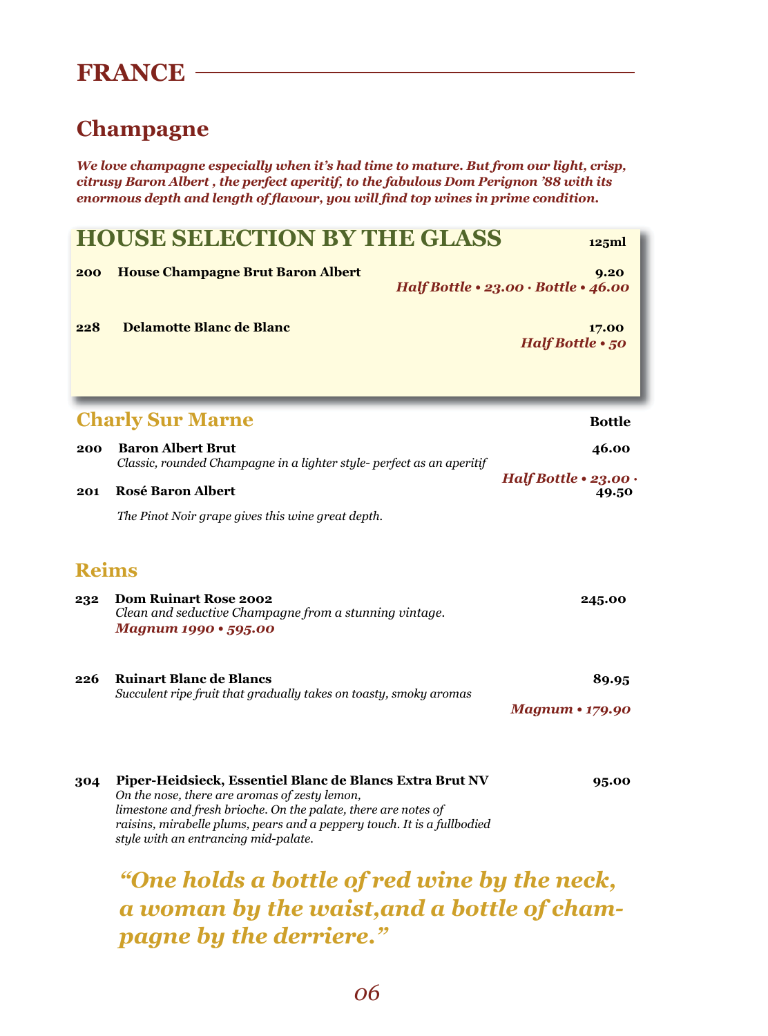# FRANCE

## Champagne

***We love champagne especially when it's had time to mature. But from our light, crisp, citrusy Baron Albert , the perfect aperitif, to the fabulous Dom Perignon '88 with its enormous depth and length of flavour, you will find top wines in prime condition.***

### HOUSE SELECTION BY THE GLASS

| | | 125ml |
|---|---|---|
| **200** | **House Champagne Brut Baron Albert** | **9.20** |
| | | ***Half Bottle • 23.00 · Bottle • 46.00*** |
| **228** | **Delamotte Blanc de Blanc** | **17.00** |
| | | ***Half Bottle • 50*** |

### Charly Sur Marne

| | | Bottle |
|---|---|---|
| **200** | **Baron Albert Brut**<br>*Classic, rounded Champagne in a lighter style- perfect as an aperitif* | **46.00** |
| | | ***Half Bottle • 23.00 ·*** |
| **201** | **Rosé Baron Albert**<br>*The Pinot Noir grape gives this wine great depth.* | **49.50** |

### Reims

| | | |
|---|---|---|
| **232** | **Dom Ruinart Rose 2002**<br>*Clean and seductive Champagne from a stunning vintage.*<br>***Magnum 1990 • 595.00*** | **245.00** |
| **226** | **Ruinart Blanc de Blancs**<br>*Succulent ripe fruit that gradually takes on toasty, smoky aromas* | **89.95** |
| | | ***Magnum • 179.90*** |
| **304** | **Piper-Heidsieck, Essentiel Blanc de Blancs Extra Brut NV**<br>*On the nose, there are aromas of zesty lemon, limestone and fresh brioche. On the palate, there are notes of raisins, mirabelle plums, pears and a peppery touch. It is a fullbodied style with an entrancing mid-palate.* | **95.00** |

***"One holds a bottle of red wine by the neck, a woman by the waist,and a bottle of champagne by the derriere."***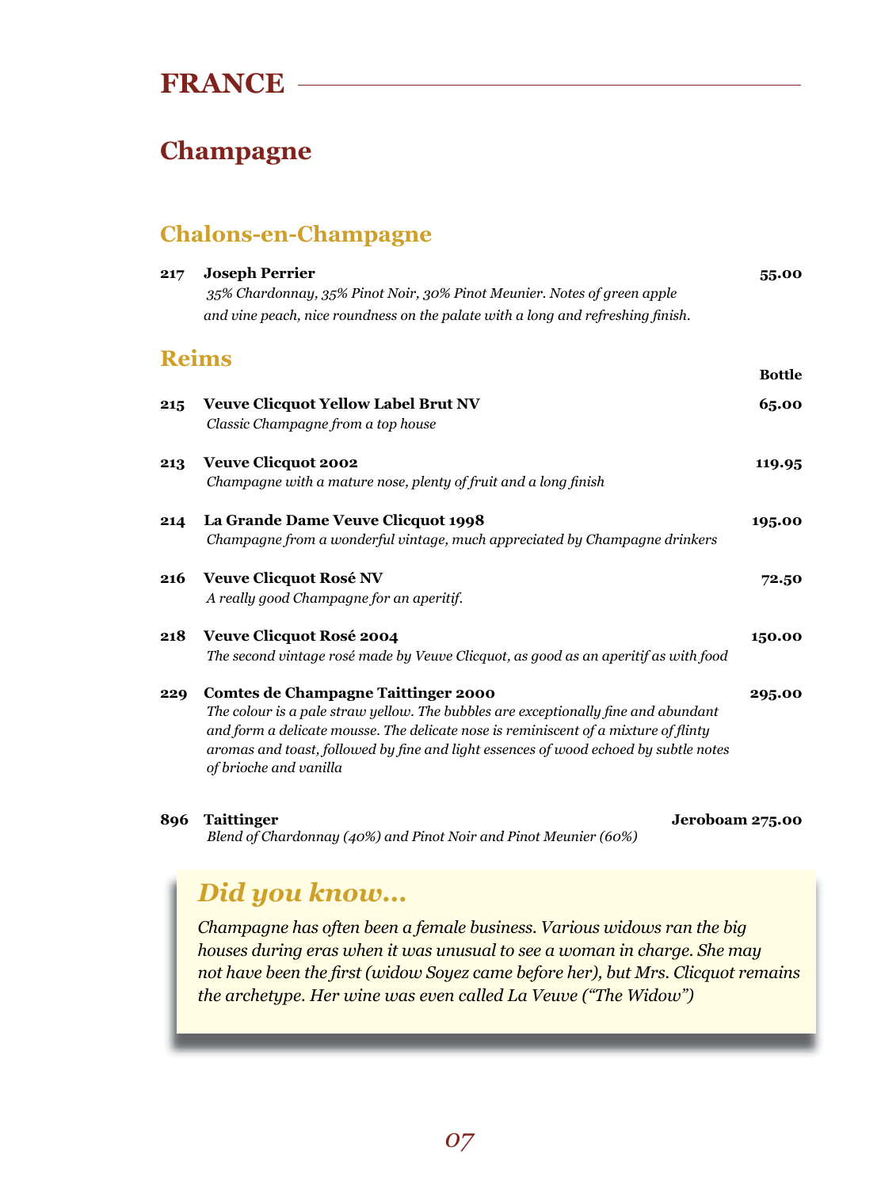# FRANCE

## Champagne

### Chalons-en-Champagne

**217** **Joseph Perrier** **55.00**
*35% Chardonnay, 35% Pinot Noir, 30% Pinot Meunier. Notes of green apple and vine peach, nice roundness on the palate with a long and refreshing finish.*

### Reims

**Bottle**

**215** **Veuve Clicquot Yellow Label Brut NV** **65.00**
*Classic Champagne from a top house*

**213** **Veuve Clicquot 2002** **119.95**
*Champagne with a mature nose, plenty of fruit and a long finish*

**214** **La Grande Dame Veuve Clicquot 1998** **195.00**
*Champagne from a wonderful vintage, much appreciated by Champagne drinkers*

**216** **Veuve Clicquot Rosé NV** **72.50**
*A really good Champagne for an aperitif.*

**218** **Veuve Clicquot Rosé 2004** **150.00**
*The second vintage rosé made by Veuve Clicquot, as good as an aperitif as with food*

**229** **Comtes de Champagne Taittinger 2000** **295.00**
*The colour is a pale straw yellow. The bubbles are exceptionally fine and abundant and form a delicate mousse. The delicate nose is reminiscent of a mixture of flinty aromas and toast, followed by fine and light essences of wood echoed by subtle notes of brioche and vanilla*

**896** **Taittinger** **Jeroboam 275.00**
*Blend of Chardonnay (40%) and Pinot Noir and Pinot Meunier (60%)*

### *Did you know...*

*Champagne has often been a female business. Various widows ran the big houses during eras when it was unusual to see a woman in charge. She may not have been the first (widow Soyez came before her), but Mrs. Clicquot remains the archetype. Her wine was even called La Veuve ("The Widow")*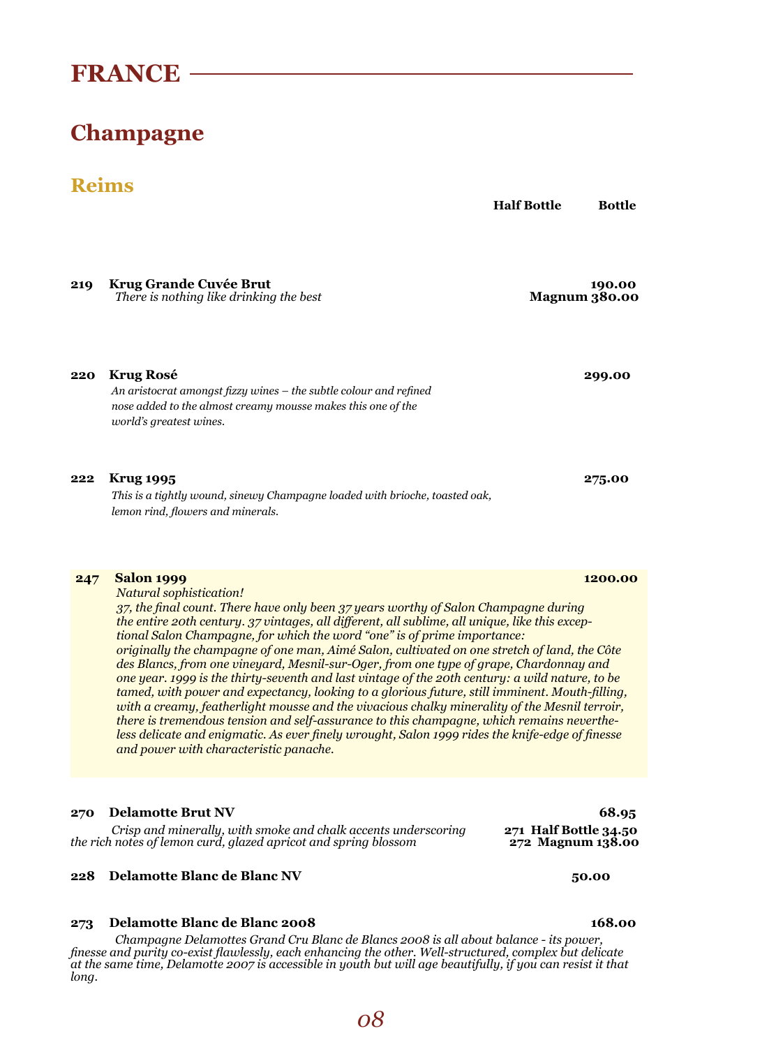# FRANCE

## Champagne

### Reims

| | | Half Bottle | Bottle |
|---|---|---|---|
| 219 | **Krug Grande Cuvée Brut** | | **190.00** |
| | *There is nothing like drinking the best* | | **Magnum 380.00** |

**220 Krug Rosé** — **299.00**

*An aristocrat amongst fizzy wines – the subtle colour and refined nose added to the almost creamy mousse makes this one of the world's greatest wines.*

**222 Krug 1995** — **275.00**

*This is a tightly wound, sinewy Champagne loaded with brioche, toasted oak, lemon rind, flowers and minerals.*

**247 Salon 1999** — **1200.00**

*Natural sophistication!*
*37, the final count. There have only been 37 years worthy of Salon Champagne during the entire 20th century. 37 vintages, all different, all sublime, all unique, like this exceptional Salon Champagne, for which the word "one" is of prime importance: originally the champagne of one man, Aimé Salon, cultivated on one stretch of land, the Côte des Blancs, from one vineyard, Mesnil-sur-Oger, from one type of grape, Chardonnay and one year. 1999 is the thirty-seventh and last vintage of the 20th century: a wild nature, to be tamed, with power and expectancy, looking to a glorious future, still imminent. Mouth-filling, with a creamy, featherlight mousse and the vivacious chalky minerality of the Mesnil terroir, there is tremendous tension and self-assurance to this champagne, which remains nevertheless delicate and enigmatic. As ever finely wrought, Salon 1999 rides the knife-edge of finesse and power with characteristic panache.*

**270 Delamotte Brut NV** — **68.95**

*Crisp and minerally, with smoke and chalk accents underscoring the rich notes of lemon curd, glazed apricot and spring blossom*

**271 Half Bottle 34.50**
**272 Magnum 138.00**

**228 Delamotte Blanc de Blanc NV** — **50.00**

**273 Delamotte Blanc de Blanc 2008** — **168.00**

*Champagne Delamottes Grand Cru Blanc de Blancs 2008 is all about balance - its power, finesse and purity co-exist flawlessly, each enhancing the other. Well-structured, complex but delicate at the same time, Delamotte 2007 is accessible in youth but will age beautifully, if you can resist it that long.*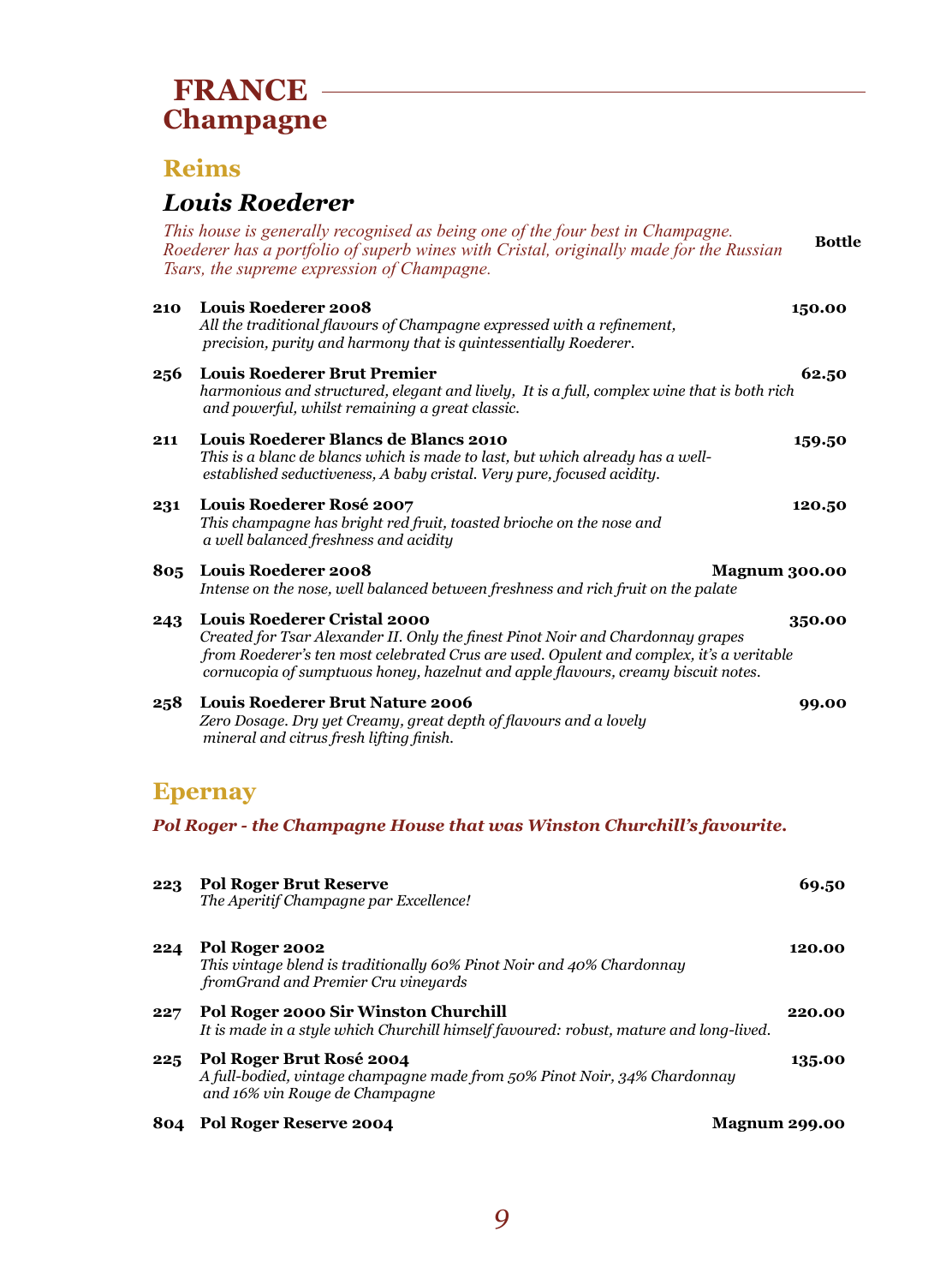# FRANCE

## Champagne

### Reims

### *Louis Roederer*

*This house is generally recognised as being one of the four best in Champagne. Roederer has a portfolio of superb wines with Cristal, originally made for the Russian Tsars, the supreme expression of Champagne.*

**Bottle**

**210 Louis Roederer 2008** — **150.00**
*All the traditional flavours of Champagne expressed with a refinement, precision, purity and harmony that is quintessentially Roederer.*

**256 Louis Roederer Brut Premier** — **62.50**
*harmonious and structured, elegant and lively, It is a full, complex wine that is both rich and powerful, whilst remaining a great classic.*

**211 Louis Roederer Blancs de Blancs 2010** — **159.50**
*This is a blanc de blancs which is made to last, but which already has a well-established seductiveness, A baby cristal. Very pure, focused acidity.*

**231 Louis Roederer Rosé 2007** — **120.50**
*This champagne has bright red fruit, toasted brioche on the nose and a well balanced freshness and acidity*

**805 Louis Roederer 2008** — **Magnum 300.00**
*Intense on the nose, well balanced between freshness and rich fruit on the palate*

**243 Louis Roederer Cristal 2000** — **350.00**
*Created for Tsar Alexander II. Only the finest Pinot Noir and Chardonnay grapes from Roederer's ten most celebrated Crus are used. Opulent and complex, it's a veritable cornucopia of sumptuous honey, hazelnut and apple flavours, creamy biscuit notes.*

**258 Louis Roederer Brut Nature 2006** — **99.00**
*Zero Dosage. Dry yet Creamy, great depth of flavours and a lovely mineral and citrus fresh lifting finish.*

### Epernay

***Pol Roger - the Champagne House that was Winston Churchill's favourite.***

**223 Pol Roger Brut Reserve** — **69.50**
*The Aperitif Champagne par Excellence!*

**224 Pol Roger 2002** — **120.00**
*This vintage blend is traditionally 60% Pinot Noir and 40% Chardonnay fromGrand and Premier Cru vineyards*

**227 Pol Roger 2000 Sir Winston Churchill** — **220.00**
*It is made in a style which Churchill himself favoured: robust, mature and long-lived.*

**225 Pol Roger Brut Rosé 2004** — **135.00**
*A full-bodied, vintage champagne made from 50% Pinot Noir, 34% Chardonnay and 16% vin Rouge de Champagne*

**804 Pol Roger Reserve 2004** — **Magnum 299.00**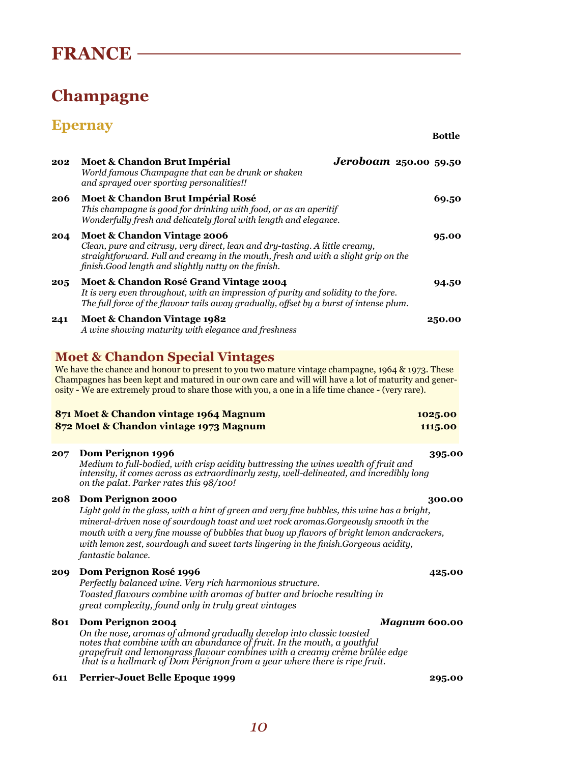# FRANCE

## Champagne

### Epernay

**Bottle**

**202 Moet & Chandon Brut Impérial** — ***Jeroboam* 250.00** — **59.50**
*World famous Champagne that can be drunk or shaken and sprayed over sporting personalities!!*

**206 Moet & Chandon Brut Impérial Rosé** — **69.50**
*This champagne is good for drinking with food, or as an aperitif Wonderfully fresh and delicately floral with length and elegance.*

**204 Moet & Chandon Vintage 2006** — **95.00**
*Clean, pure and citrusy, very direct, lean and dry-tasting. A little creamy, straightforward. Full and creamy in the mouth, fresh and with a slight grip on the finish.Good length and slightly nutty on the finish.*

**205 Moet & Chandon Rosé Grand Vintage 2004** — **94.50**
*It is very even throughout, with an impression of purity and solidity to the fore. The full force of the flavour tails away gradually, offset by a burst of intense plum.*

**241 Moet & Chandon Vintage 1982** — **250.00**
*A wine showing maturity with elegance and freshness*

### Moet & Chandon Special Vintages

We have the chance and honour to present to you two mature vintage champagne, 1964 & 1973. These Champagnes has been kept and matured in our own care and will will have a lot of maturity and generosity - We are extremely proud to share those with you, a one in a life time chance - (very rare).

**871 Moet & Chandon vintage 1964 Magnum** — **1025.00**
**872 Moet & Chandon vintage 1973 Magnum** — **1115.00**

**207 Dom Perignon 1996** — **395.00**
*Medium to full-bodied, with crisp acidity buttressing the wines wealth of fruit and intensity, it comes across as extraordinary zesty, well-delineated, and incredibly long on the palat. Parker rates this 98/100!*

**208 Dom Perignon 2000** — **300.00**
*Light gold in the glass, with a hint of green and very fine bubbles, this wine has a bright, mineral-driven nose of sourdough toast and wet rock aromas.Gorgeously smooth in the mouth with a very fine mousse of bubbles that buoy up flavors of bright lemon andcrackers, with lemon zest, sourdough and sweet tarts lingering in the finish.Gorgeous acidity, fantastic balance.*

**209 Dom Perignon Rosé 1996** — **425.00**
*Perfectly balanced wine. Very rich harmonious structure. Toasted flavours combine with aromas of butter and brioche resulting in great complexity, found only in truly great vintages*

**801 Dom Perignon 2004** — ***Magnum* 600.00**
*On the nose, aromas of almond gradually develop into classic toasted notes that combine with an abundance of fruit. In the mouth, a youthful grapefruit and lemongrass flavour combines with a creamy crème brûlée edge that is a hallmark of Dom Pérignon from a year where there is ripe fruit.*

**611 Perrier-Jouet Belle Epoque 1999** — **295.00**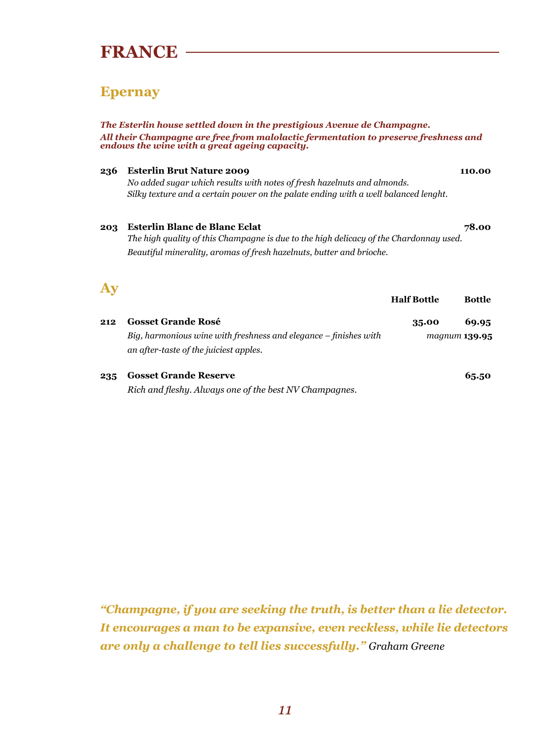# FRANCE

## Epernay

***The Esterlin house settled down in the prestigious Avenue de Champagne. All their Champagne are free from malolactic fermentation to preserve freshness and endows the wine with a great ageing capacity.***

**236 Esterlin Brut Nature 2009** **110.00**
*No added sugar which results with notes of fresh hazelnuts and almonds.*
*Silky texture and a certain power on the palate ending with a well balanced lenght.*

**203 Esterlin Blanc de Blanc Eclat** **78.00**
*The high quality of this Champagne is due to the high delicacy of the Chardonnay used.*
*Beautiful minerality, aromas of fresh hazelnuts, butter and brioche.*

## Ay

| | | Half Bottle | Bottle |
|---|---|---|---|
| **212** | **Gosset Grande Rosé** *Big, harmonious wine with freshness and elegance – finishes with an after-taste of the juiciest apples.* | **35.00** | **69.95** *magnum* **139.95** |
| **235** | **Gosset Grande Reserve** *Rich and fleshy. Always one of the best NV Champagnes.* | | **65.50** |

***"Champagne, if you are seeking the truth, is better than a lie detector. It encourages a man to be expansive, even reckless, while lie detectors are only a challenge to tell lies successfully."*** *Graham Greene*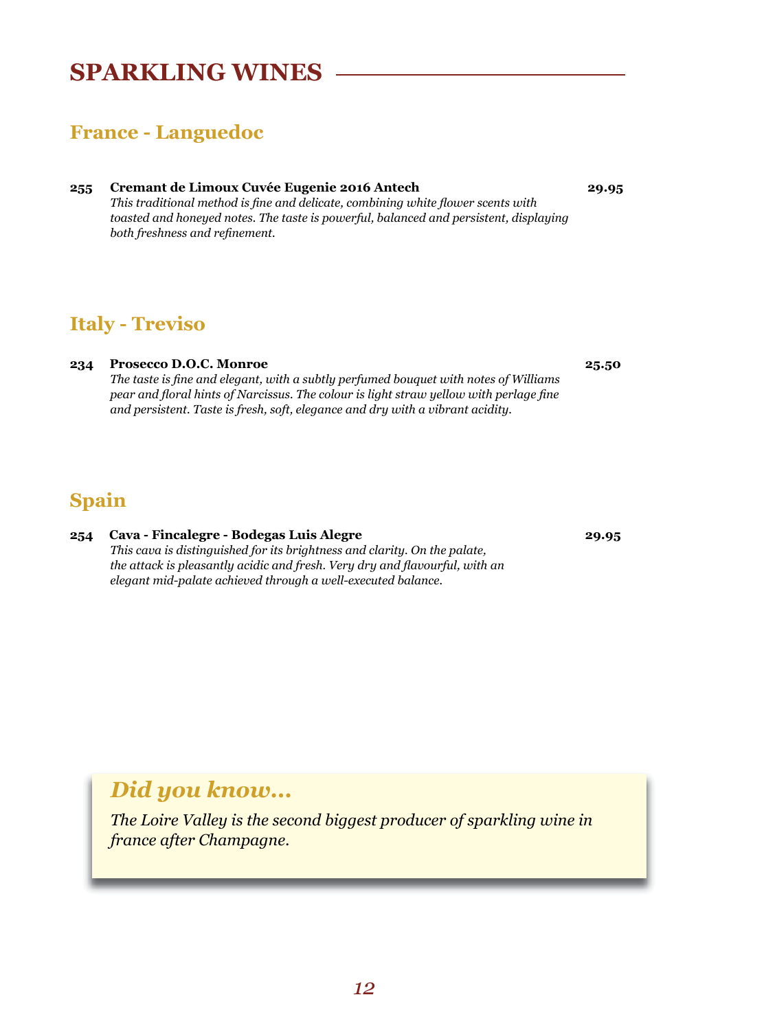# SPARKLING WINES

## France - Languedoc

**255** **Cremant de Limoux Cuvée Eugenie 2016 Antech** **29.95**
*This traditional method is fine and delicate, combining white flower scents with toasted and honeyed notes. The taste is powerful, balanced and persistent, displaying both freshness and refinement.*

## Italy - Treviso

**234** **Prosecco D.O.C. Monroe** **25.50**
*The taste is fine and elegant, with a subtly perfumed bouquet with notes of Williams pear and floral hints of Narcissus. The colour is light straw yellow with perlage fine and persistent. Taste is fresh, soft, elegance and dry with a vibrant acidity.*

## Spain

**254** **Cava - Fincalegre - Bodegas Luis Alegre** **29.95**
*This cava is distinguished for its brightness and clarity. On the palate, the attack is pleasantly acidic and fresh. Very dry and flavourful, with an elegant mid-palate achieved through a well-executed balance.*

### *Did you know...*

*The Loire Valley is the second biggest producer of sparkling wine in france after Champagne.*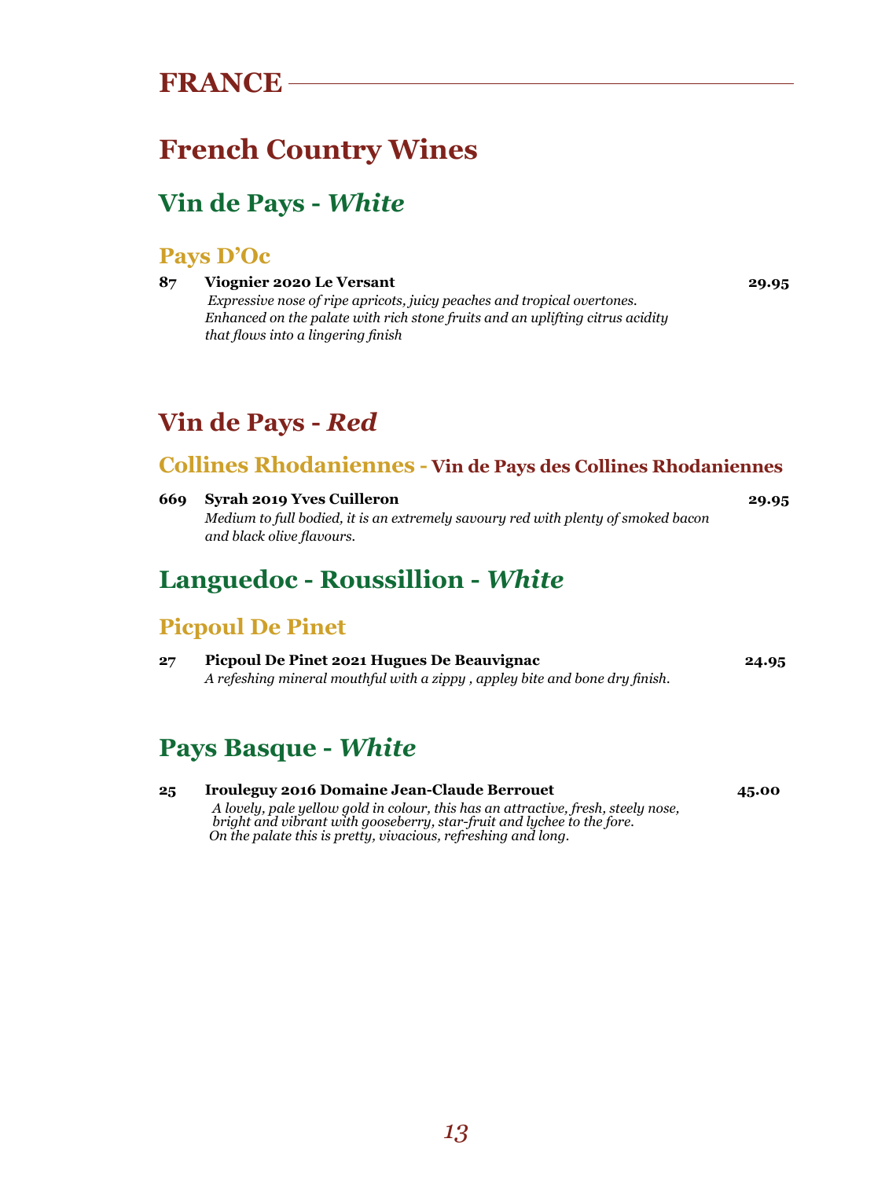# FRANCE

## French Country Wines

### Vin de Pays - *White*

#### Pays D'Oc

**87** **Viognier 2020 Le Versant** **29.95**

*Expressive nose of ripe apricots, juicy peaches and tropical overtones. Enhanced on the palate with rich stone fruits and an uplifting citrus acidity that flows into a lingering finish*

### Vin de Pays - *Red*

#### Collines Rhodaniennes - Vin de Pays des Collines Rhodaniennes

**669** **Syrah 2019 Yves Cuilleron** **29.95**

*Medium to full bodied, it is an extremely savoury red with plenty of smoked bacon and black olive flavours.*

### Languedoc - Roussillion - *White*

#### Picpoul De Pinet

**27** **Picpoul De Pinet 2021 Hugues De Beauvignac** **24.95**

*A refeshing mineral mouthful with a zippy , appley bite and bone dry finish.*

### Pays Basque - *White*

**25** **Irouleguy 2016 Domaine Jean-Claude Berrouet** **45.00**

*A lovely, pale yellow gold in colour, this has an attractive, fresh, steely nose, bright and vibrant with gooseberry, star-fruit and lychee to the fore. On the palate this is pretty, vivacious, refreshing and long.*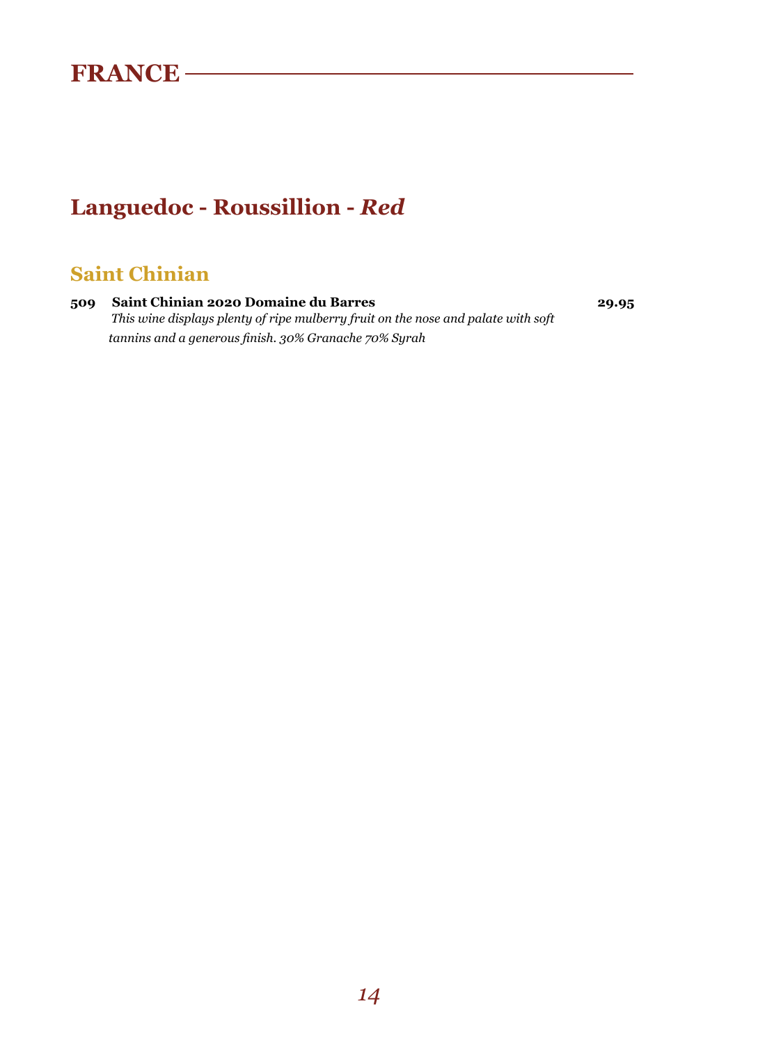# FRANCE

## Languedoc - Roussillion - *Red*

### Saint Chinian

**509 Saint Chinian 2020 Domaine du Barres** **29.95**

*This wine displays plenty of ripe mulberry fruit on the nose and palate with soft tannins and a generous finish. 30% Granache 70% Syrah*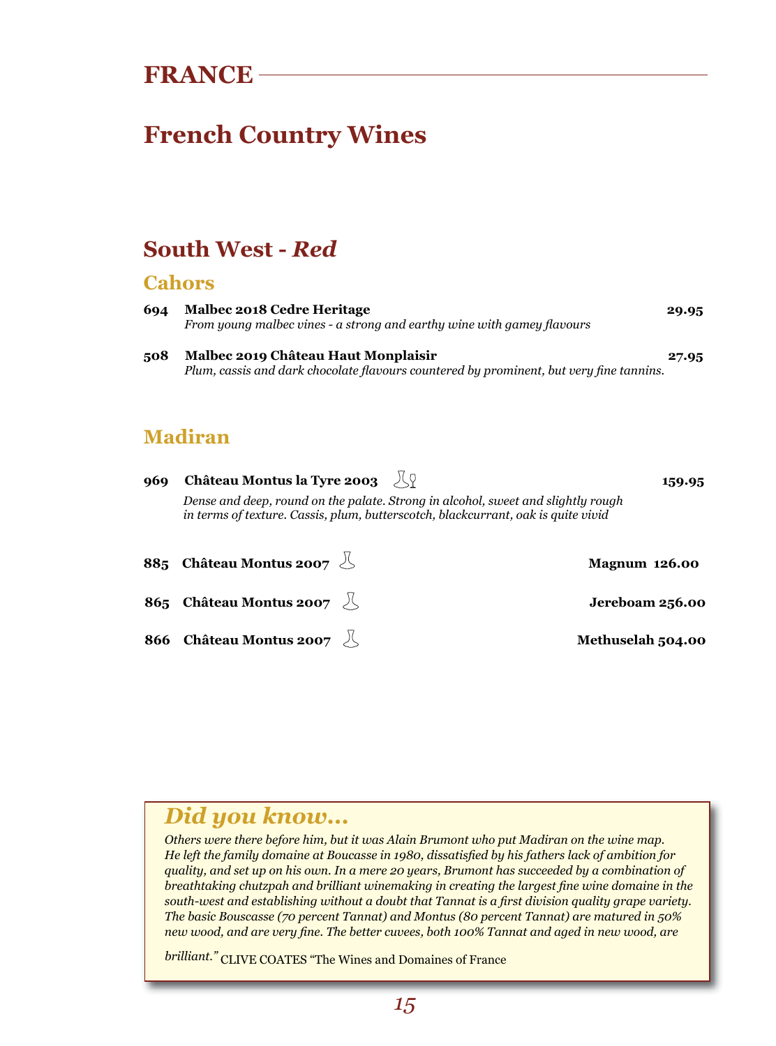# FRANCE

## French Country Wines

### South West - *Red*

#### Cahors

**694** **Malbec 2018 Cedre Heritage** **29.95**
*From young malbec vines - a strong and earthy wine with gamey flavours*

**508** **Malbec 2019 Château Haut Monplaisir** **27.95**
*Plum, cassis and dark chocolate flavours countered by prominent, but very fine tannins.*

#### Madiran

**969** **Château Montus la Tyre 2003** **159.95**
*Dense and deep, round on the palate. Strong in alcohol, sweet and slightly rough in terms of texture. Cassis, plum, butterscotch, blackcurrant, oak is quite vivid*

**885** **Château Montus 2007** **Magnum 126.00**

**865** **Château Montus 2007** **Jereboam 256.00**

**866** **Château Montus 2007** **Methuselah 504.00**

### *Did you know...*

*Others were there before him, but it was Alain Brumont who put Madiran on the wine map. He left the family domaine at Boucasse in 1980, dissatisfied by his fathers lack of ambition for quality, and set up on his own. In a mere 20 years, Brumont has succeeded by a combination of breathtaking chutzpah and brilliant winemaking in creating the largest fine wine domaine in the south-west and establishing without a doubt that Tannat is a first division quality grape variety. The basic Bouscasse (70 percent Tannat) and Montus (80 percent Tannat) are matured in 50% new wood, and are very fine. The better cuvees, both 100% Tannat and aged in new wood, are brilliant."* CLIVE COATES "The Wines and Domaines of France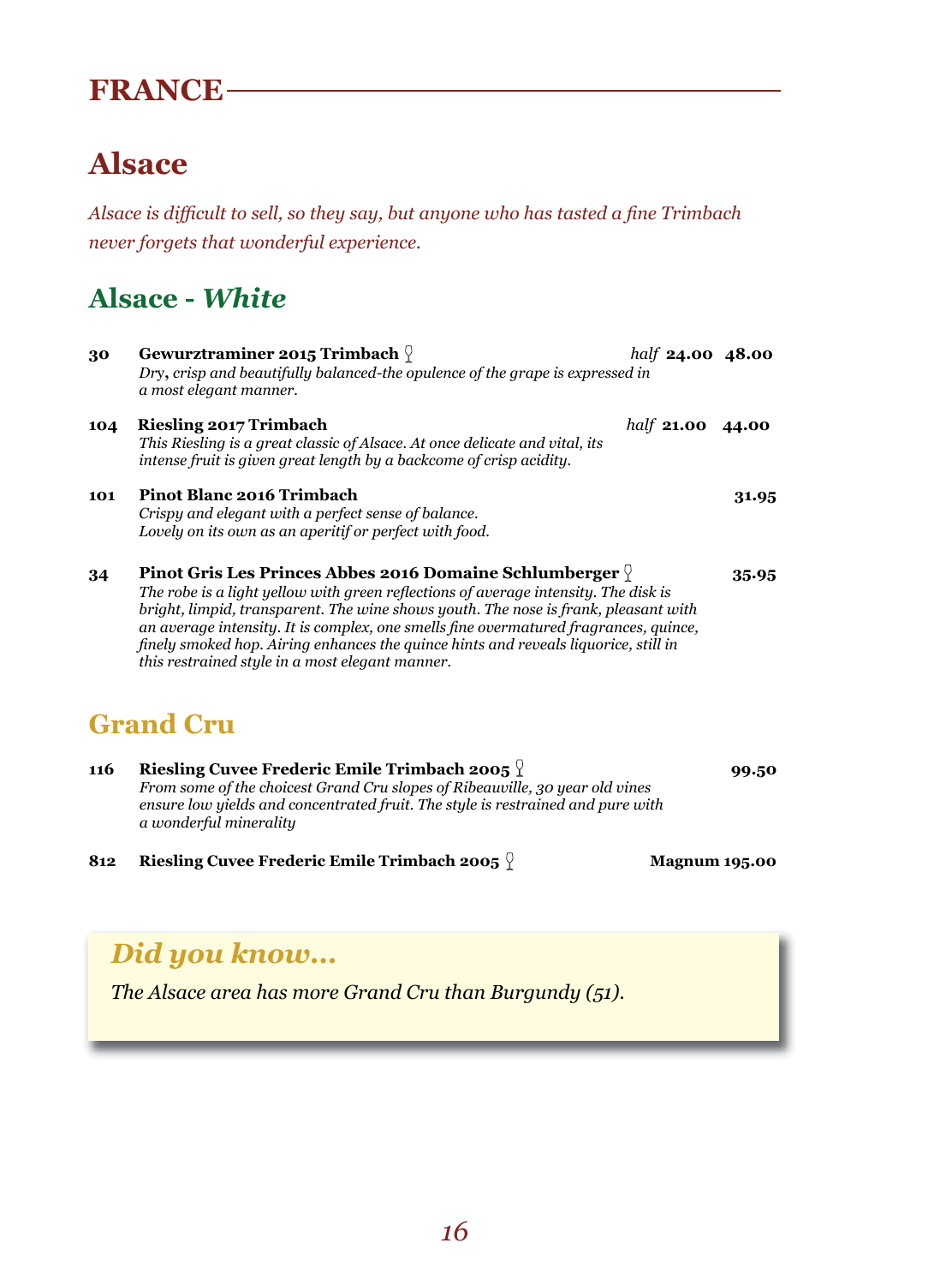# FRANCE

## Alsace

*Alsace is difficult to sell, so they say, but anyone who has tasted a fine Trimbach never forgets that wonderful experience.*

## Alsace - *White*

**30** **Gewurztraminer 2015 Trimbach** 🍷 *half* **24.00** **48.00**
*Dry, crisp and beautifully balanced-the opulence of the grape is expressed in a most elegant manner.*

**104** **Riesling 2017 Trimbach** *half* **21.00** **44.00**
*This Riesling is a great classic of Alsace. At once delicate and vital, its intense fruit is given great length by a backcome of crisp acidity.*

**101** **Pinot Blanc 2016 Trimbach** **31.95**
*Crispy and elegant with a perfect sense of balance. Lovely on its own as an aperitif or perfect with food.*

**34** **Pinot Gris Les Princes Abbes 2016 Domaine Schlumberger** 🍷 **35.95**
*The robe is a light yellow with green reflections of average intensity. The disk is bright, limpid, transparent. The wine shows youth. The nose is frank, pleasant with an average intensity. It is complex, one smells fine overmatured fragrances, quince, finely smoked hop. Airing enhances the quince hints and reveals liquorice, still in this restrained style in a most elegant manner.*

## Grand Cru

**116** **Riesling Cuvee Frederic Emile Trimbach 2005** 🍷 **99.50**
*From some of the choicest Grand Cru slopes of Ribeauville, 30 year old vines ensure low yields and concentrated fruit. The style is restrained and pure with a wonderful minerality*

**812** **Riesling Cuvee Frederic Emile Trimbach 2005** 🍷 **Magnum 195.00**

### *Did you know...*

*The Alsace area has more Grand Cru than Burgundy (51).*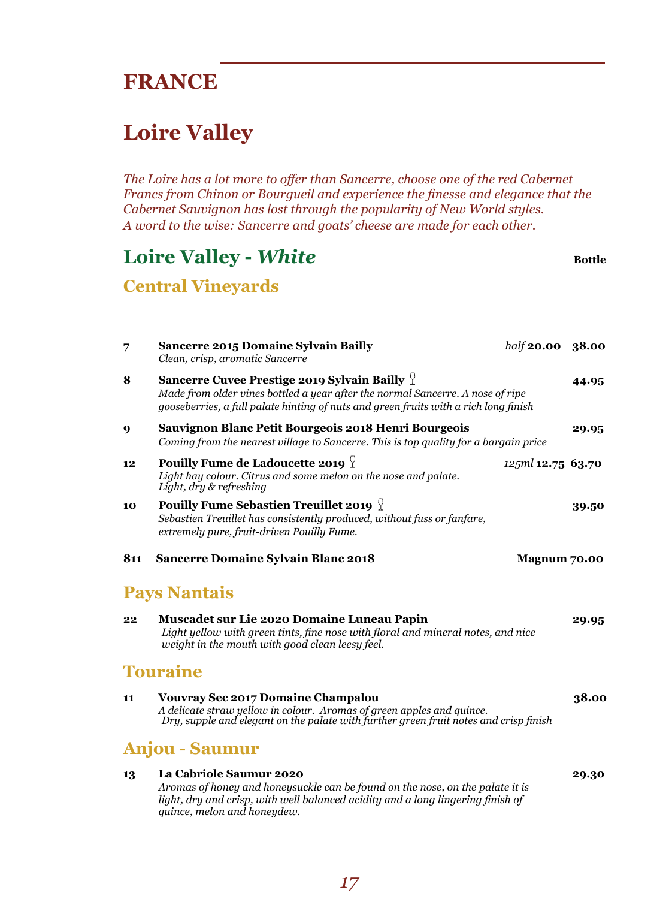# FRANCE

## Loire Valley

*The Loire has a lot more to offer than Sancerre, choose one of the red Cabernet Francs from Chinon or Bourgueil and experience the finesse and elegance that the Cabernet Sauvignon has lost through the popularity of New World styles.*
*A word to the wise: Sancerre and goats' cheese are made for each other.*

## Loire Valley - *White*

**Bottle**

### Central Vineyards

**7** **Sancerre 2015 Domaine Sylvain Bailly** — *half* **20.00** **38.00**
*Clean, crisp, aromatic Sancerre*

**8** **Sancerre Cuvee Prestige 2019 Sylvain Bailly** 🍷 — **44.95**
*Made from older vines bottled a year after the normal Sancerre. A nose of ripe gooseberries, a full palate hinting of nuts and green fruits with a rich long finish*

**9** **Sauvignon Blanc Petit Bourgeois 2018 Henri Bourgeois** — **29.95**
*Coming from the nearest village to Sancerre. This is top quality for a bargain price*

**12** **Pouilly Fume de Ladoucette 2019** 🍷 — *125ml* **12.75** **63.70**
*Light hay colour. Citrus and some melon on the nose and palate. Light, dry & refreshing*

**10** **Pouilly Fume Sebastien Treuillet 2019** 🍷 — **39.50**
*Sebastien Treuillet has consistently produced, without fuss or fanfare, extremely pure, fruit-driven Pouilly Fume.*

**811** **Sancerre Domaine Sylvain Blanc 2018** — **Magnum 70.00**

### Pays Nantais

**22** **Muscadet sur Lie 2020 Domaine Luneau Papin** — **29.95**
*Light yellow with green tints, fine nose with floral and mineral notes, and nice weight in the mouth with good clean leesy feel.*

### Touraine

**11** **Vouvray Sec 2017 Domaine Champalou** — **38.00**
*A delicate straw yellow in colour. Aromas of green apples and quince. Dry, supple and elegant on the palate with further green fruit notes and crisp finish*

### Anjou - Saumur

**13** **La Cabriole Saumur 2020** — **29.30**
*Aromas of honey and honeysuckle can be found on the nose, on the palate it is light, dry and crisp, with well balanced acidity and a long lingering finish of quince, melon and honeydew.*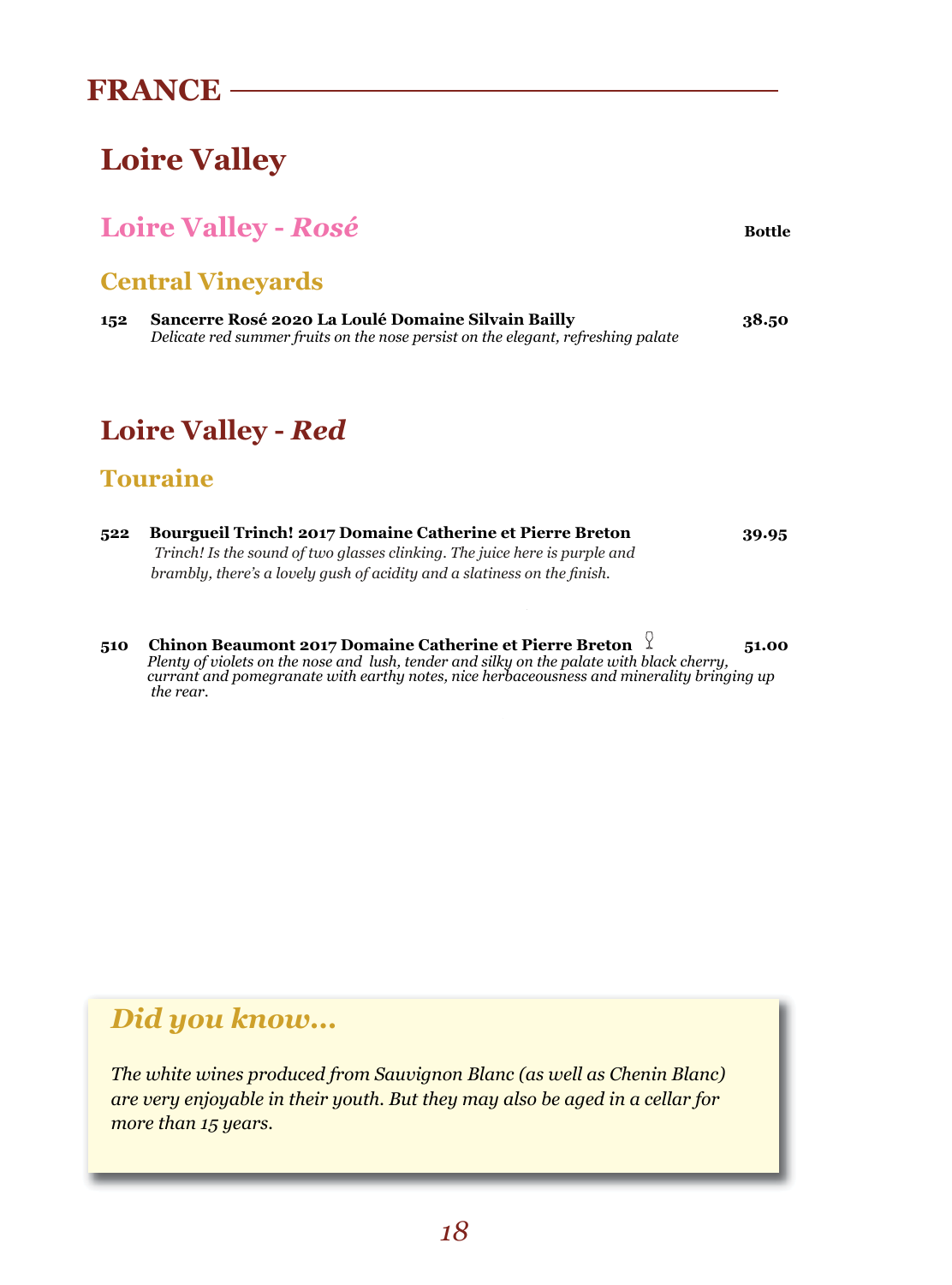# FRANCE

## Loire Valley

### Loire Valley - *Rosé*

**Bottle**

#### Central Vineyards

**152** **Sancerre Rosé 2020 La Loulé Domaine Silvain Bailly** **38.50**
*Delicate red summer fruits on the nose persist on the elegant, refreshing palate*

### Loire Valley - *Red*

#### Touraine

**522** **Bourgueil Trinch! 2017 Domaine Catherine et Pierre Breton** **39.95**
*Trinch! Is the sound of two glasses clinking. The juice here is purple and brambly, there's a lovely gush of acidity and a slatiness on the finish.*

**510** **Chinon Beaumont 2017 Domaine Catherine et Pierre Breton** 🍷 **51.00**
*Plenty of violets on the nose and lush, tender and silky on the palate with black cherry, currant and pomegranate with earthy notes, nice herbaceousness and minerality bringing up the rear.*

> ***Did you know...***
>
> *The white wines produced from Sauvignon Blanc (as well as Chenin Blanc) are very enjoyable in their youth. But they may also be aged in a cellar for more than 15 years.*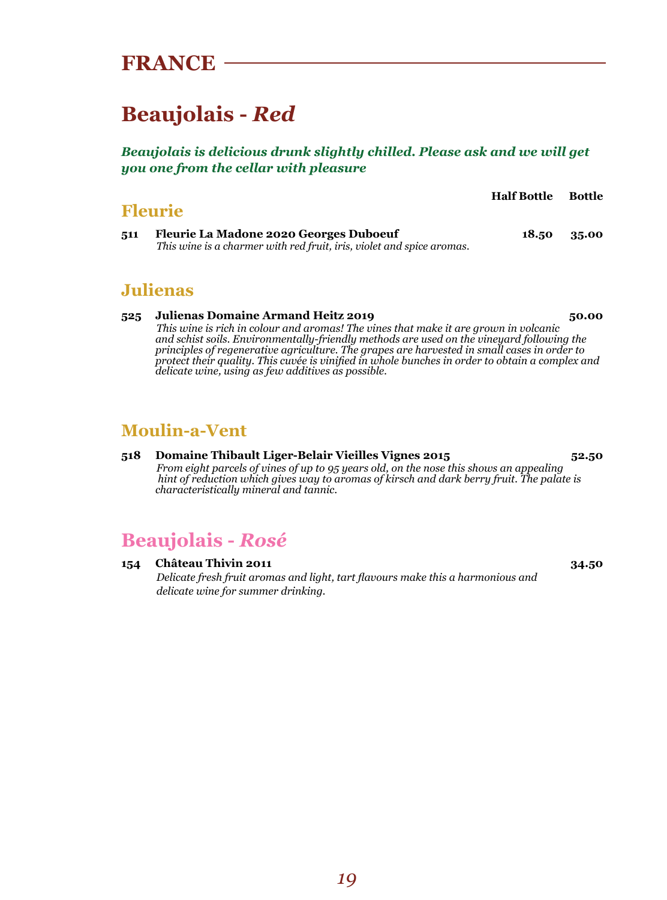# FRANCE

## Beaujolais - *Red*

***Beaujolais is delicious drunk slightly chilled. Please ask and we will get you one from the cellar with pleasure***

### Fleurie

| | | Half Bottle | Bottle |
|---|---|---|---|
| **511** | **Fleurie La Madone 2020 Georges Duboeuf** | **18.50** | **35.00** |

*This wine is a charmer with red fruit, iris, violet and spice aromas.*

### Julienas

**525** **Julienas Domaine Armand Heitz 2019** **50.00**

*This wine is rich in colour and aromas! The vines that make it are grown in volcanic and schist soils. Environmentally-friendly methods are used on the vineyard following the principles of regenerative agriculture. The grapes are harvested in small cases in order to protect their quality. This cuvée is vinified in whole bunches in order to obtain a complex and delicate wine, using as few additives as possible.*

### Moulin-a-Vent

**518** **Domaine Thibault Liger-Belair Vieilles Vignes 2015** **52.50**

*From eight parcels of vines of up to 95 years old, on the nose this shows an appealing hint of reduction which gives way to aromas of kirsch and dark berry fruit. The palate is characteristically mineral and tannic.*

## Beaujolais - *Rosé*

**154** **Château Thivin 2011** **34.50**

*Delicate fresh fruit aromas and light, tart flavours make this a harmonious and delicate wine for summer drinking.*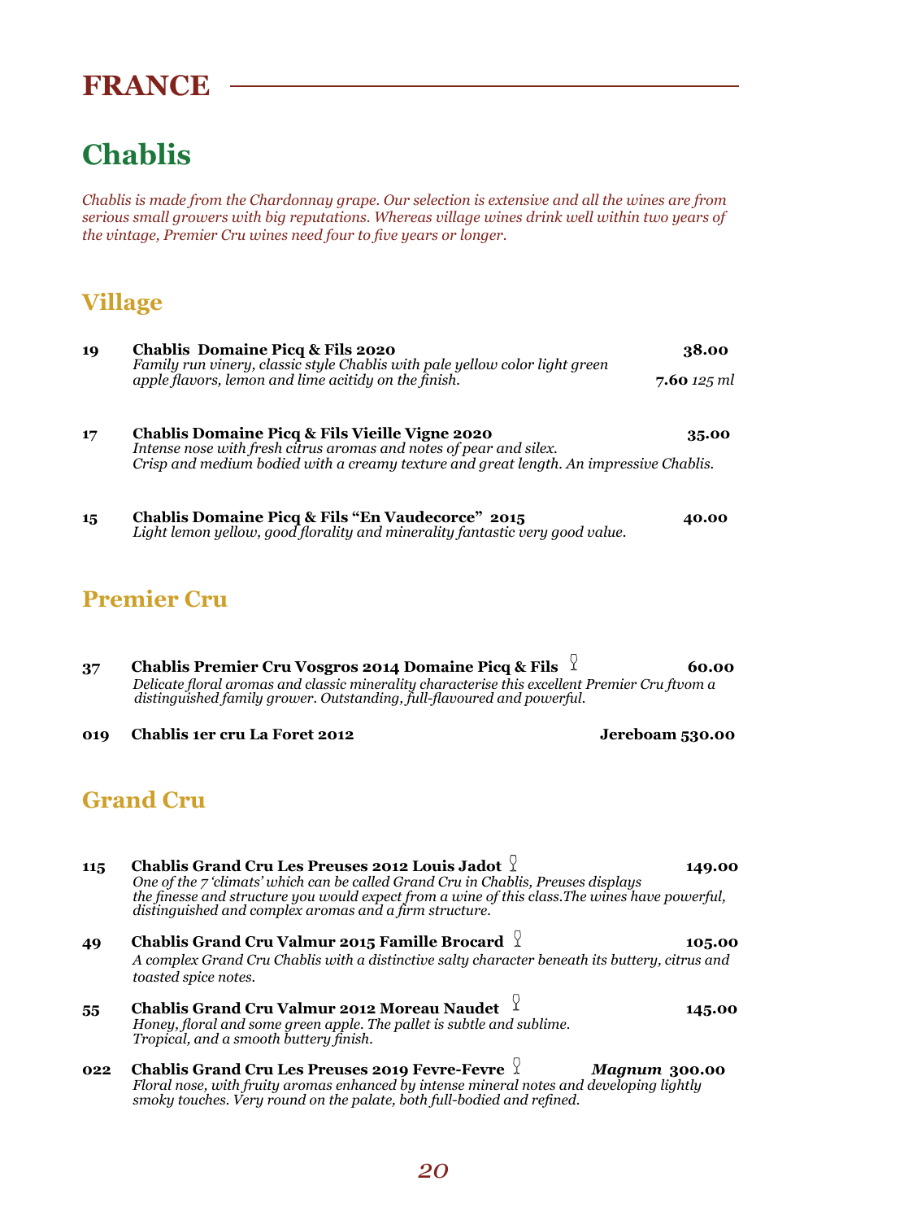# FRANCE

## Chablis

*Chablis is made from the Chardonnay grape. Our selection is extensive and all the wines are from serious small growers with big reputations. Whereas village wines drink well within two years of the vintage, Premier Cru wines need four to five years or longer.*

### Village

**19** **Chablis Domaine Picq & Fils 2020** **38.00**
*Family run vinery, classic style Chablis with pale yellow color light green apple flavors, lemon and lime acitidy on the finish.* **7.60** *125 ml*

**17** **Chablis Domaine Picq & Fils Vieille Vigne 2020** **35.00**
*Intense nose with fresh citrus aromas and notes of pear and silex. Crisp and medium bodied with a creamy texture and great length. An impressive Chablis.*

**15** **Chablis Domaine Picq & Fils "En Vaudecorce" 2015** **40.00**
*Light lemon yellow, good florality and minerality fantastic very good value.*

### Premier Cru

**37** **Chablis Premier Cru Vosgros 2014 Domaine Picq & Fils** **60.00**
*Delicate floral aromas and classic minerality characterise this excellent Premier Cru ftvom a distinguished family grower. Outstanding, full-flavoured and powerful.*

**019** **Chablis 1er cru La Foret 2012** **Jereboam 530.00**

### Grand Cru

**115** **Chablis Grand Cru Les Preuses 2012 Louis Jadot** **149.00**
*One of the 7 'climats' which can be called Grand Cru in Chablis, Preuses displays the finesse and structure you would expect from a wine of this class.The wines have powerful, distinguished and complex aromas and a firm structure.*

**49** **Chablis Grand Cru Valmur 2015 Famille Brocard** **105.00**
*A complex Grand Cru Chablis with a distinctive salty character beneath its buttery, citrus and toasted spice notes.*

**55** **Chablis Grand Cru Valmur 2012 Moreau Naudet** **145.00**
*Honey, floral and some green apple. The pallet is subtle and sublime. Tropical, and a smooth buttery finish.*

**022** **Chablis Grand Cru Les Preuses 2019 Fevre-Fevre** ***Magnum* 300.00**
*Floral nose, with fruity aromas enhanced by intense mineral notes and developing lightly smoky touches. Very round on the palate, both full-bodied and refined.*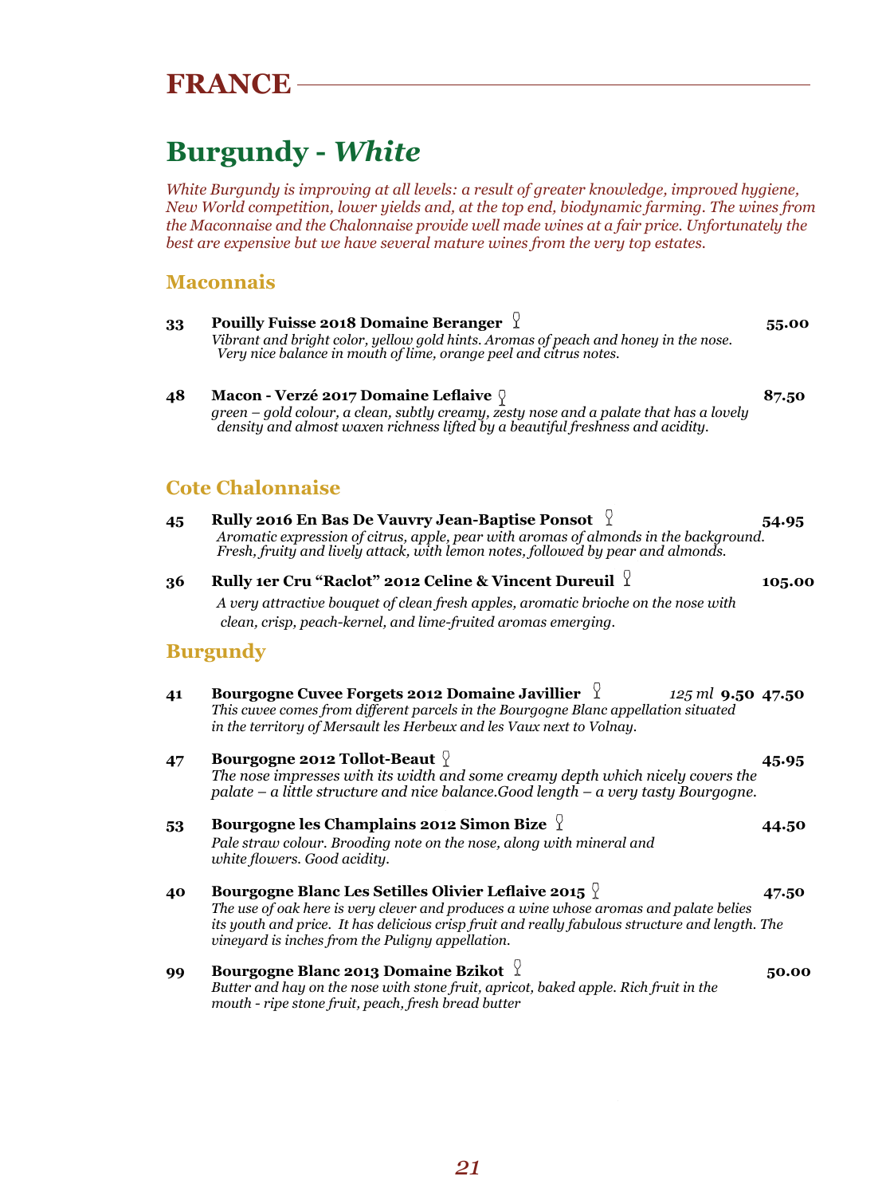# FRANCE

## Burgundy - *White*

*White Burgundy is improving at all levels: a result of greater knowledge, improved hygiene, New World competition, lower yields and, at the top end, biodynamic farming. The wines from the Maconnaise and the Chalonnaise provide well made wines at a fair price. Unfortunately the best are expensive but we have several mature wines from the very top estates.*

### Maconnais

**33 Pouilly Fuisse 2018 Domaine Beranger** 🍷 — **55.00**
*Vibrant and bright color, yellow gold hints. Aromas of peach and honey in the nose. Very nice balance in mouth of lime, orange peel and citrus notes.*

**48 Macon - Verzé 2017 Domaine Leflaive** 🍷 — **87.50**
*green – gold colour, a clean, subtly creamy, zesty nose and a palate that has a lovely density and almost waxen richness lifted by a beautiful freshness and acidity.*

### Cote Chalonnaise

**45 Rully 2016 En Bas De Vauvry Jean-Baptise Ponsot** 🍷 — **54.95**
*Aromatic expression of citrus, apple, pear with aromas of almonds in the background. Fresh, fruity and lively attack, with lemon notes, followed by pear and almonds.*

**36 Rully 1er Cru "Raclot" 2012 Celine & Vincent Dureuil** 🍷 — **105.00**
*A very attractive bouquet of clean fresh apples, aromatic brioche on the nose with clean, crisp, peach-kernel, and lime-fruited aromas emerging.*

### Burgundy

**41 Bourgogne Cuvee Forgets 2012 Domaine Javillier** 🍷 — *125 ml* **9.50** **47.50**
*This cuvee comes from different parcels in the Bourgogne Blanc appellation situated in the territory of Mersault les Herbeux and les Vaux next to Volnay.*

**47 Bourgogne 2012 Tollot-Beaut** 🍷 — **45.95**
*The nose impresses with its width and some creamy depth which nicely covers the palate – a little structure and nice balance.Good length – a very tasty Bourgogne.*

**53 Bourgogne les Champlains 2012 Simon Bize** 🍷 — **44.50**
*Pale straw colour. Brooding note on the nose, along with mineral and white flowers. Good acidity.*

**40 Bourgogne Blanc Les Setilles Olivier Leflaive 2015** 🍷 — **47.50**
*The use of oak here is very clever and produces a wine whose aromas and palate belies its youth and price. It has delicious crisp fruit and really fabulous structure and length. The vineyard is inches from the Puligny appellation.*

**99 Bourgogne Blanc 2013 Domaine Bzikot** 🍷 — **50.00**
*Butter and hay on the nose with stone fruit, apricot, baked apple. Rich fruit in the mouth - ripe stone fruit, peach, fresh bread butter*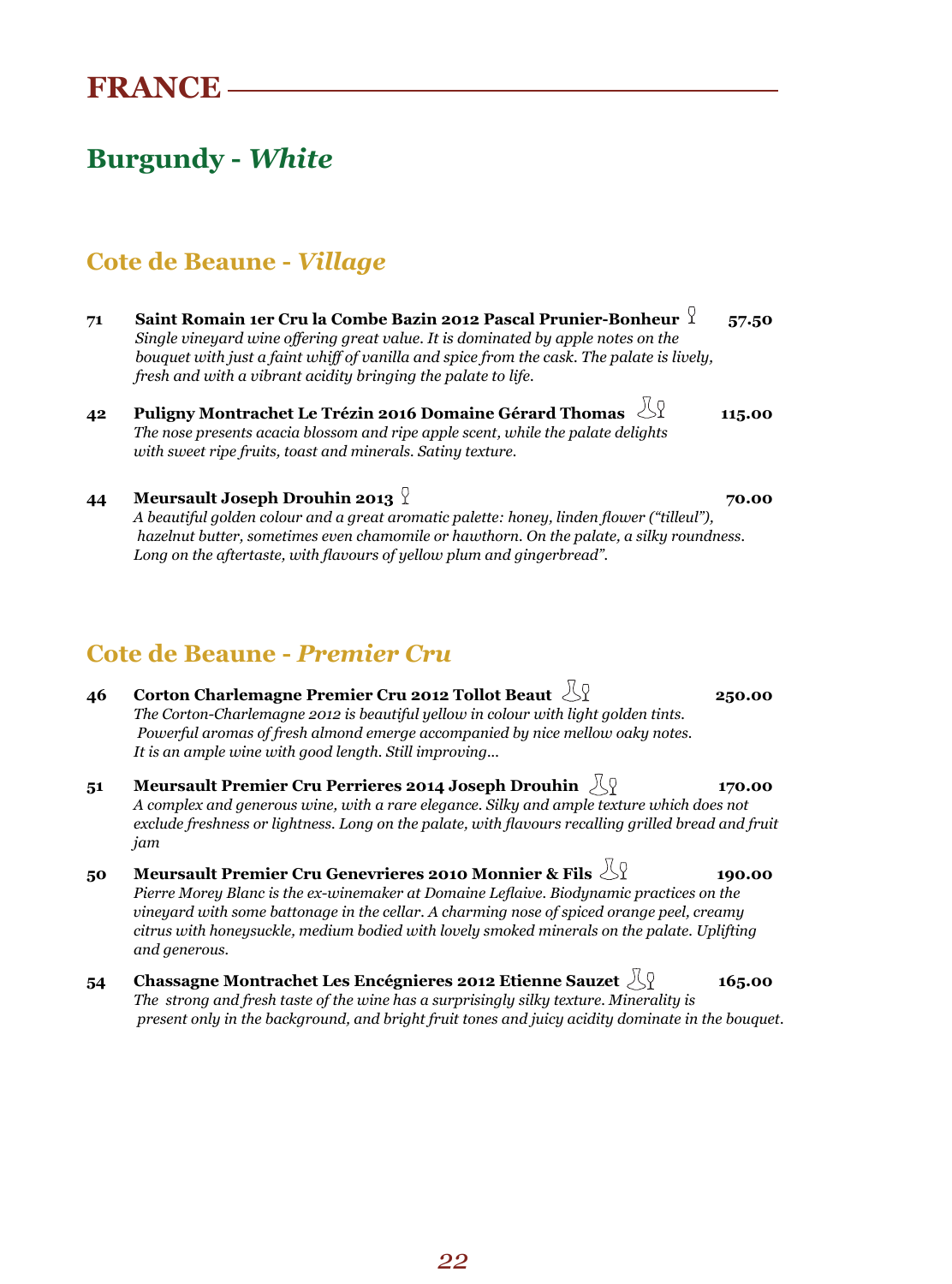# FRANCE

## Burgundy - *White*

### Cote de Beaune - *Village*

**71** **Saint Romain 1er Cru la Combe Bazin 2012 Pascal Prunier-Bonheur** **57.50**
*Single vineyard wine offering great value. It is dominated by apple notes on the bouquet with just a faint whiff of vanilla and spice from the cask. The palate is lively, fresh and with a vibrant acidity bringing the palate to life.*

**42** **Puligny Montrachet Le Trézin 2016 Domaine Gérard Thomas** **115.00**
*The nose presents acacia blossom and ripe apple scent, while the palate delights with sweet ripe fruits, toast and minerals. Satiny texture.*

**44** **Meursault Joseph Drouhin 2013** **70.00**
*A beautiful golden colour and a great aromatic palette: honey, linden flower ("tilleul"), hazelnut butter, sometimes even chamomile or hawthorn. On the palate, a silky roundness. Long on the aftertaste, with flavours of yellow plum and gingerbread".*

### Cote de Beaune - *Premier Cru*

**46** **Corton Charlemagne Premier Cru 2012 Tollot Beaut** **250.00**
*The Corton-Charlemagne 2012 is beautiful yellow in colour with light golden tints. Powerful aromas of fresh almond emerge accompanied by nice mellow oaky notes. It is an ample wine with good length. Still improving...*

**51** **Meursault Premier Cru Perrieres 2014 Joseph Drouhin** **170.00**
*A complex and generous wine, with a rare elegance. Silky and ample texture which does not exclude freshness or lightness. Long on the palate, with flavours recalling grilled bread and fruit jam*

**50** **Meursault Premier Cru Genevrieres 2010 Monnier & Fils** **190.00**
*Pierre Morey Blanc is the ex-winemaker at Domaine Leflaive. Biodynamic practices on the vineyard with some battonage in the cellar. A charming nose of spiced orange peel, creamy citrus with honeysuckle, medium bodied with lovely smoked minerals on the palate. Uplifting and generous.*

**54** **Chassagne Montrachet Les Encégnieres 2012 Etienne Sauzet** **165.00**
*The strong and fresh taste of the wine has a surprisingly silky texture. Minerality is present only in the background, and bright fruit tones and juicy acidity dominate in the bouquet.*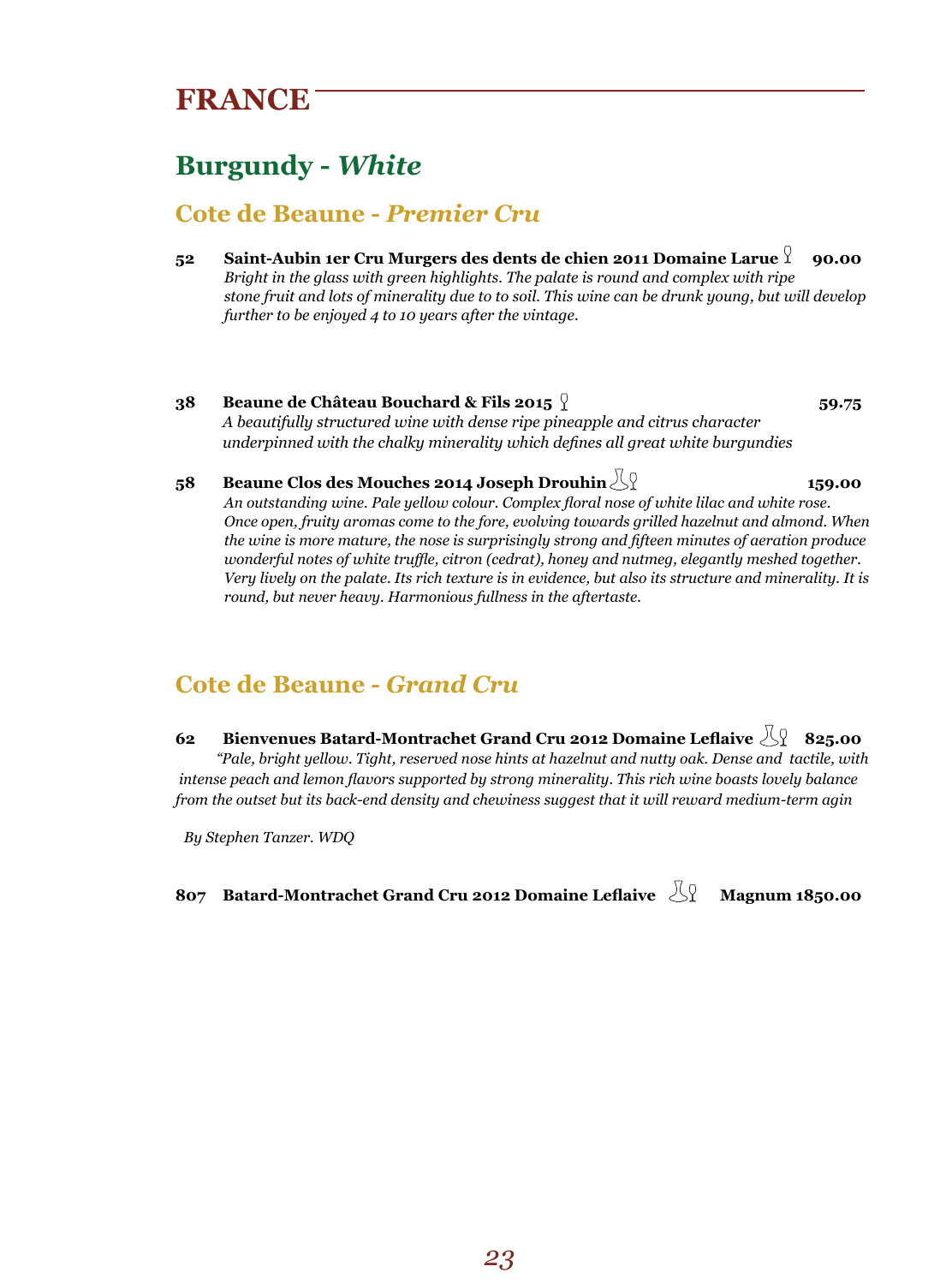# FRANCE

## Burgundy - *White*

### Cote de Beaune - *Premier Cru*

**52 Saint-Aubin 1er Cru Murgers des dents de chien 2011 Domaine Larue 90.00**
*Bright in the glass with green highlights. The palate is round and complex with ripe stone fruit and lots of minerality due to to soil. This wine can be drunk young, but will develop further to be enjoyed 4 to 10 years after the vintage.*

**38 Beaune de Château Bouchard & Fils 2015 59.75**
*A beautifully structured wine with dense ripe pineapple and citrus character underpinned with the chalky minerality which defines all great white burgundies*

**58 Beaune Clos des Mouches 2014 Joseph Drouhin 159.00**
*An outstanding wine. Pale yellow colour. Complex floral nose of white lilac and white rose. Once open, fruity aromas come to the fore, evolving towards grilled hazelnut and almond. When the wine is more mature, the nose is surprisingly strong and fifteen minutes of aeration produce wonderful notes of white truffle, citron (cedrat), honey and nutmeg, elegantly meshed together. Very lively on the palate. Its rich texture is in evidence, but also its structure and minerality. It is round, but never heavy. Harmonious fullness in the aftertaste.*

### Cote de Beaune - *Grand Cru*

**62 Bienvenues Batard-Montrachet Grand Cru 2012 Domaine Leflaive 825.00**
*"Pale, bright yellow. Tight, reserved nose hints at hazelnut and nutty oak. Dense and tactile, with intense peach and lemon flavors supported by strong minerality. This rich wine boasts lovely balance from the outset but its back-end density and chewiness suggest that it will reward medium-term agin*

*By Stephen Tanzer. WDQ*

**807 Batard-Montrachet Grand Cru 2012 Domaine Leflaive Magnum 1850.00**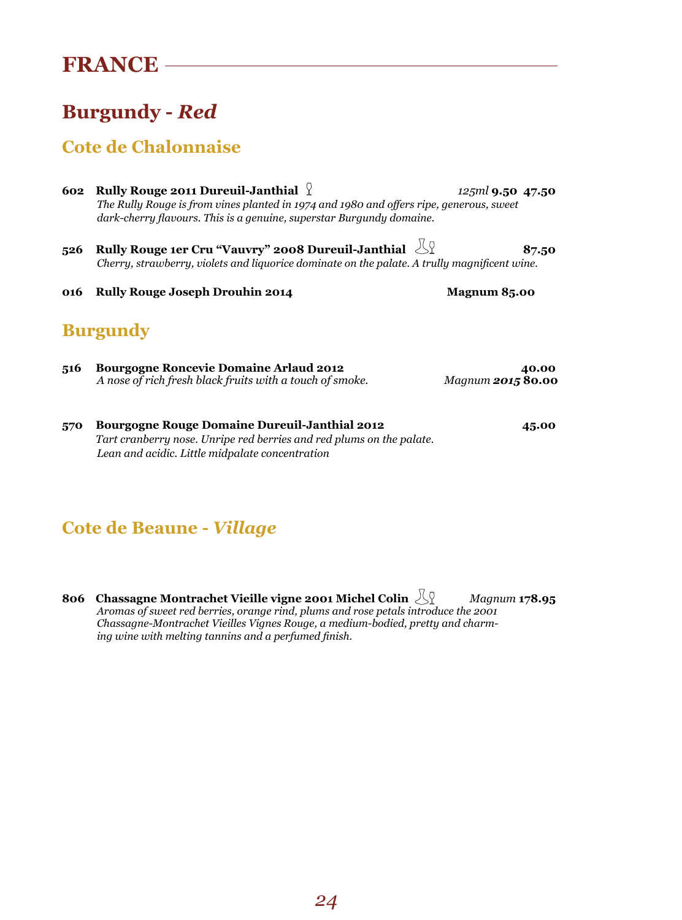# FRANCE

## Burgundy - *Red*

### Cote de Chalonnaise

**602 Rully Rouge 2011 Dureuil-Janthial** *125ml* **9.50 47.50**
*The Rully Rouge is from vines planted in 1974 and 1980 and offers ripe, generous, sweet dark-cherry flavours. This is a genuine, superstar Burgundy domaine.*

**526 Rully Rouge 1er Cru "Vauvry" 2008 Dureuil-Janthial** **87.50**
*Cherry, strawberry, violets and liquorice dominate on the palate. A trully magnificent wine.*

**016 Rully Rouge Joseph Drouhin 2014** **Magnum 85.00**

### Burgundy

**516 Bourgogne Roncevie Domaine Arlaud 2012** **40.00**
*A nose of rich fresh black fruits with a touch of smoke.* *Magnum* ***2015*** **80.00**

**570 Bourgogne Rouge Domaine Dureuil-Janthial 2012** **45.00**
*Tart cranberry nose. Unripe red berries and red plums on the palate. Lean and acidic. Little midpalate concentration*

### Cote de Beaune - *Village*

**806 Chassagne Montrachet Vieille vigne 2001 Michel Colin** *Magnum* **178.95**
*Aromas of sweet red berries, orange rind, plums and rose petals introduce the 2001 Chassagne-Montrachet Vieilles Vignes Rouge, a medium-bodied, pretty and charming wine with melting tannins and a perfumed finish.*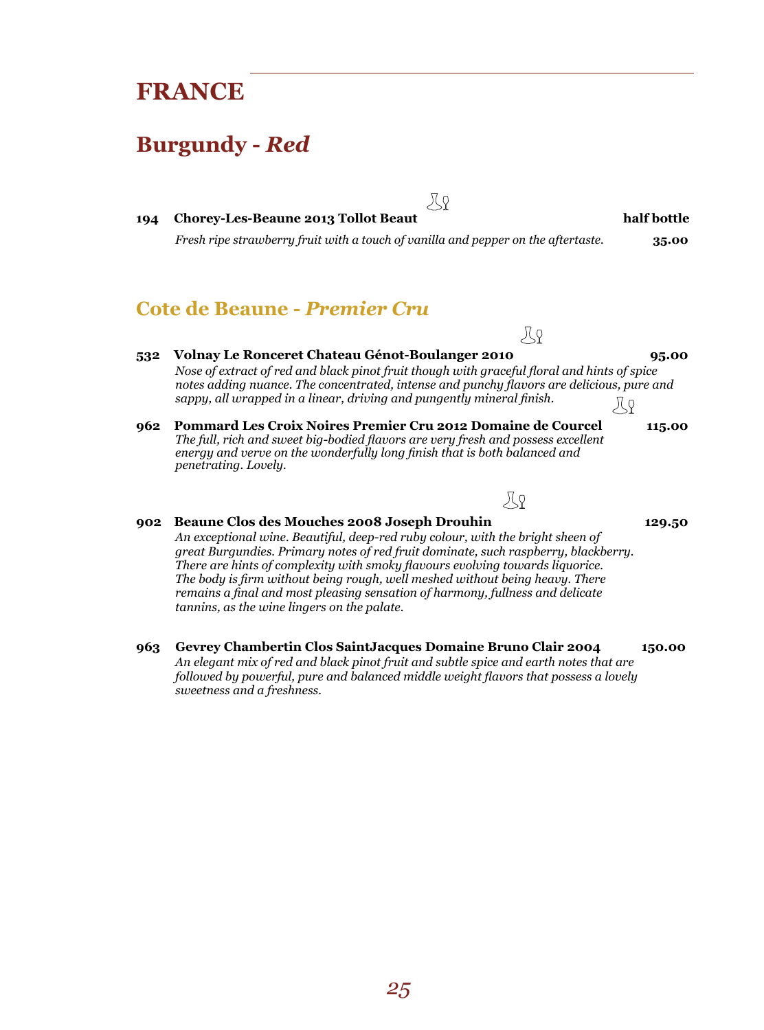# FRANCE

## Burgundy - *Red*

**194 Chorey-Les-Beaune 2013 Tollot Beaut** — **half bottle**

*Fresh ripe strawberry fruit with a touch of vanilla and pepper on the aftertaste.* **35.00**

## Cote de Beaune - *Premier Cru*

**532 Volnay Le Ronceret Chateau Génot-Boulanger 2010** **95.00**

*Nose of extract of red and black pinot fruit though with graceful floral and hints of spice notes adding nuance. The concentrated, intense and punchy flavors are delicious, pure and sappy, all wrapped in a linear, driving and pungently mineral finish.*

**962 Pommard Les Croix Noires Premier Cru 2012 Domaine de Courcel** **115.00**

*The full, rich and sweet big-bodied flavors are very fresh and possess excellent energy and verve on the wonderfully long finish that is both balanced and penetrating. Lovely.*

**902 Beaune Clos des Mouches 2008 Joseph Drouhin** **129.50**

*An exceptional wine. Beautiful, deep-red ruby colour, with the bright sheen of great Burgundies. Primary notes of red fruit dominate, such raspberry, blackberry. There are hints of complexity with smoky flavours evolving towards liquorice. The body is firm without being rough, well meshed without being heavy. There remains a final and most pleasing sensation of harmony, fullness and delicate tannins, as the wine lingers on the palate.*

**963 Gevrey Chambertin Clos SaintJacques Domaine Bruno Clair 2004** **150.00**

*An elegant mix of red and black pinot fruit and subtle spice and earth notes that are followed by powerful, pure and balanced middle weight flavors that possess a lovely sweetness and a freshness.*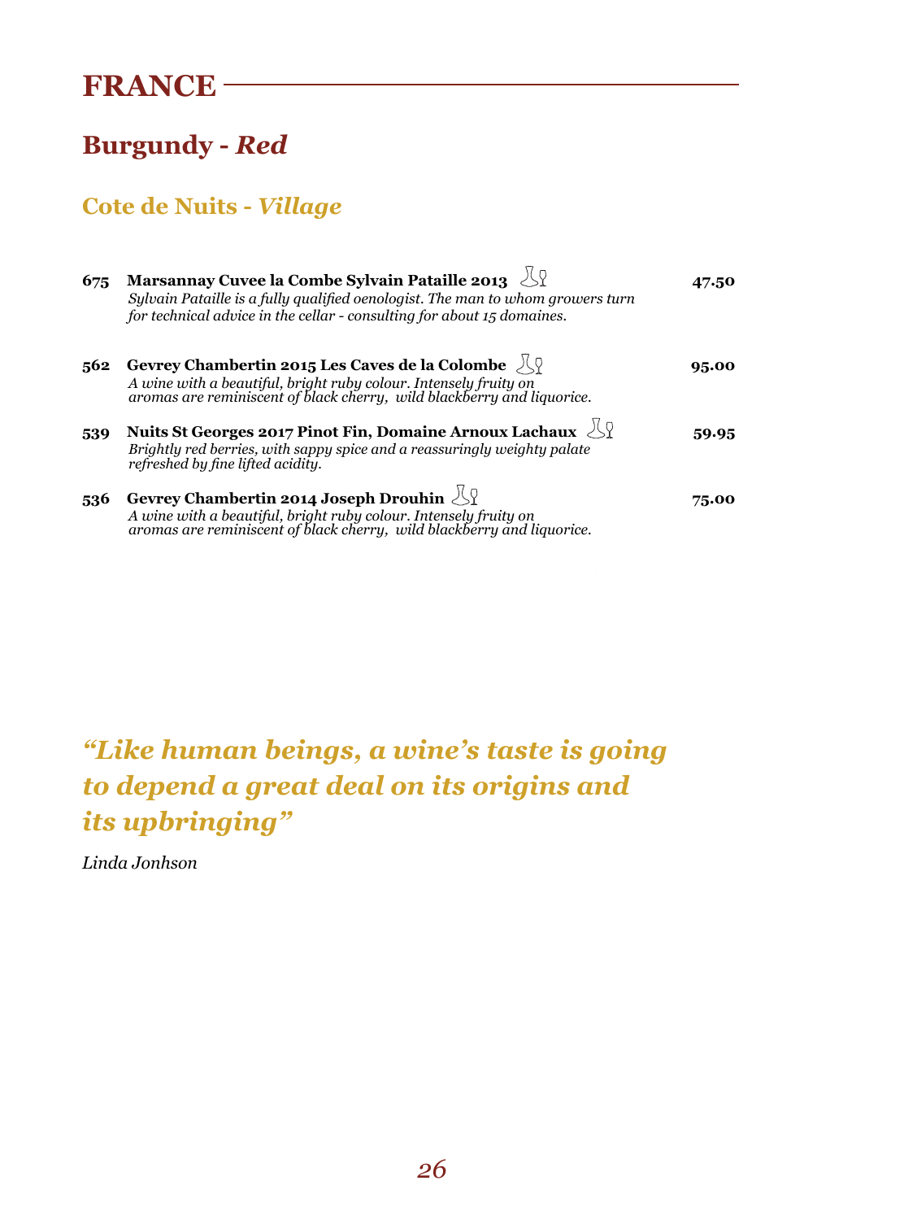# FRANCE

## Burgundy - *Red*

### Cote de Nuits - *Village*

**675** **Marsannay Cuvee la Combe Sylvain Pataille 2013** **47.50**
*Sylvain Pataille is a fully qualified oenologist. The man to whom growers turn for technical advice in the cellar - consulting for about 15 domaines.*

**562** **Gevrey Chambertin 2015 Les Caves de la Colombe** **95.00**
*A wine with a beautiful, bright ruby colour. Intensely fruity on aromas are reminiscent of black cherry, wild blackberry and liquorice.*

**539** **Nuits St Georges 2017 Pinot Fin, Domaine Arnoux Lachaux** **59.95**
*Brightly red berries, with sappy spice and a reassuringly weighty palate refreshed by fine lifted acidity.*

**536** **Gevrey Chambertin 2014 Joseph Drouhin** **75.00**
*A wine with a beautiful, bright ruby colour. Intensely fruity on aromas are reminiscent of black cherry, wild blackberry and liquorice.*

***"Like human beings, a wine's taste is going to depend a great deal on its origins and its upbringing"***

*Linda Jonhson*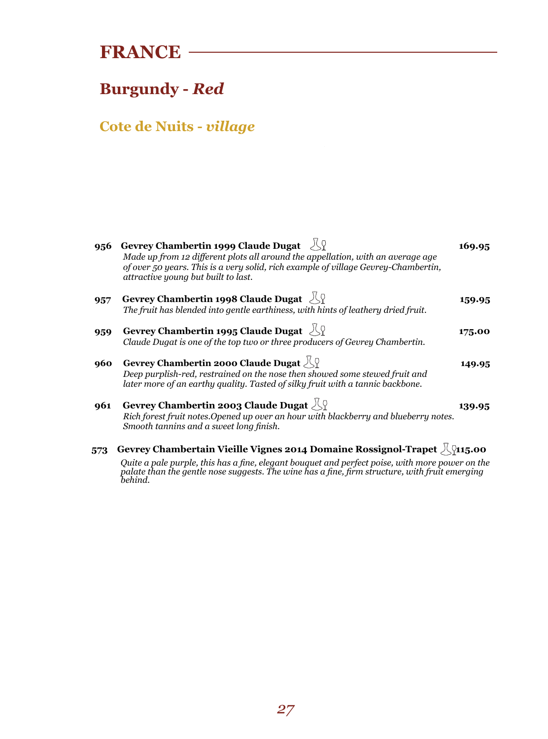# FRANCE

## Burgundy - *Red*

### Cote de Nuits - *village*

**956** **Gevrey Chambertin 1999 Claude Dugat** **169.95**
*Made up from 12 different plots all around the appellation, with an average age of over 50 years. This is a very solid, rich example of village Gevrey-Chambertin, attractive young but built to last.*

**957** **Gevrey Chambertin 1998 Claude Dugat** **159.95**
*The fruit has blended into gentle earthiness, with hints of leathery dried fruit.*

**959** **Gevrey Chambertin 1995 Claude Dugat** **175.00**
*Claude Dugat is one of the top two or three producers of Gevrey Chambertin.*

**960** **Gevrey Chambertin 2000 Claude Dugat** **149.95**
*Deep purplish-red, restrained on the nose then showed some stewed fruit and later more of an earthy quality. Tasted of silky fruit with a tannic backbone.*

**961** **Gevrey Chambertin 2003 Claude Dugat** **139.95**
*Rich forest fruit notes.Opened up over an hour with blackberry and blueberry notes. Smooth tannins and a sweet long finish.*

**573** **Gevrey Chambertain Vieille Vignes 2014 Domaine Rossignol-Trapet** **115.00**
*Quite a pale purple, this has a fine, elegant bouquet and perfect poise, with more power on the palate than the gentle nose suggests. The wine has a fine, firm structure, with fruit emerging behind.*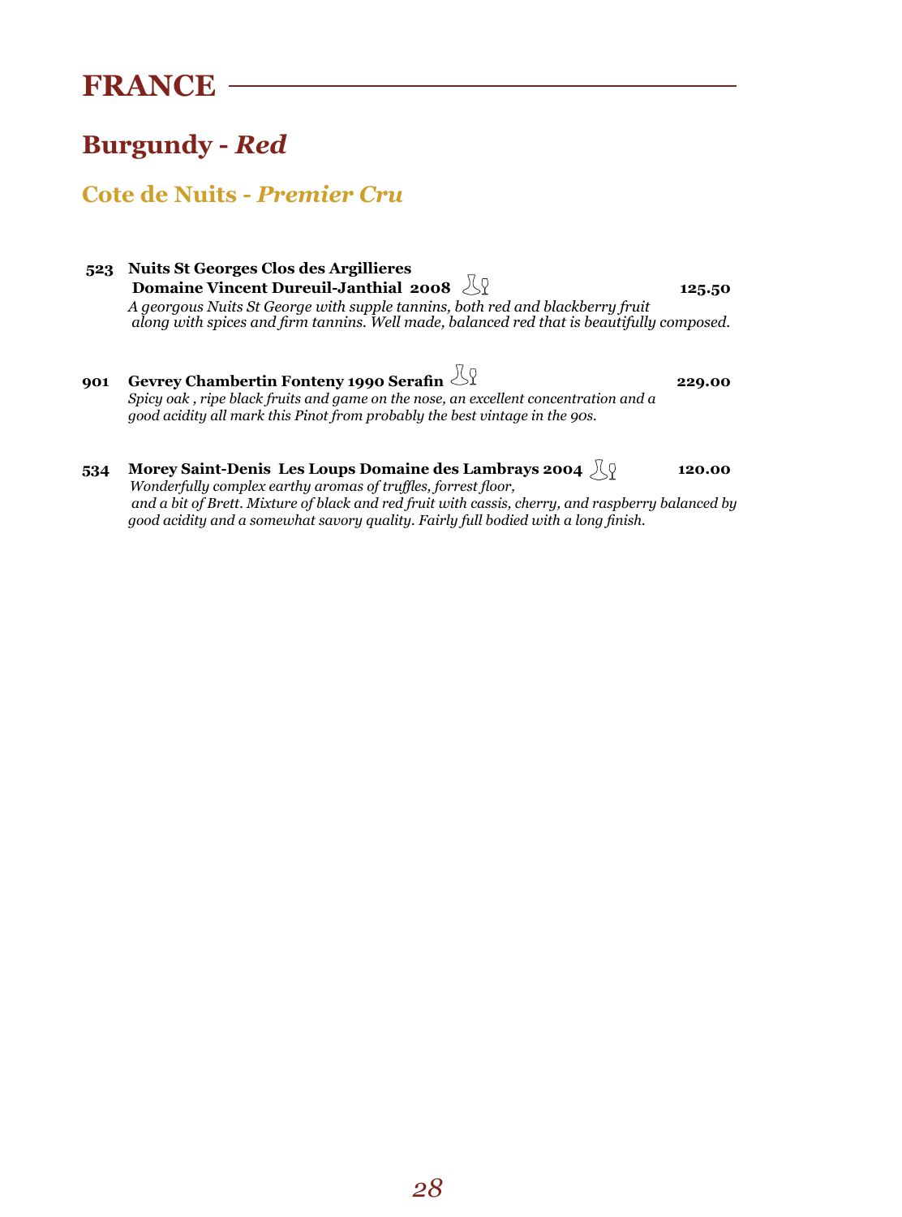# FRANCE

## Burgundy - *Red*

### Cote de Nuits - *Premier Cru*

**523 Nuits St Georges Clos des Argillieres Domaine Vincent Dureuil-Janthial 2008** **125.50**
*A georgous Nuits St George with supple tannins, both red and blackberry fruit along with spices and firm tannins. Well made, balanced red that is beautifully composed.*

**901 Gevrey Chambertin Fonteny 1990 Serafin** **229.00**
*Spicy oak , ripe black fruits and game on the nose, an excellent concentration and a good acidity all mark this Pinot from probably the best vintage in the 90s.*

**534 Morey Saint-Denis Les Loups Domaine des Lambrays 2004** **120.00**
*Wonderfully complex earthy aromas of truffles, forrest floor, and a bit of Brett. Mixture of black and red fruit with cassis, cherry, and raspberry balanced by good acidity and a somewhat savory quality. Fairly full bodied with a long finish.*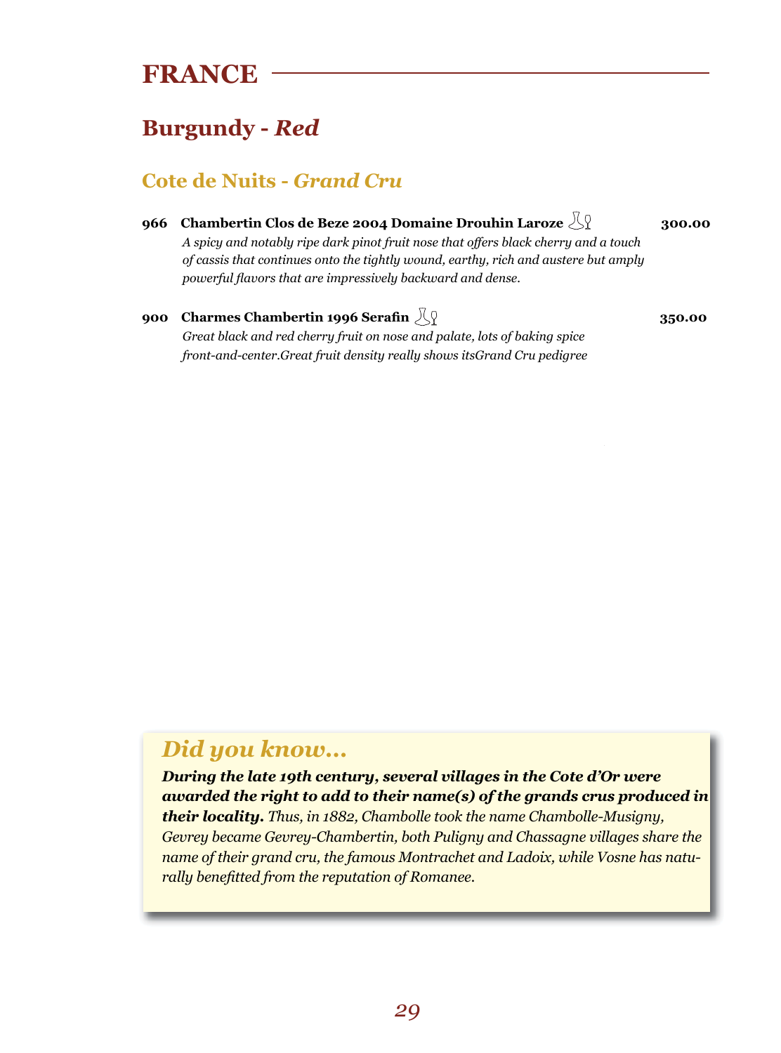# FRANCE

## Burgundy - *Red*

### Cote de Nuits - *Grand Cru*

**966 Chambertin Clos de Beze 2004 Domaine Drouhin Laroze** **300.00**

*A spicy and notably ripe dark pinot fruit nose that offers black cherry and a touch of cassis that continues onto the tightly wound, earthy, rich and austere but amply powerful flavors that are impressively backward and dense.*

**900 Charmes Chambertin 1996 Serafin** **350.00**

*Great black and red cherry fruit on nose and palate, lots of baking spice front-and-center.Great fruit density really shows itsGrand Cru pedigree*

## *Did you know...*

***During the late 19th century, several villages in the Cote d'Or were awarded the right to add to their name(s) of the grands crus produced in their locality.*** *Thus, in 1882, Chambolle took the name Chambolle-Musigny, Gevrey became Gevrey-Chambertin, both Puligny and Chassagne villages share the name of their grand cru, the famous Montrachet and Ladoix, while Vosne has naturally benefitted from the reputation of Romanee.*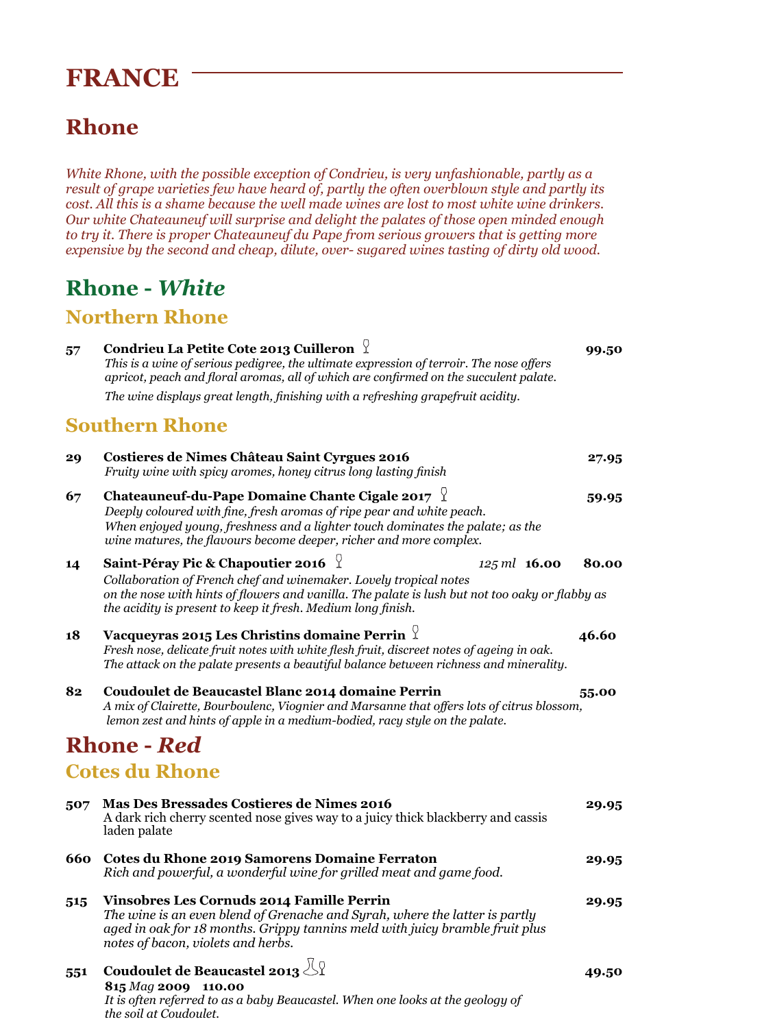# FRANCE

## Rhone

*White Rhone, with the possible exception of Condrieu, is very unfashionable, partly as a result of grape varieties few have heard of, partly the often overblown style and partly its cost. All this is a shame because the well made wines are lost to most white wine drinkers. Our white Chateauneuf will surprise and delight the palates of those open minded enough to try it. There is proper Chateauneuf du Pape from serious growers that is getting more expensive by the second and cheap, dilute, over- sugared wines tasting of dirty old wood.*

## Rhone - *White*

### Northern Rhone

**57** **Condrieu La Petite Cote 2013 Cuilleron** **99.50**
*This is a wine of serious pedigree, the ultimate expression of terroir. The nose offers apricot, peach and floral aromas, all of which are confirmed on the succulent palate.*
*The wine displays great length, finishing with a refreshing grapefruit acidity.*

### Southern Rhone

**29** **Costieres de Nimes Château Saint Cyrgues 2016** **27.95**
*Fruity wine with spicy aromes, honey citrus long lasting finish*

**67** **Chateauneuf-du-Pape Domaine Chante Cigale 2017** **59.95**
*Deeply coloured with fine, fresh aromas of ripe pear and white peach. When enjoyed young, freshness and a lighter touch dominates the palate; as the wine matures, the flavours become deeper, richer and more complex.*

**14** **Saint-Péray Pic & Chapoutier 2016** *125 ml* **16.00** **80.00**
*Collaboration of French chef and winemaker. Lovely tropical notes on the nose with hints of flowers and vanilla. The palate is lush but not too oaky or flabby as the acidity is present to keep it fresh. Medium long finish.*

**18** **Vacqueyras 2015 Les Christins domaine Perrin** **46.60**
*Fresh nose, delicate fruit notes with white flesh fruit, discreet notes of ageing in oak. The attack on the palate presents a beautiful balance between richness and minerality.*

**82** **Coudoulet de Beaucastel Blanc 2014 domaine Perrin** **55.00**
*A mix of Clairette, Bourboulenc, Viognier and Marsanne that offers lots of citrus blossom, lemon zest and hints of apple in a medium-bodied, racy style on the palate.*

## Rhone - *Red*

### Cotes du Rhone

**507** **Mas Des Bressades Costieres de Nimes 2016** **29.95**
A dark rich cherry scented nose gives way to a juicy thick blackberry and cassis laden palate

**660** **Cotes du Rhone 2019 Samorens Domaine Ferraton** **29.95**
*Rich and powerful, a wonderful wine for grilled meat and game food.*

**515** **Vinsobres Les Cornuds 2014 Famille Perrin** **29.95**
*The wine is an even blend of Grenache and Syrah, where the latter is partly aged in oak for 18 months. Grippy tannins meld with juicy bramble fruit plus notes of bacon, violets and herbs.*

**551** **Coudoulet de Beaucastel 2013** **49.50**
**815** *Mag* **2009** **110.00**
*It is often referred to as a baby Beaucastel. When one looks at the geology of the soil at Coudoulet.*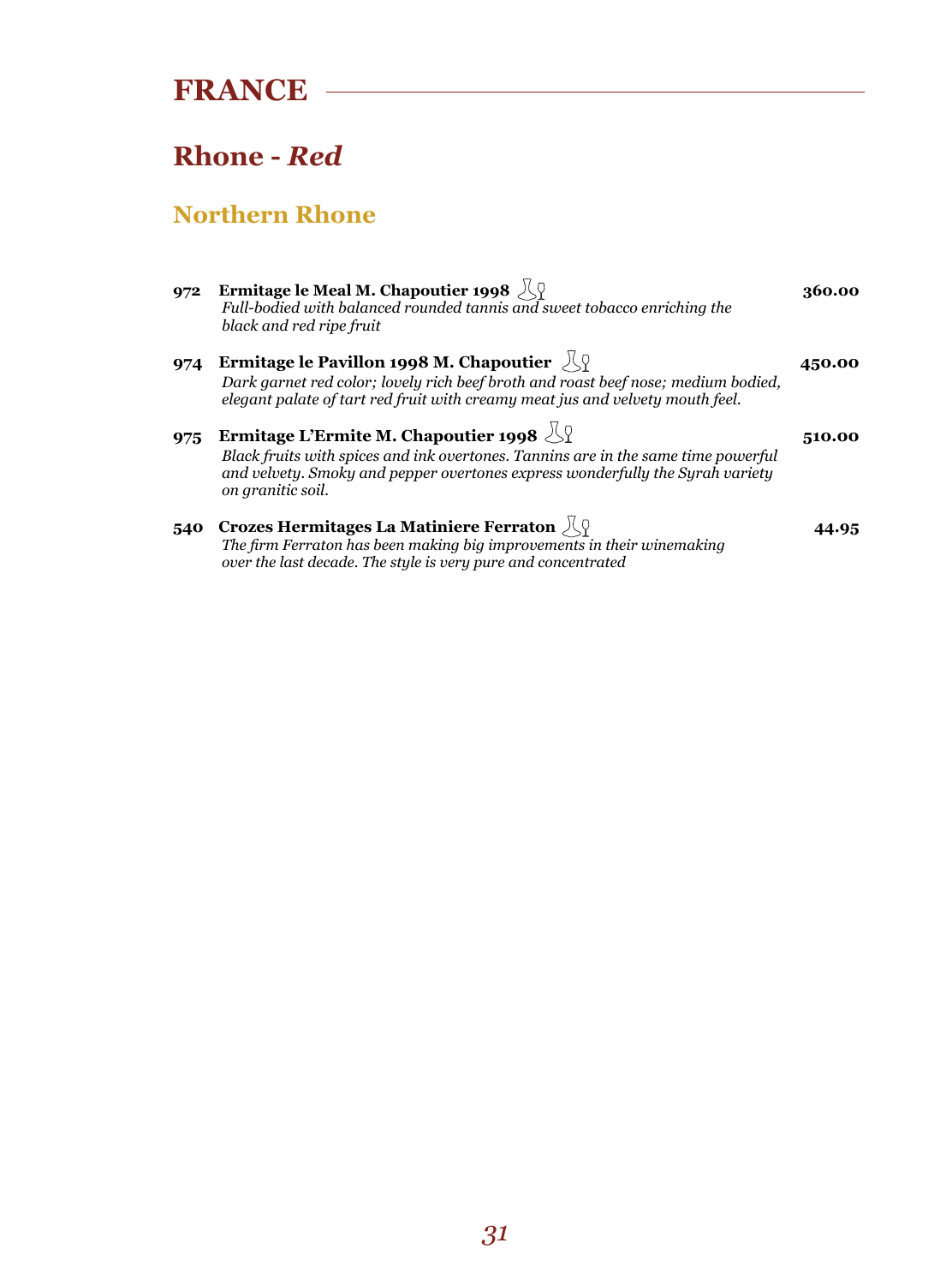# FRANCE

## Rhone - *Red*

### Northern Rhone

**972 Ermitage le Meal M. Chapoutier 1998** — **360.00**
*Full-bodied with balanced rounded tannis and sweet tobacco enriching the black and red ripe fruit*

**974 Ermitage le Pavillon 1998 M. Chapoutier** — **450.00**
*Dark garnet red color; lovely rich beef broth and roast beef nose; medium bodied, elegant palate of tart red fruit with creamy meat jus and velvety mouth feel.*

**975 Ermitage L'Ermite M. Chapoutier 1998** — **510.00**
*Black fruits with spices and ink overtones. Tannins are in the same time powerful and velvety. Smoky and pepper overtones express wonderfully the Syrah variety on granitic soil.*

**540 Crozes Hermitages La Matiniere Ferraton** — **44.95**
*The firm Ferraton has been making big improvements in their winemaking over the last decade. The style is very pure and concentrated*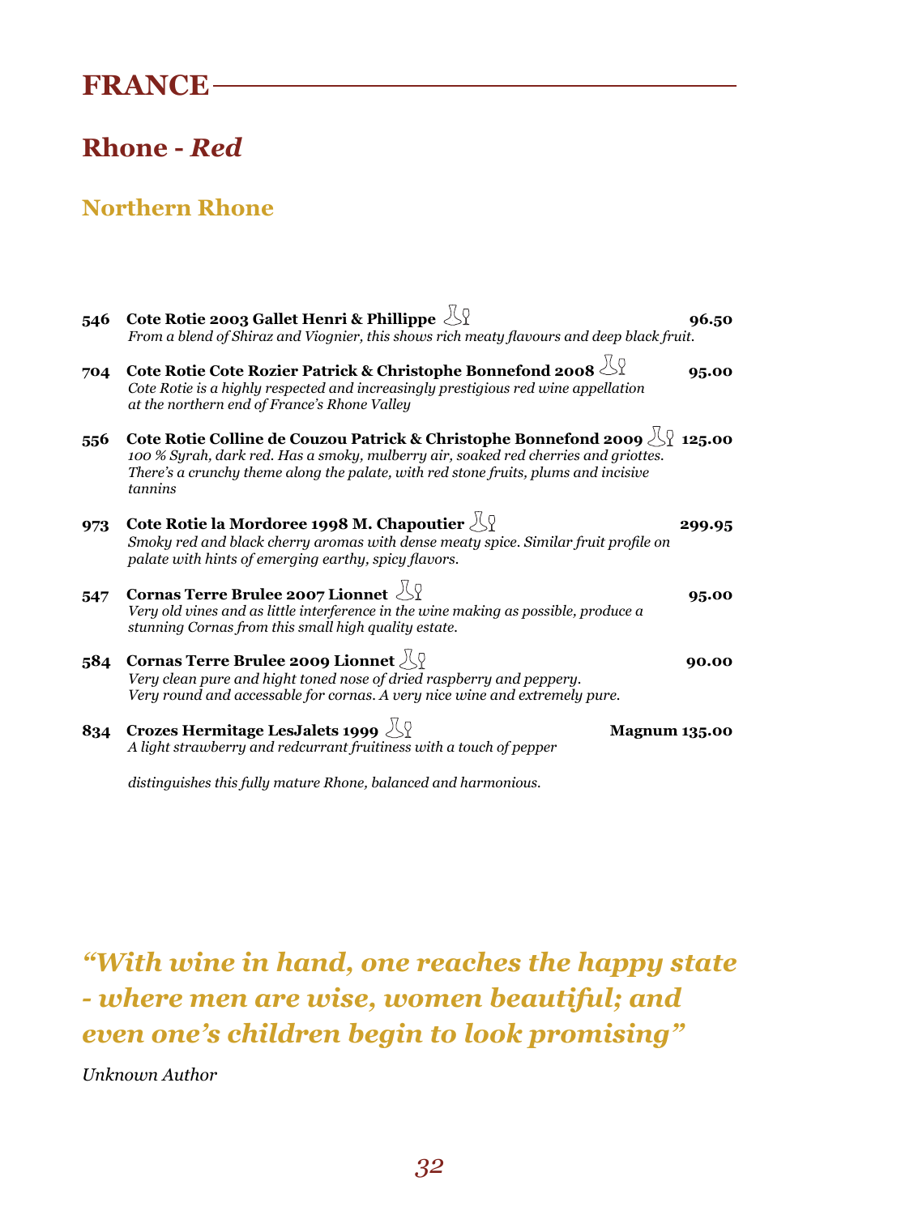# FRANCE

## Rhone - *Red*

### Northern Rhone

**546 Cote Rotie 2003 Gallet Henri & Phillippe** **96.50**
*From a blend of Shiraz and Viognier, this shows rich meaty flavours and deep black fruit.*

**704 Cote Rotie Cote Rozier Patrick & Christophe Bonnefond 2008** **95.00**
*Cote Rotie is a highly respected and increasingly prestigious red wine appellation at the northern end of France's Rhone Valley*

**556 Cote Rotie Colline de Couzou Patrick & Christophe Bonnefond 2009** **125.00**
*100 % Syrah, dark red. Has a smoky, mulberry air, soaked red cherries and griottes. There's a crunchy theme along the palate, with red stone fruits, plums and incisive tannins*

**973 Cote Rotie la Mordoree 1998 M. Chapoutier** **299.95**
*Smoky red and black cherry aromas with dense meaty spice. Similar fruit profile on palate with hints of emerging earthy, spicy flavors.*

**547 Cornas Terre Brulee 2007 Lionnet** **95.00**
*Very old vines and as little interference in the wine making as possible, produce a stunning Cornas from this small high quality estate.*

**584 Cornas Terre Brulee 2009 Lionnet** **90.00**
*Very clean pure and hight toned nose of dried raspberry and peppery. Very round and accessable for cornas. A very nice wine and extremely pure.*

**834 Crozes Hermitage LesJalets 1999** **Magnum 135.00**
*A light strawberry and redcurrant fruitiness with a touch of pepper*

*distinguishes this fully mature Rhone, balanced and harmonious.*

***"With wine in hand, one reaches the happy state - where men are wise, women beautiful; and even one's children begin to look promising"***

*Unknown Author*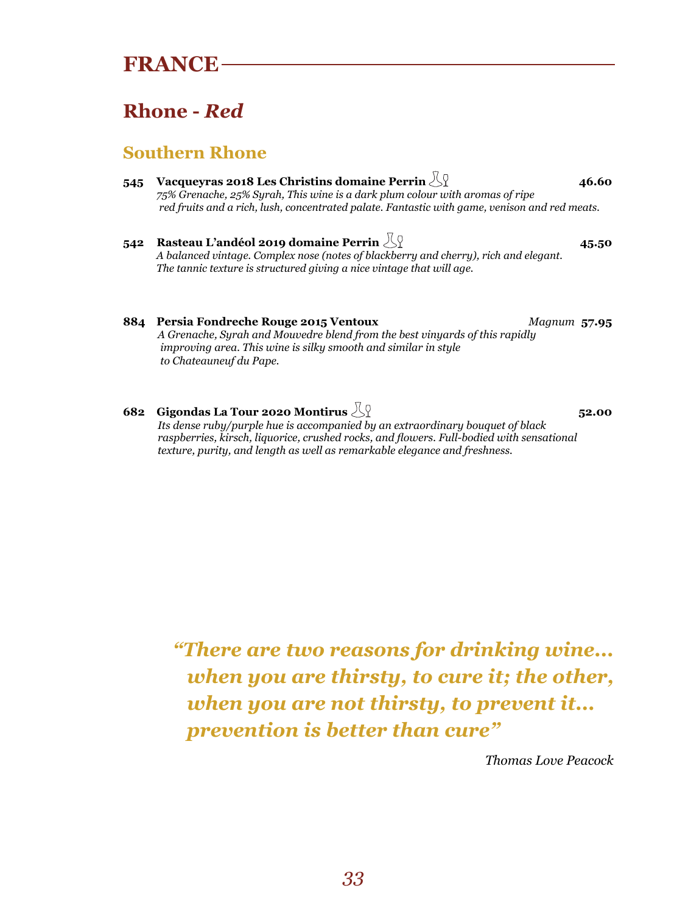# FRANCE

## Rhone - *Red*

### Southern Rhone

**545 Vacqueyras 2018 Les Christins domaine Perrin** **46.60**
*75% Grenache, 25% Syrah, This wine is a dark plum colour with aromas of ripe red fruits and a rich, lush, concentrated palate. Fantastic with game, venison and red meats.*

**542 Rasteau L'andéol 2019 domaine Perrin** **45.50**
*A balanced vintage. Complex nose (notes of blackberry and cherry), rich and elegant. The tannic texture is structured giving a nice vintage that will age.*

**884 Persia Fondreche Rouge 2015 Ventoux** *Magnum* **57.95**
*A Grenache, Syrah and Mouvedre blend from the best vinyards of this rapidly improving area. This wine is silky smooth and similar in style to Chateauneuf du Pape.*

**682 Gigondas La Tour 2020 Montirus** **52.00**
*Its dense ruby/purple hue is accompanied by an extraordinary bouquet of black raspberries, kirsch, liquorice, crushed rocks, and flowers. Full-bodied with sensational texture, purity, and length as well as remarkable elegance and freshness.*

> ***"There are two reasons for drinking wine... when you are thirsty, to cure it; the other, when you are not thirsty, to prevent it... prevention is better than cure"***
>
> *Thomas Love Peacock*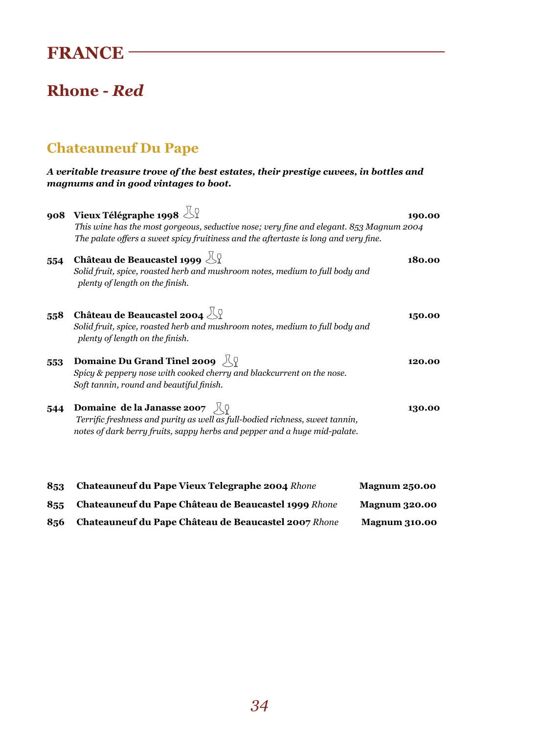# FRANCE

## Rhone - *Red*

### Chateauneuf Du Pape

***A veritable treasure trove of the best estates, their prestige cuvees, in bottles and magnums and in good vintages to boot.***

**908 Vieux Télégraphe 1998** **190.00**
*This wine has the most gorgeous, seductive nose; very fine and elegant. 853 Magnum 2004 The palate offers a sweet spicy fruitiness and the aftertaste is long and very fine.*

**554 Château de Beaucastel 1999** **180.00**
*Solid fruit, spice, roasted herb and mushroom notes, medium to full body and plenty of length on the finish.*

**558 Château de Beaucastel 2004** **150.00**
*Solid fruit, spice, roasted herb and mushroom notes, medium to full body and plenty of length on the finish.*

**553 Domaine Du Grand Tinel 2009** **120.00**
*Spicy & peppery nose with cooked cherry and blackcurrant on the nose. Soft tannin, round and beautiful finish.*

**544 Domaine de la Janasse 2007** **130.00**
*Terrific freshness and purity as well as full-bodied richness, sweet tannin, notes of dark berry fruits, sappy herbs and pepper and a huge mid-palate.*

| | | |
|---|---|---|
| **853** | **Chateauneuf du Pape Vieux Telegraphe 2004** *Rhone* | **Magnum 250.00** |
| **855** | **Chateauneuf du Pape Château de Beaucastel 1999** *Rhone* | **Magnum 320.00** |
| **856** | **Chateauneuf du Pape Château de Beaucastel 2007** *Rhone* | **Magnum 310.00** |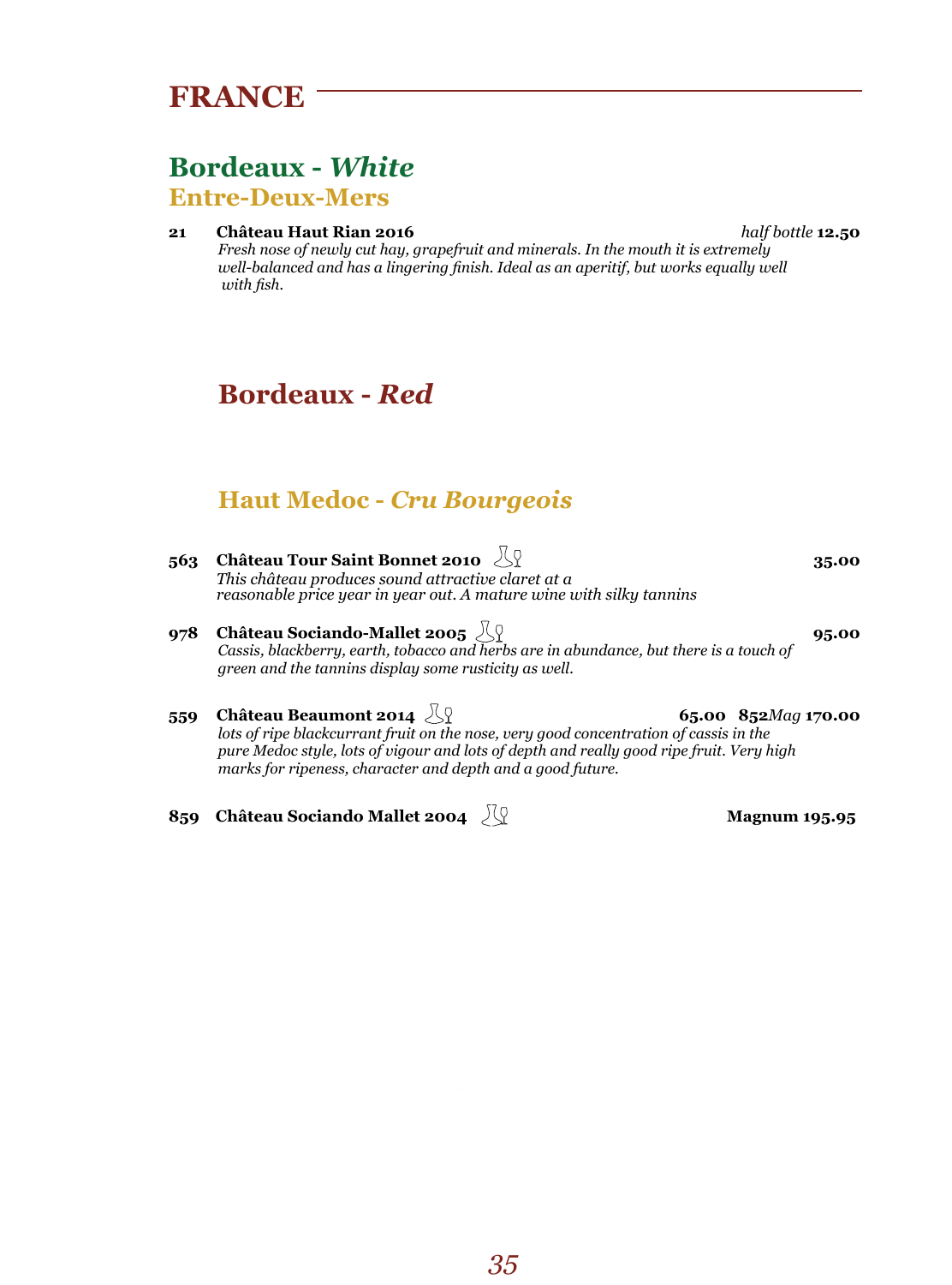# FRANCE

## Bordeaux - *White*

### Entre-Deux-Mers

**21 Château Haut Rian 2016** *half bottle* **12.50**
*Fresh nose of newly cut hay, grapefruit and minerals. In the mouth it is extremely well-balanced and has a lingering finish. Ideal as an aperitif, but works equally well with fish.*

## Bordeaux - *Red*

### Haut Medoc - *Cru Bourgeois*

**563 Château Tour Saint Bonnet 2010** **35.00**
*This château produces sound attractive claret at a reasonable price year in year out. A mature wine with silky tannins*

**978 Château Sociando-Mallet 2005** **95.00**
*Cassis, blackberry, earth, tobacco and herbs are in abundance, but there is a touch of green and the tannins display some rusticity as well.*

**559 Château Beaumont 2014** **65.00** **852***Mag* **170.00**
*lots of ripe blackcurrant fruit on the nose, very good concentration of cassis in the pure Medoc style, lots of vigour and lots of depth and really good ripe fruit. Very high marks for ripeness, character and depth and a good future.*

**859 Château Sociando Mallet 2004** **Magnum 195.95**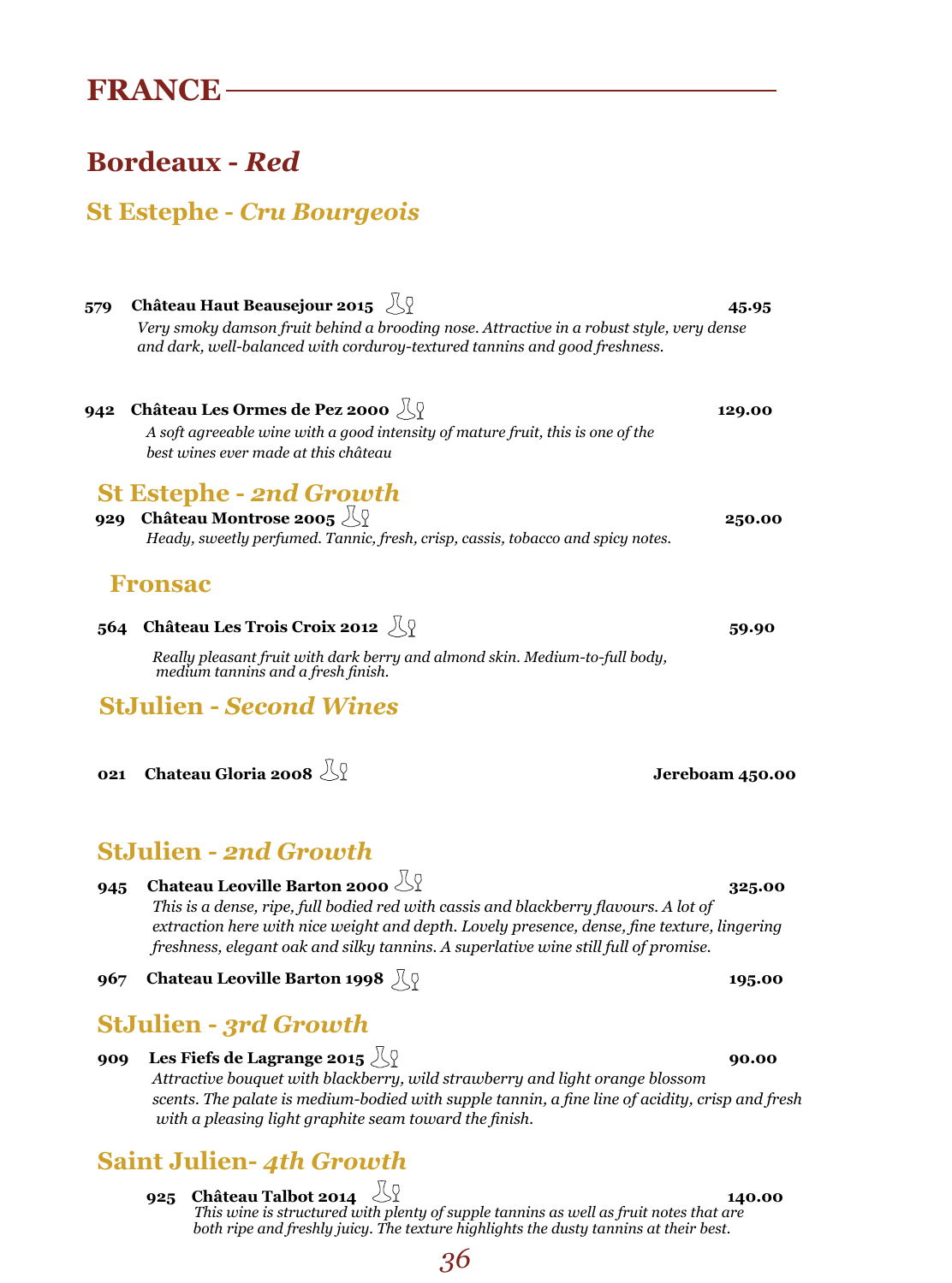# FRANCE

## Bordeaux - *Red*

### St Estephe - *Cru Bourgeois*

**579 Château Haut Beausejour 2015** **45.95**

*Very smoky damson fruit behind a brooding nose. Attractive in a robust style, very dense and dark, well-balanced with corduroy-textured tannins and good freshness.*

**942 Château Les Ormes de Pez 2000** **129.00**

*A soft agreeable wine with a good intensity of mature fruit, this is one of the best wines ever made at this château*

### St Estephe - *2nd Growth*

**929 Château Montrose 2005** **250.00**

*Heady, sweetly perfumed. Tannic, fresh, crisp, cassis, tobacco and spicy notes.*

### Fronsac

**564 Château Les Trois Croix 2012** **59.90**

*Really pleasant fruit with dark berry and almond skin. Medium-to-full body, medium tannins and a fresh finish.*

### StJulien - *Second Wines*

**021 Chateau Gloria 2008** **Jereboam 450.00**

### StJulien - *2nd Growth*

**945 Chateau Leoville Barton 2000** **325.00**

*This is a dense, ripe, full bodied red with cassis and blackberry flavours. A lot of extraction here with nice weight and depth. Lovely presence, dense, fine texture, lingering freshness, elegant oak and silky tannins. A superlative wine still full of promise.*

**967 Chateau Leoville Barton 1998** **195.00**

### StJulien - *3rd Growth*

**909 Les Fiefs de Lagrange 2015** **90.00**

*Attractive bouquet with blackberry, wild strawberry and light orange blossom scents. The palate is medium-bodied with supple tannin, a fine line of acidity, crisp and fresh with a pleasing light graphite seam toward the finish.*

### Saint Julien- *4th Growth*

**925 Château Talbot 2014** **140.00**

*This wine is structured with plenty of supple tannins as well as fruit notes that are both ripe and freshly juicy. The texture highlights the dusty tannins at their best.*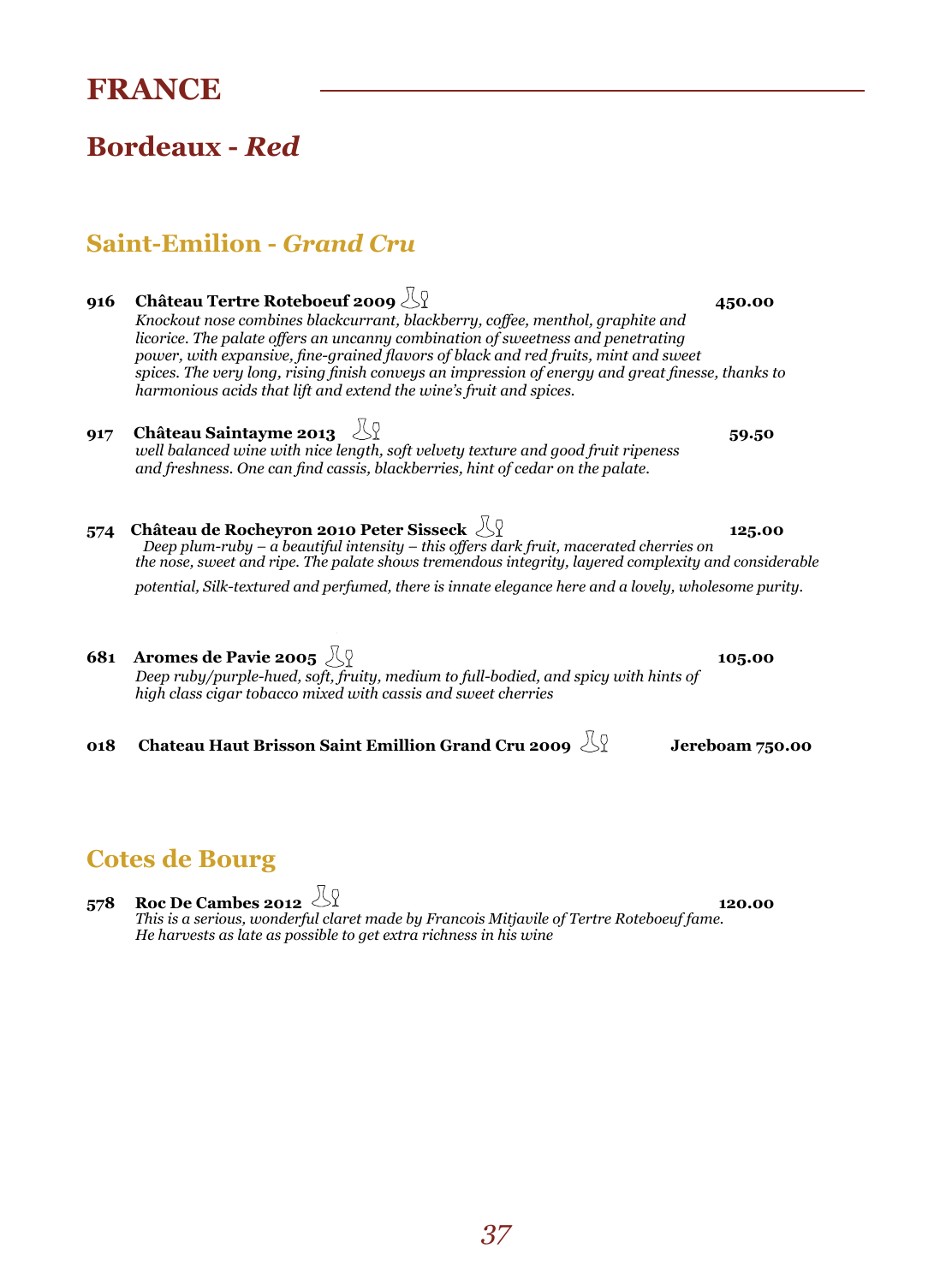# FRANCE

## Bordeaux - *Red*

### Saint-Emilion - *Grand Cru*

**916 Château Tertre Roteboeuf 2009** **450.00**
*Knockout nose combines blackcurrant, blackberry, coffee, menthol, graphite and licorice. The palate offers an uncanny combination of sweetness and penetrating power, with expansive, fine-grained flavors of black and red fruits, mint and sweet spices. The very long, rising finish conveys an impression of energy and great finesse, thanks to harmonious acids that lift and extend the wine's fruit and spices.*

**917 Château Saintayme 2013** **59.50**
*well balanced wine with nice length, soft velvety texture and good fruit ripeness and freshness. One can find cassis, blackberries, hint of cedar on the palate.*

**574 Château de Rocheyron 2010 Peter Sisseck** **125.00**
*Deep plum-ruby – a beautiful intensity – this offers dark fruit, macerated cherries on the nose, sweet and ripe. The palate shows tremendous integrity, layered complexity and considerable potential, Silk-textured and perfumed, there is innate elegance here and a lovely, wholesome purity.*

**681 Aromes de Pavie 2005** **105.00**
*Deep ruby/purple-hued, soft, fruity, medium to full-bodied, and spicy with hints of high class cigar tobacco mixed with cassis and sweet cherries*

**018 Chateau Haut Brisson Saint Emillion Grand Cru 2009** **Jereboam 750.00**

### Cotes de Bourg

**578 Roc De Cambes 2012** **120.00**
*This is a serious, wonderful claret made by Francois Mitjavile of Tertre Roteboeuf fame. He harvests as late as possible to get extra richness in his wine*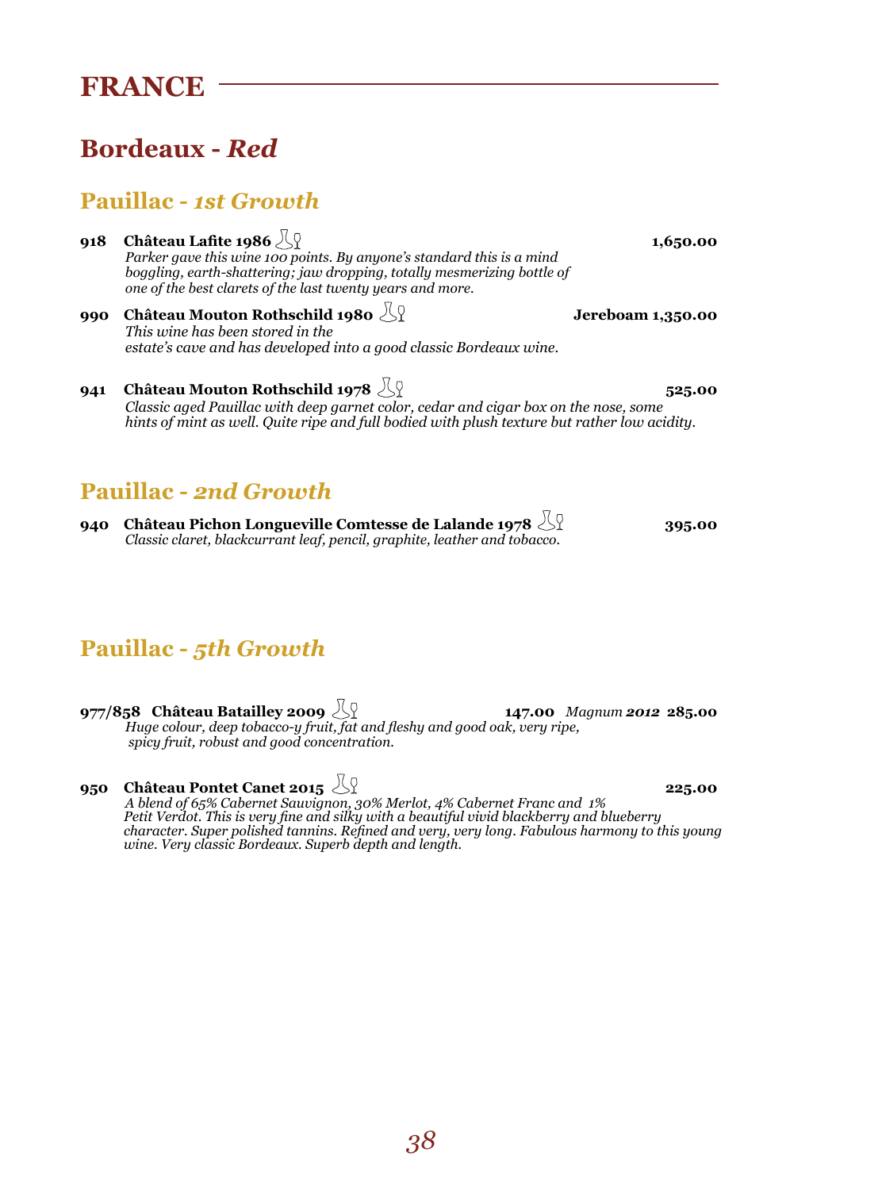# FRANCE

## Bordeaux - *Red*

### Pauillac - *1st Growth*

**918 Château Lafite 1986** **1,650.00**
*Parker gave this wine 100 points. By anyone's standard this is a mind boggling, earth-shattering; jaw dropping, totally mesmerizing bottle of one of the best clarets of the last twenty years and more.*

**990 Château Mouton Rothschild 1980** **Jereboam 1,350.00**
*This wine has been stored in the estate's cave and has developed into a good classic Bordeaux wine.*

**941 Château Mouton Rothschild 1978** **525.00**
*Classic aged Pauillac with deep garnet color, cedar and cigar box on the nose, some hints of mint as well. Quite ripe and full bodied with plush texture but rather low acidity.*

### Pauillac - *2nd Growth*

**940 Château Pichon Longueville Comtesse de Lalande 1978** **395.00**
*Classic claret, blackcurrant leaf, pencil, graphite, leather and tobacco.*

### Pauillac - *5th Growth*

**977/858 Château Batailley 2009** **147.00** *Magnum* ***2012*** **285.00**
*Huge colour, deep tobacco-y fruit, fat and fleshy and good oak, very ripe, spicy fruit, robust and good concentration.*

**950 Château Pontet Canet 2015** **225.00**
*A blend of 65% Cabernet Sauvignon, 30% Merlot, 4% Cabernet Franc and 1% Petit Verdot. This is very fine and silky with a beautiful vivid blackberry and blueberry character. Super polished tannins. Refined and very, very long. Fabulous harmony to this young wine. Very classic Bordeaux. Superb depth and length.*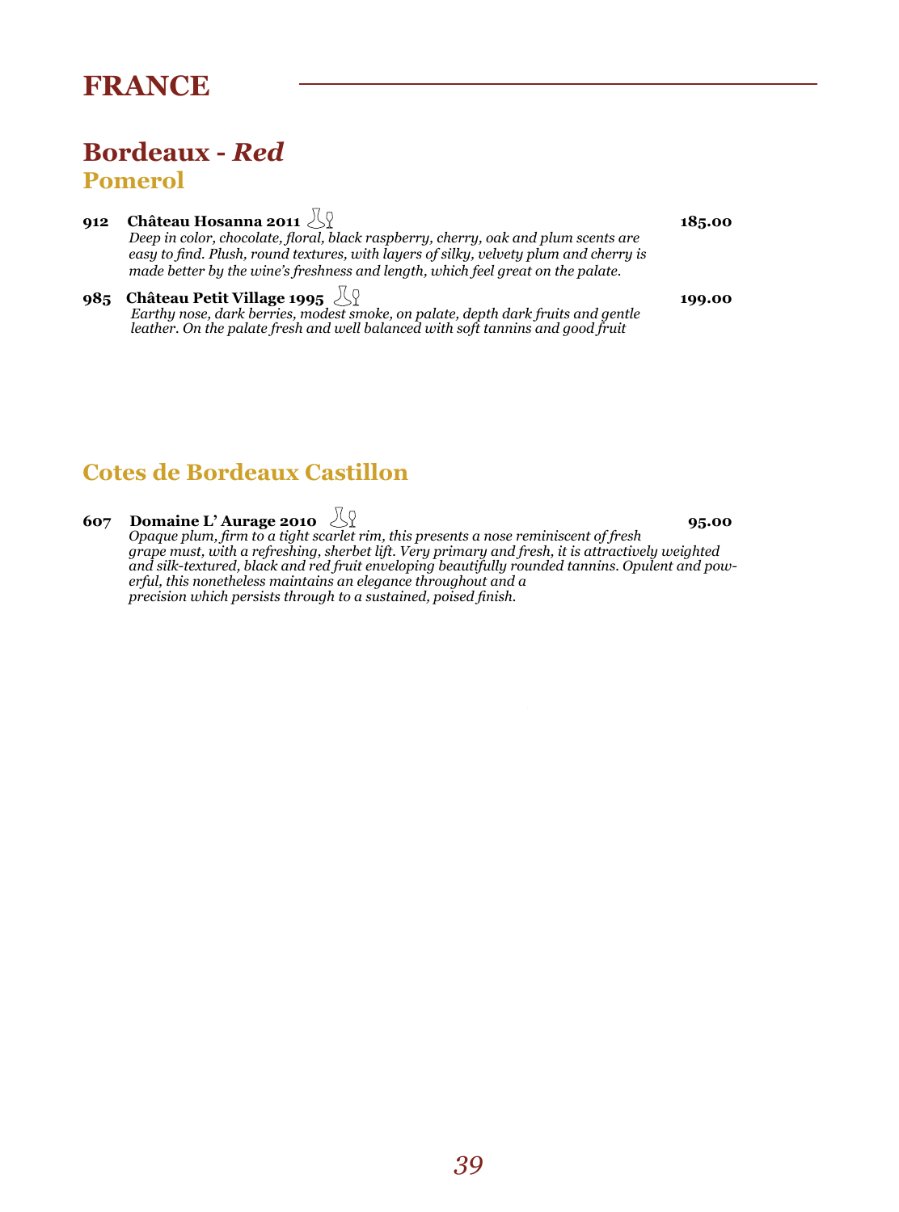# FRANCE

## Bordeaux - *Red*

### Pomerol

**912 Château Hosanna 2011** — **185.00**
*Deep in color, chocolate, floral, black raspberry, cherry, oak and plum scents are easy to find. Plush, round textures, with layers of silky, velvety plum and cherry is made better by the wine's freshness and length, which feel great on the palate.*

**985 Château Petit Village 1995** — **199.00**
*Earthy nose, dark berries, modest smoke, on palate, depth dark fruits and gentle leather. On the palate fresh and well balanced with soft tannins and good fruit*

### Cotes de Bordeaux Castillon

**607 Domaine L' Aurage 2010** — **95.00**
*Opaque plum, firm to a tight scarlet rim, this presents a nose reminiscent of fresh grape must, with a refreshing, sherbet lift. Very primary and fresh, it is attractively weighted and silk-textured, black and red fruit enveloping beautifully rounded tannins. Opulent and powerful, this nonetheless maintains an elegance throughout and a precision which persists through to a sustained, poised finish.*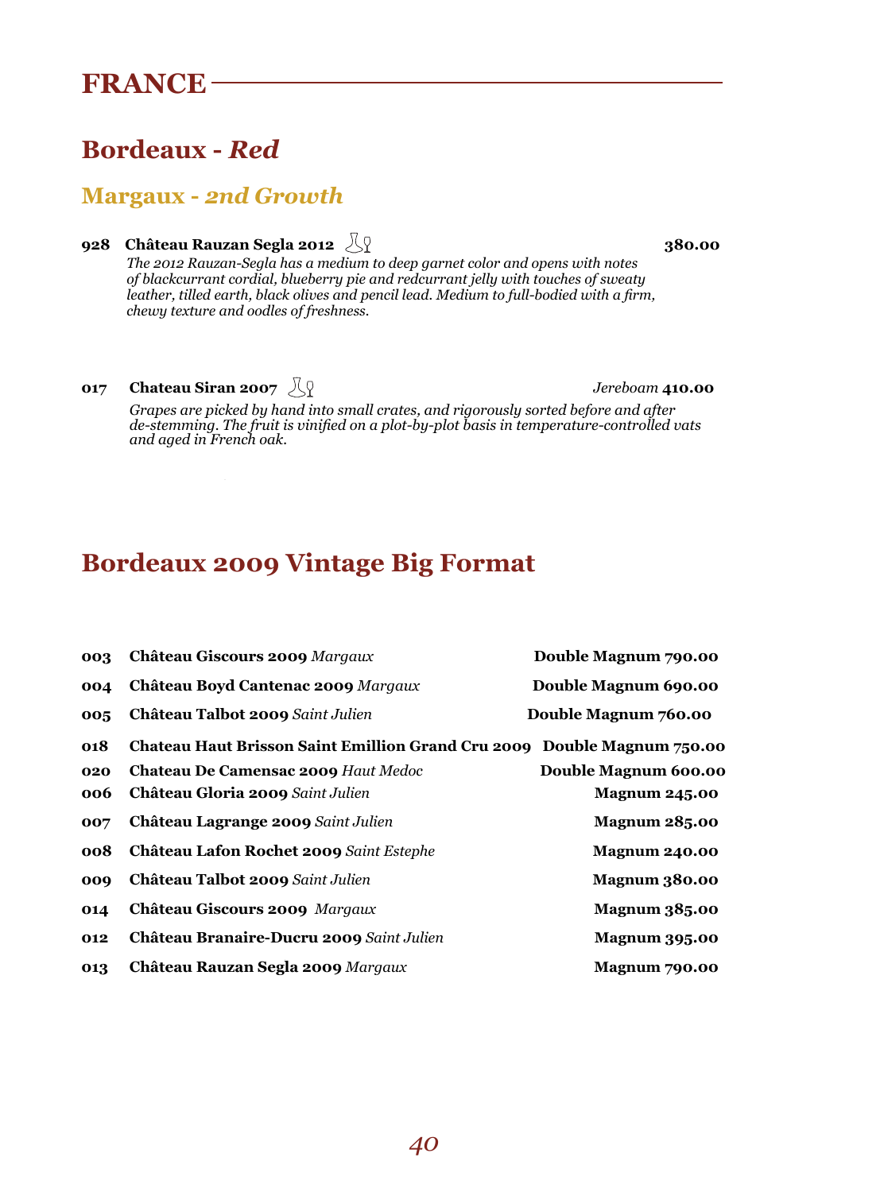# FRANCE

## Bordeaux - *Red*

### Margaux - *2nd Growth*

**928 Château Rauzan Segla 2012** **380.00**

*The 2012 Rauzan-Segla has a medium to deep garnet color and opens with notes of blackcurrant cordial, blueberry pie and redcurrant jelly with touches of sweaty leather, tilled earth, black olives and pencil lead. Medium to full-bodied with a firm, chewy texture and oodles of freshness.*

**017 Chateau Siran 2007** *Jereboam* **410.00**

*Grapes are picked by hand into small crates, and rigorously sorted before and after de-stemming. The fruit is vinified on a plot-by-plot basis in temperature-controlled vats and aged in French oak.*

## Bordeaux 2009 Vintage Big Format

| | | |
|---|---|---|
| **003** | **Château Giscours 2009** *Margaux* | **Double Magnum 790.00** |
| **004** | **Château Boyd Cantenac 2009** *Margaux* | **Double Magnum 690.00** |
| **005** | **Château Talbot 2009** *Saint Julien* | **Double Magnum 760.00** |
| **018** | **Chateau Haut Brisson Saint Emillion Grand Cru 2009** | **Double Magnum 750.00** |
| **020** | **Chateau De Camensac 2009** *Haut Medoc* | **Double Magnum 600.00** |
| **006** | **Château Gloria 2009** *Saint Julien* | **Magnum 245.00** |
| **007** | **Château Lagrange 2009** *Saint Julien* | **Magnum 285.00** |
| **008** | **Château Lafon Rochet 2009** *Saint Estephe* | **Magnum 240.00** |
| **009** | **Château Talbot 2009** *Saint Julien* | **Magnum 380.00** |
| **014** | **Château Giscours 2009** *Margaux* | **Magnum 385.00** |
| **012** | **Château Branaire-Ducru 2009** *Saint Julien* | **Magnum 395.00** |
| **013** | **Château Rauzan Segla 2009** *Margaux* | **Magnum 790.00** |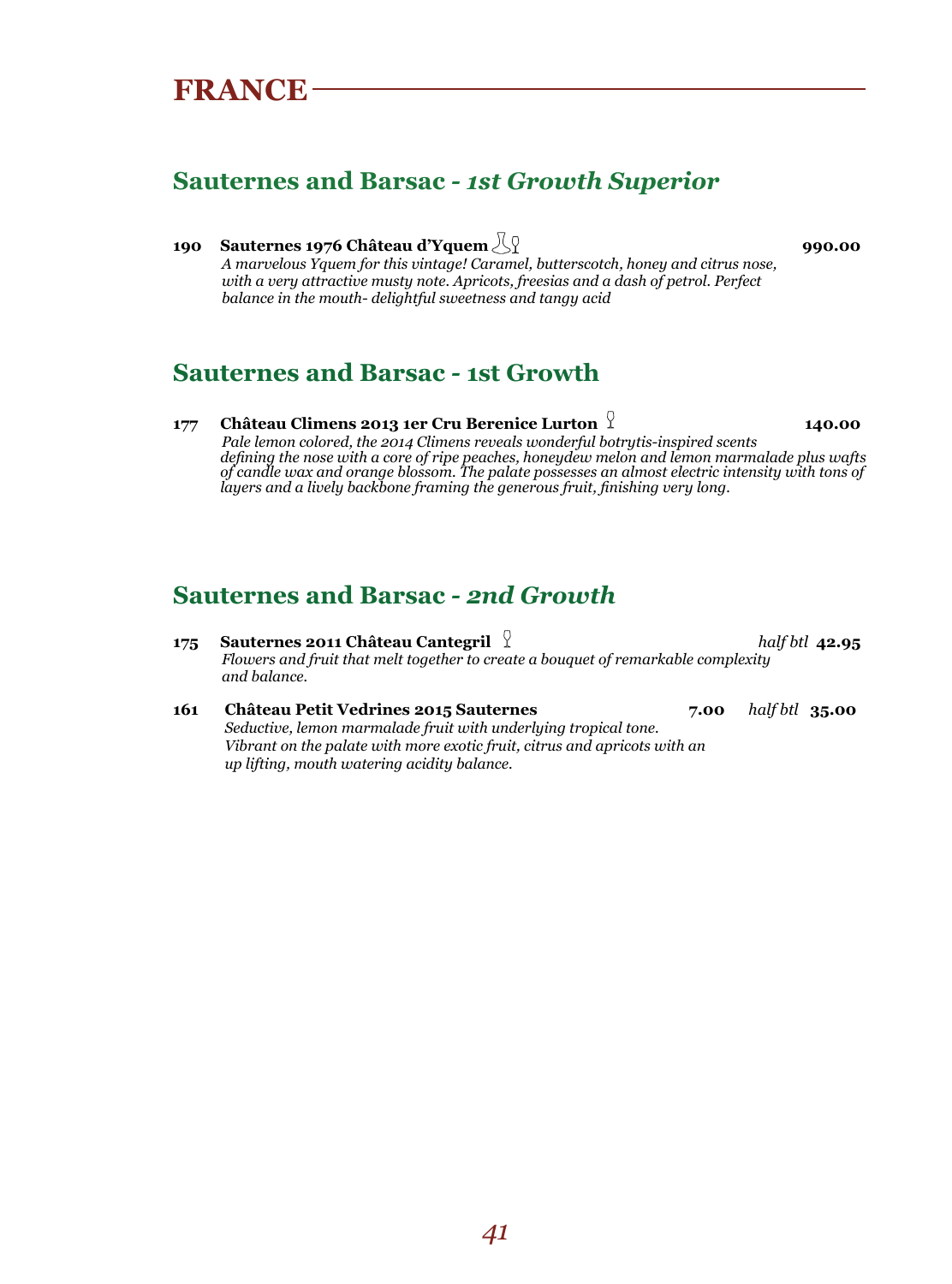# FRANCE

## Sauternes and Barsac - *1st Growth Superior*

**190 Sauternes 1976 Château d'Yquem** **990.00**

*A marvelous Yquem for this vintage! Caramel, butterscotch, honey and citrus nose, with a very attractive musty note. Apricots, freesias and a dash of petrol. Perfect balance in the mouth- delightful sweetness and tangy acid*

## Sauternes and Barsac - 1st Growth

**177 Château Climens 2013 1er Cru Berenice Lurton** **140.00**

*Pale lemon colored, the 2014 Climens reveals wonderful botrytis-inspired scents defining the nose with a core of ripe peaches, honeydew melon and lemon marmalade plus wafts of candle wax and orange blossom. The palate possesses an almost electric intensity with tons of layers and a lively backbone framing the generous fruit, finishing very long.*

## Sauternes and Barsac - *2nd Growth*

**175 Sauternes 2011 Château Cantegril** *half btl* **42.95**

*Flowers and fruit that melt together to create a bouquet of remarkable complexity and balance.*

**161 Château Petit Vedrines 2015 Sauternes** **7.00** *half btl* **35.00**

*Seductive, lemon marmalade fruit with underlying tropical tone. Vibrant on the palate with more exotic fruit, citrus and apricots with an up lifting, mouth watering acidity balance.*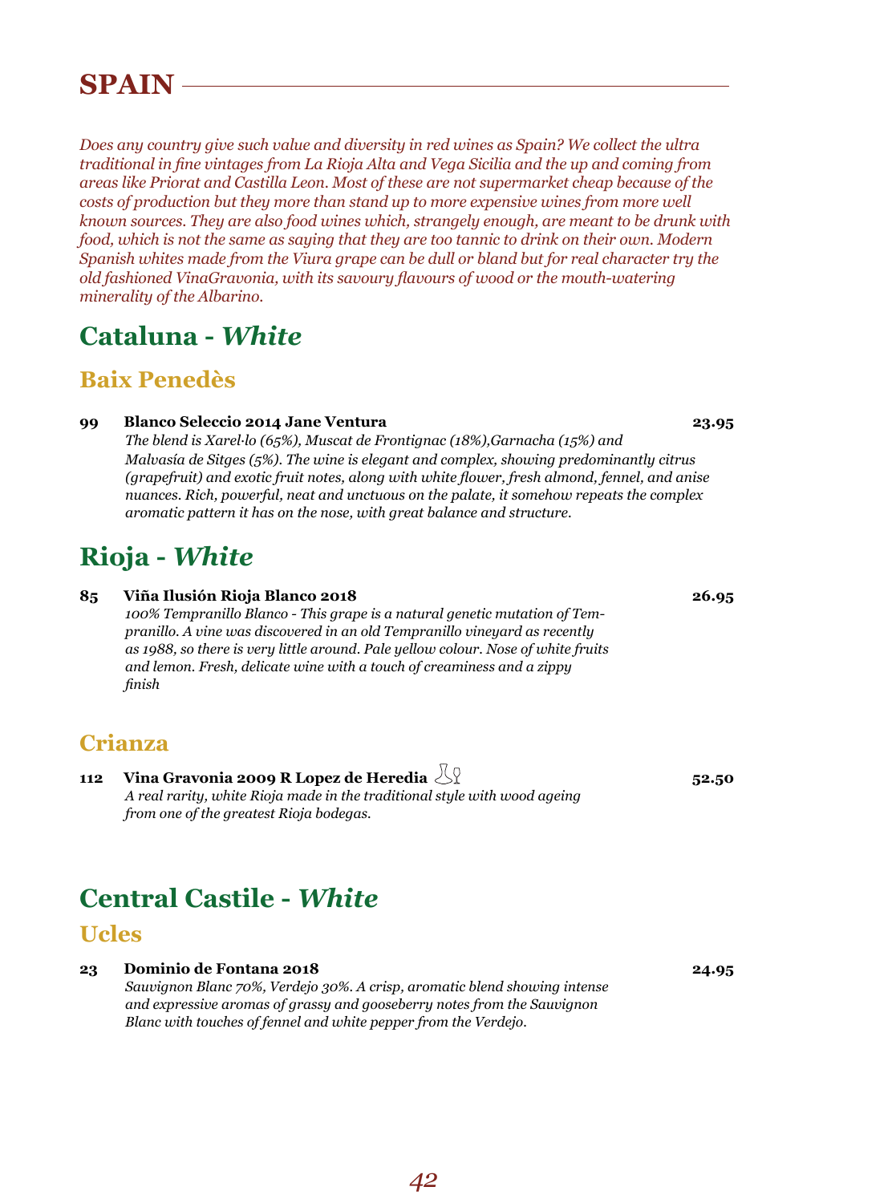# SPAIN

*Does any country give such value and diversity in red wines as Spain? We collect the ultra traditional in fine vintages from La Rioja Alta and Vega Sicilia and the up and coming from areas like Priorat and Castilla Leon. Most of these are not supermarket cheap because of the costs of production but they more than stand up to more expensive wines from more well known sources. They are also food wines which, strangely enough, are meant to be drunk with food, which is not the same as saying that they are too tannic to drink on their own. Modern Spanish whites made from the Viura grape can be dull or bland but for real character try the old fashioned VinaGravonia, with its savoury flavours of wood or the mouth-watering minerality of the Albarino.*

## Cataluna - *White*

### Baix Penedès

**99 Blanco Seleccio 2014 Jane Ventura — 23.95**
*The blend is Xarel·lo (65%), Muscat de Frontignac (18%),Garnacha (15%) and Malvasía de Sitges (5%). The wine is elegant and complex, showing predominantly citrus (grapefruit) and exotic fruit notes, along with white flower, fresh almond, fennel, and anise nuances. Rich, powerful, neat and unctuous on the palate, it somehow repeats the complex aromatic pattern it has on the nose, with great balance and structure.*

## Rioja - *White*

**85 Viña Ilusión Rioja Blanco 2018 — 26.95**
*100% Tempranillo Blanco - This grape is a natural genetic mutation of Tempranillo. A vine was discovered in an old Tempranillo vineyard as recently as 1988, so there is very little around. Pale yellow colour. Nose of white fruits and lemon. Fresh, delicate wine with a touch of creaminess and a zippy finish*

### Crianza

**112 Vina Gravonia 2009 R Lopez de Heredia — 52.50**
*A real rarity, white Rioja made in the traditional style with wood ageing from one of the greatest Rioja bodegas.*

## Central Castile - *White*

### Ucles

**23 Dominio de Fontana 2018 — 24.95**
*Sauvignon Blanc 70%, Verdejo 30%. A crisp, aromatic blend showing intense and expressive aromas of grassy and gooseberry notes from the Sauvignon Blanc with touches of fennel and white pepper from the Verdejo.*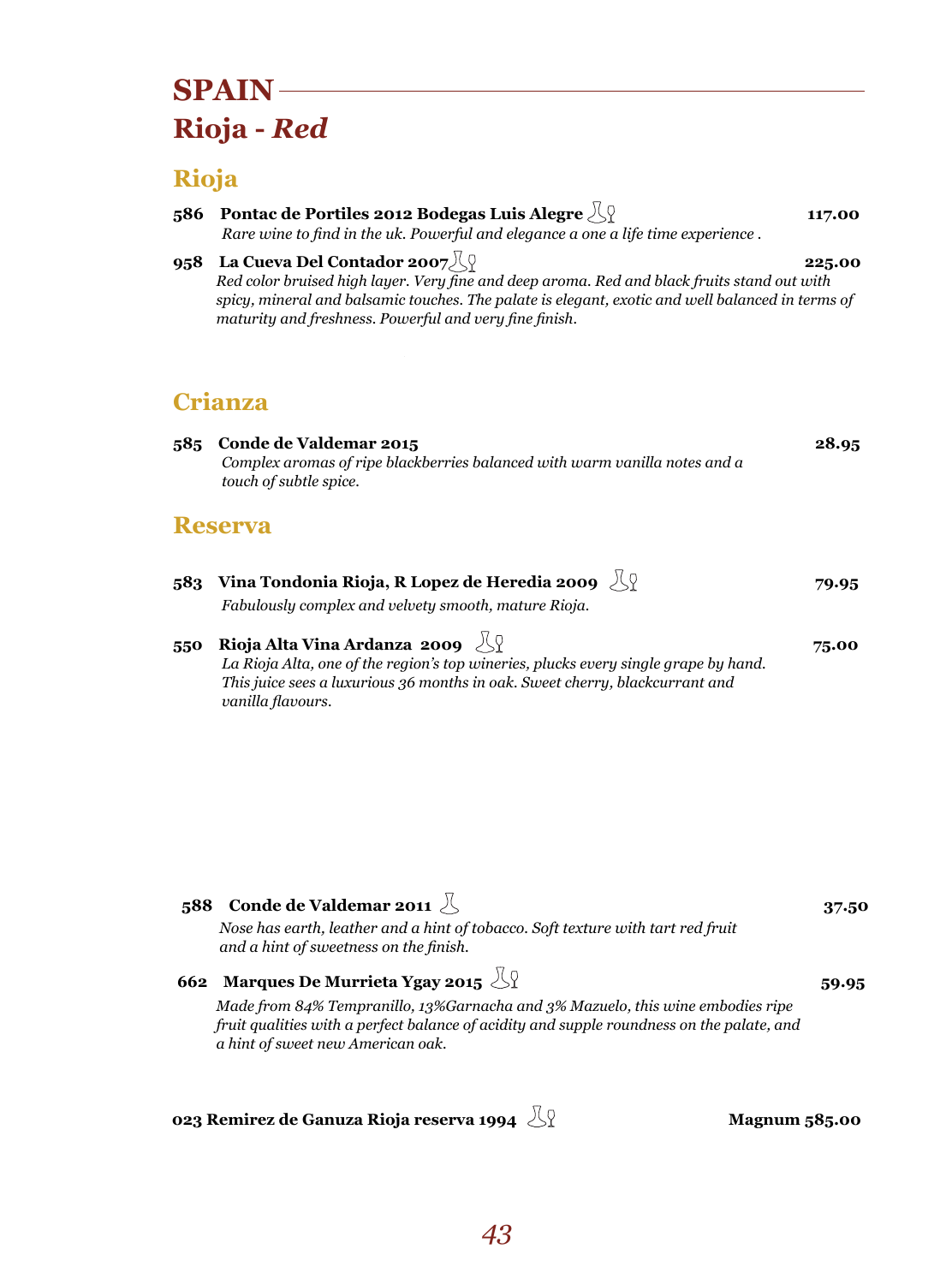# SPAIN

## Rioja - *Red*

### Rioja

**586 Pontac de Portiles 2012 Bodegas Luis Alegre** — **117.00**

*Rare wine to find in the uk. Powerful and elegance a one a life time experience .*

**958 La Cueva Del Contador 2007** — **225.00**

*Red color bruised high layer. Very fine and deep aroma. Red and black fruits stand out with spicy, mineral and balsamic touches. The palate is elegant, exotic and well balanced in terms of maturity and freshness. Powerful and very fine finish.*

### Crianza

**585 Conde de Valdemar 2015** — **28.95**

*Complex aromas of ripe blackberries balanced with warm vanilla notes and a touch of subtle spice.*

### Reserva

**583 Vina Tondonia Rioja, R Lopez de Heredia 2009** — **79.95**

*Fabulously complex and velvety smooth, mature Rioja.*

**550 Rioja Alta Vina Ardanza 2009** — **75.00**

*La Rioja Alta, one of the region's top wineries, plucks every single grape by hand. This juice sees a luxurious 36 months in oak. Sweet cherry, blackcurrant and vanilla flavours.*

**588 Conde de Valdemar 2011** — **37.50**

*Nose has earth, leather and a hint of tobacco. Soft texture with tart red fruit and a hint of sweetness on the finish.*

**662 Marques De Murrieta Ygay 2015** — **59.95**

*Made from 84% Tempranillo, 13%Garnacha and 3% Mazuelo, this wine embodies ripe fruit qualities with a perfect balance of acidity and supple roundness on the palate, and a hint of sweet new American oak.*

**023 Remirez de Ganuza Rioja reserva 1994** — **Magnum 585.00**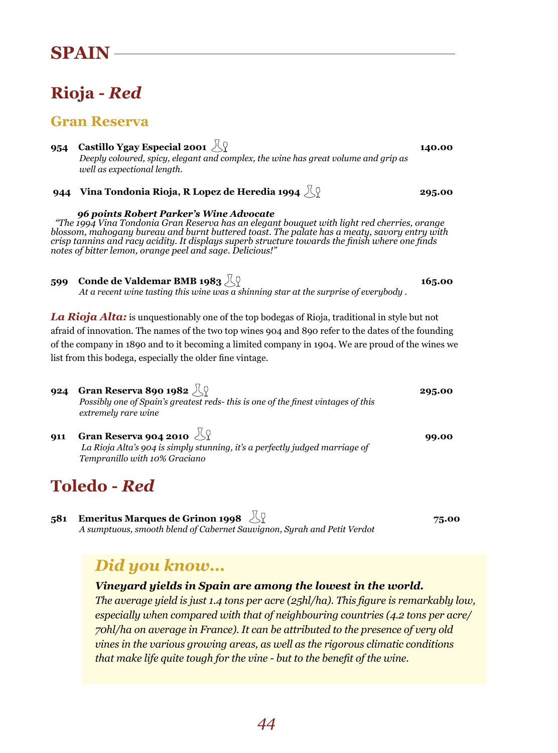# SPAIN

## Rioja - *Red*

### Gran Reserva

**954 Castillo Ygay Especial 2001** **140.00**
*Deeply coloured, spicy, elegant and complex, the wine has great volume and grip as well as expectional length.*

**944 Vina Tondonia Rioja, R Lopez de Heredia 1994** **295.00**

***96 points Robert Parker's Wine Advocate***
*"The 1994 Vina Tondonia Gran Reserva has an elegant bouquet with light red cherries, orange blossom, mahogany bureau and burnt buttered toast. The palate has a meaty, savory entry with crisp tannins and racy acidity. It displays superb structure towards the finish where one finds notes of bitter lemon, orange peel and sage. Delicious!"*

**599 Conde de Valdemar BMB 1983** **165.00**
*At a recent wine tasting this wine was a shinning star at the surprise of everybody .*

***La Rioja Alta:*** is unquestionably one of the top bodegas of Rioja, traditional in style but not afraid of innovation. The names of the two top wines 904 and 890 refer to the dates of the founding of the company in 1890 and to it becoming a limited company in 1904. We are proud of the wines we list from this bodega, especially the older fine vintage.

**924 Gran Reserva 890 1982** **295.00**
*Possibly one of Spain's greatest reds- this is one of the finest vintages of this extremely rare wine*

**911 Gran Reserva 904 2010** **99.00**
*La Rioja Alta's 904 is simply stunning, it's a perfectly judged marriage of Tempranillo with 10% Graciano*

## Toledo - *Red*

**581 Emeritus Marques de Grinon 1998** **75.00**
*A sumptuous, smooth blend of Cabernet Sauvignon, Syrah and Petit Verdot*

### *Did you know...*

***Vineyard yields in Spain are among the lowest in the world.***
*The average yield is just 1.4 tons per acre (25hl/ha). This figure is remarkably low, especially when compared with that of neighbouring countries (4.2 tons per acre/ 70hl/ha on average in France). It can be attributed to the presence of very old vines in the various growing areas, as well as the rigorous climatic conditions that make life quite tough for the vine - but to the benefit of the wine.*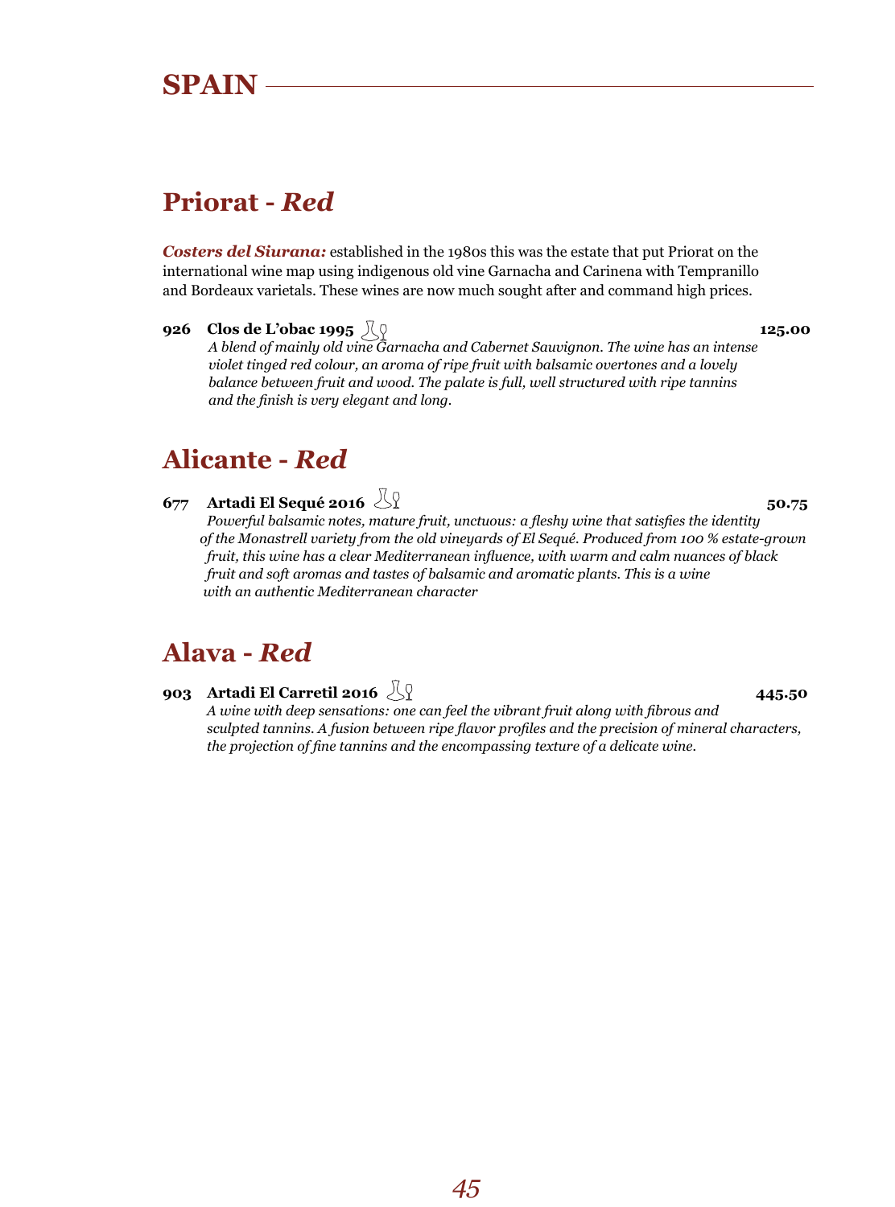# SPAIN

## Priorat - *Red*

***Costers del Siurana:*** established in the 1980s this was the estate that put Priorat on the international wine map using indigenous old vine Garnacha and Carinena with Tempranillo and Bordeaux varietals. These wines are now much sought after and command high prices.

**926 Clos de L'obac 1995** **125.00**
*A blend of mainly old vine Garnacha and Cabernet Sauvignon. The wine has an intense violet tinged red colour, an aroma of ripe fruit with balsamic overtones and a lovely balance between fruit and wood. The palate is full, well structured with ripe tannins and the finish is very elegant and long.*

## Alicante - *Red*

**677 Artadi El Sequé 2016** **50.75**
*Powerful balsamic notes, mature fruit, unctuous: a fleshy wine that satisfies the identity of the Monastrell variety from the old vineyards of El Sequé. Produced from 100 % estate-grown fruit, this wine has a clear Mediterranean influence, with warm and calm nuances of black fruit and soft aromas and tastes of balsamic and aromatic plants. This is a wine with an authentic Mediterranean character*

## Alava - *Red*

**903 Artadi El Carretil 2016** **445.50**
*A wine with deep sensations: one can feel the vibrant fruit along with fibrous and sculpted tannins. A fusion between ripe flavor profiles and the precision of mineral characters, the projection of fine tannins and the encompassing texture of a delicate wine.*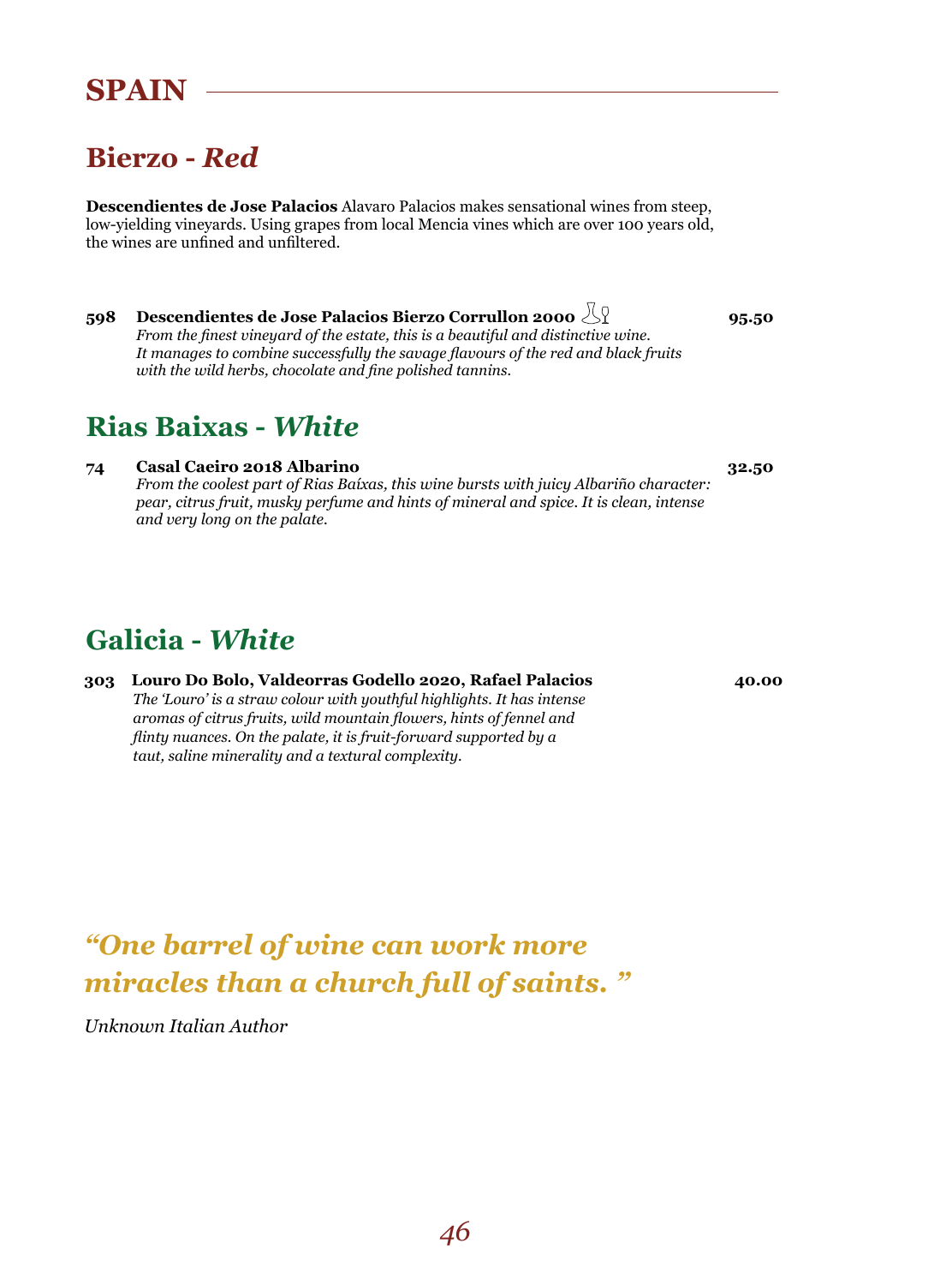# SPAIN

## Bierzo - *Red*

**Descendientes de Jose Palacios** Alavaro Palacios makes sensational wines from steep, low-yielding vineyards. Using grapes from local Mencia vines which are over 100 years old, the wines are unfined and unfiltered.

**598 Descendientes de Jose Palacios Bierzo Corrullon 2000** **95.50**
*From the finest vineyard of the estate, this is a beautiful and distinctive wine. It manages to combine successfully the savage flavours of the red and black fruits with the wild herbs, chocolate and fine polished tannins.*

## Rias Baixas - *White*

**74 Casal Caeiro 2018 Albarino** **32.50**
*From the coolest part of Rias Baíxas, this wine bursts with juicy Albariño character: pear, citrus fruit, musky perfume and hints of mineral and spice. It is clean, intense and very long on the palate.*

## Galicia - *White*

**303 Louro Do Bolo, Valdeorras Godello 2020, Rafael Palacios** **40.00**
*The 'Louro' is a straw colour with youthful highlights. It has intense aromas of citrus fruits, wild mountain flowers, hints of fennel and flinty nuances. On the palate, it is fruit-forward supported by a taut, saline minerality and a textural complexity.*

***"One barrel of wine can work more miracles than a church full of saints. "***

*Unknown Italian Author*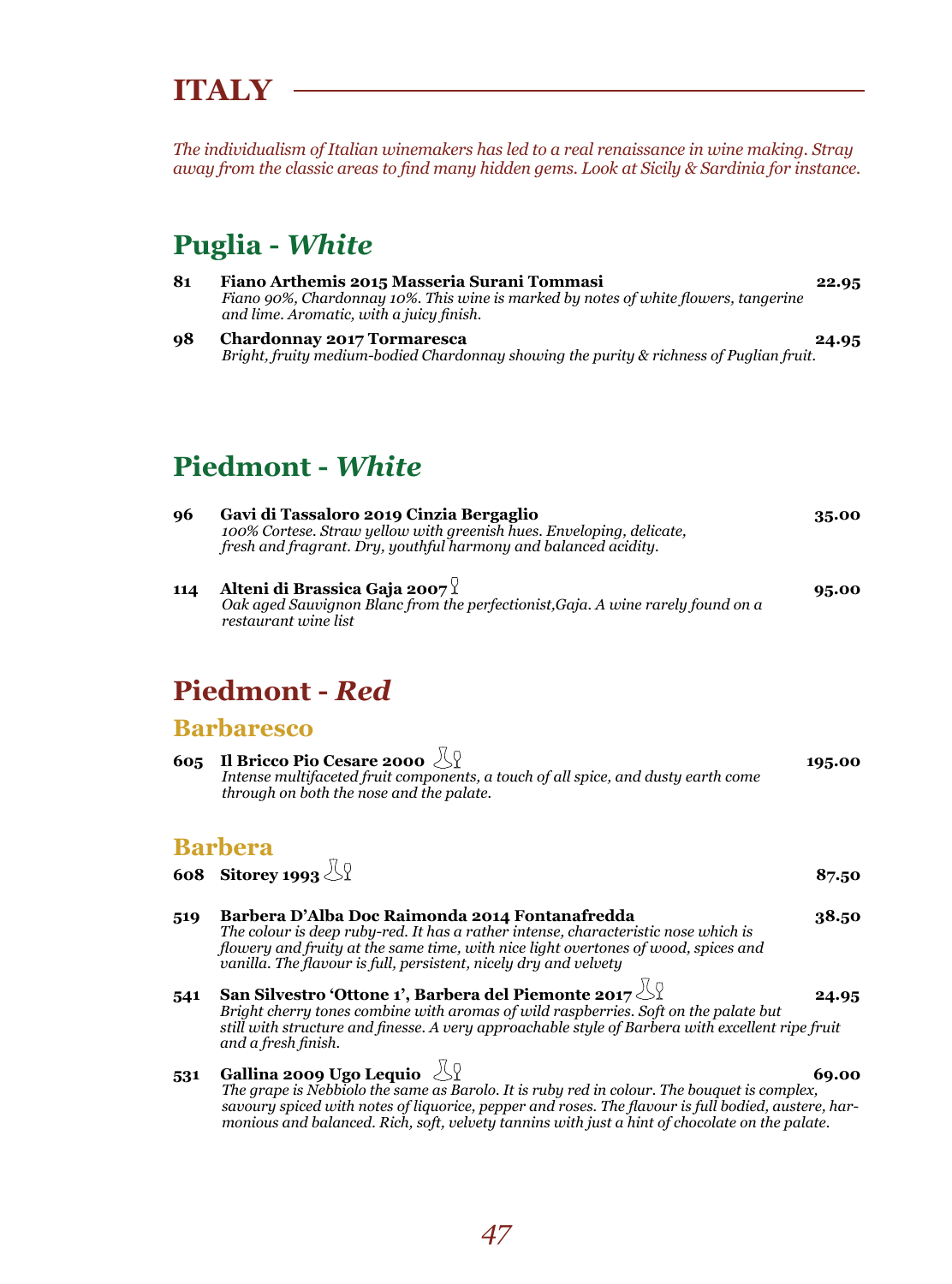# ITALY

*The individualism of Italian winemakers has led to a real renaissance in wine making. Stray away from the classic areas to find many hidden gems. Look at Sicily & Sardinia for instance.*

## Puglia - *White*

**81 Fiano Arthemis 2015 Masseria Surani Tommasi** **22.95**
*Fiano 90%, Chardonnay 10%. This wine is marked by notes of white flowers, tangerine and lime. Aromatic, with a juicy finish.*

**98 Chardonnay 2017 Tormaresca** **24.95**
*Bright, fruity medium-bodied Chardonnay showing the purity & richness of Puglian fruit.*

## Piedmont - *White*

**96 Gavi di Tassaloro 2019 Cinzia Bergaglio** **35.00**
*100% Cortese. Straw yellow with greenish hues. Enveloping, delicate, fresh and fragrant. Dry, youthful harmony and balanced acidity.*

**114 Alteni di Brassica Gaja 2007** **95.00**
*Oak aged Sauvignon Blanc from the perfectionist,Gaja. A wine rarely found on a restaurant wine list*

## Piedmont - *Red*

### Barbaresco

**605 Il Bricco Pio Cesare 2000** **195.00**
*Intense multifaceted fruit components, a touch of all spice, and dusty earth come through on both the nose and the palate.*

### Barbera

**608 Sitorey 1993** **87.50**

**519 Barbera D'Alba Doc Raimonda 2014 Fontanafredda** **38.50**
*The colour is deep ruby-red. It has a rather intense, characteristic nose which is flowery and fruity at the same time, with nice light overtones of wood, spices and vanilla. The flavour is full, persistent, nicely dry and velvety*

**541 San Silvestro 'Ottone 1', Barbera del Piemonte 2017** **24.95**
*Bright cherry tones combine with aromas of wild raspberries. Soft on the palate but still with structure and finesse. A very approachable style of Barbera with excellent ripe fruit and a fresh finish.*

**531 Gallina 2009 Ugo Lequio** **69.00**
*The grape is Nebbiolo the same as Barolo. It is ruby red in colour. The bouquet is complex, savoury spiced with notes of liquorice, pepper and roses. The flavour is full bodied, austere, harmonious and balanced. Rich, soft, velvety tannins with just a hint of chocolate on the palate.*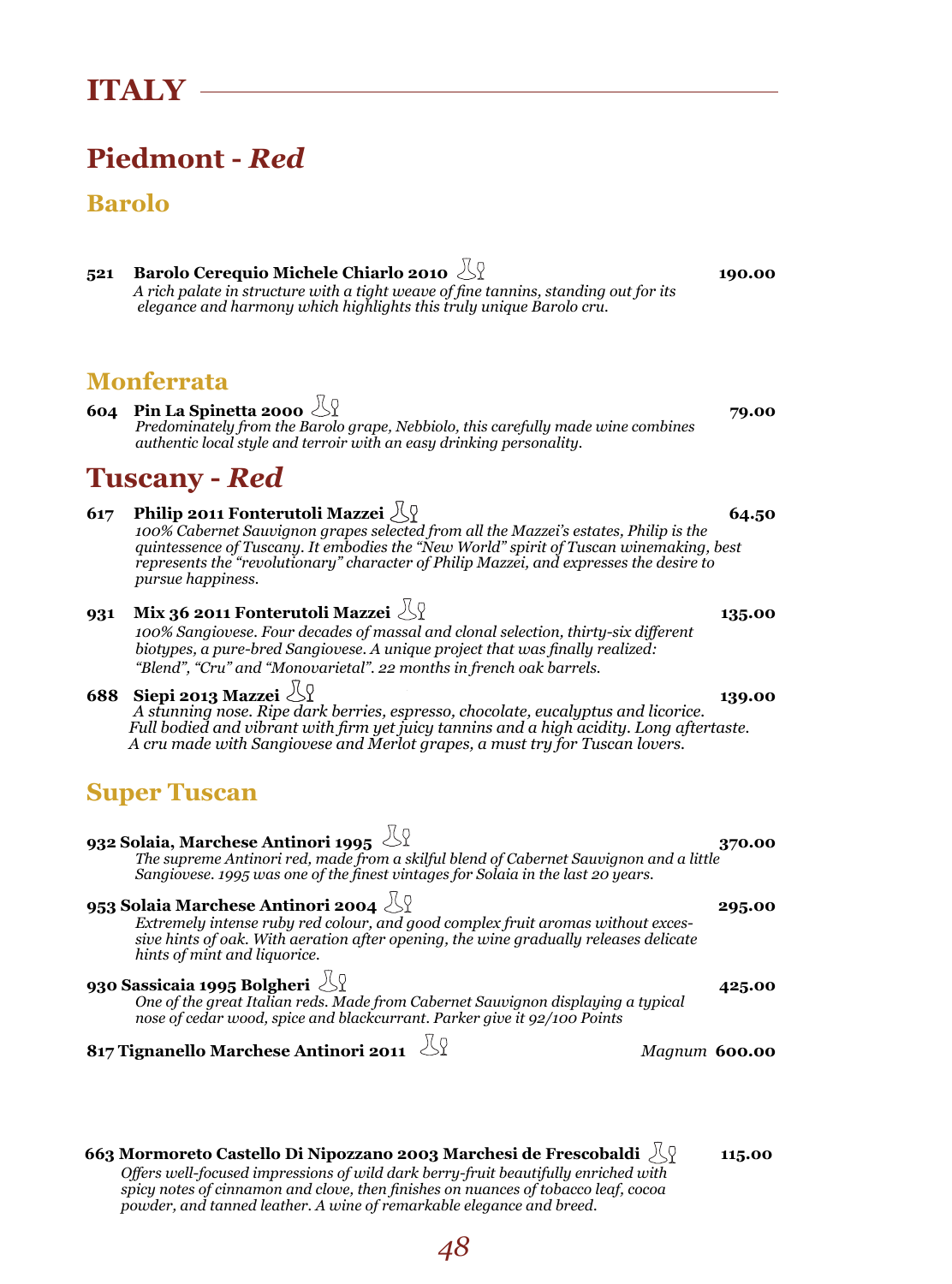# ITALY

## Piedmont - *Red*

### Barolo

**521 Barolo Cerequio Michele Chiarlo 2010** **190.00**
*A rich palate in structure with a tight weave of fine tannins, standing out for its elegance and harmony which highlights this truly unique Barolo cru.*

### Monferrata

**604 Pin La Spinetta 2000** **79.00**
*Predominately from the Barolo grape, Nebbiolo, this carefully made wine combines authentic local style and terroir with an easy drinking personality.*

## Tuscany - *Red*

**617 Philip 2011 Fonterutoli Mazzei** **64.50**
*100% Cabernet Sauvignon grapes selected from all the Mazzei's estates, Philip is the quintessence of Tuscany. It embodies the "New World" spirit of Tuscan winemaking, best represents the "revolutionary" character of Philip Mazzei, and expresses the desire to pursue happiness.*

**931 Mix 36 2011 Fonterutoli Mazzei** **135.00**
*100% Sangiovese. Four decades of massal and clonal selection, thirty-six different biotypes, a pure-bred Sangiovese. A unique project that was finally realized: "Blend", "Cru" and "Monovarietal". 22 months in french oak barrels.*

**688 Siepi 2013 Mazzei** **139.00**
*A stunning nose. Ripe dark berries, espresso, chocolate, eucalyptus and licorice. Full bodied and vibrant with firm yet juicy tannins and a high acidity. Long aftertaste. A cru made with Sangiovese and Merlot grapes, a must try for Tuscan lovers.*

### Super Tuscan

**932 Solaia, Marchese Antinori 1995** **370.00**
*The supreme Antinori red, made from a skilful blend of Cabernet Sauvignon and a little Sangiovese. 1995 was one of the finest vintages for Solaia in the last 20 years.*

**953 Solaia Marchese Antinori 2004** **295.00**
*Extremely intense ruby red colour, and good complex fruit aromas without excessive hints of oak. With aeration after opening, the wine gradually releases delicate hints of mint and liquorice.*

**930 Sassicaia 1995 Bolgheri** **425.00**
*One of the great Italian reds. Made from Cabernet Sauvignon displaying a typical nose of cedar wood, spice and blackcurrant. Parker give it 92/100 Points*

**817 Tignanello Marchese Antinori 2011** *Magnum* **600.00**

**663 Mormoreto Castello Di Nipozzano 2003 Marchesi de Frescobaldi** **115.00**
*Offers well-focused impressions of wild dark berry-fruit beautifully enriched with spicy notes of cinnamon and clove, then finishes on nuances of tobacco leaf, cocoa powder, and tanned leather. A wine of remarkable elegance and breed.*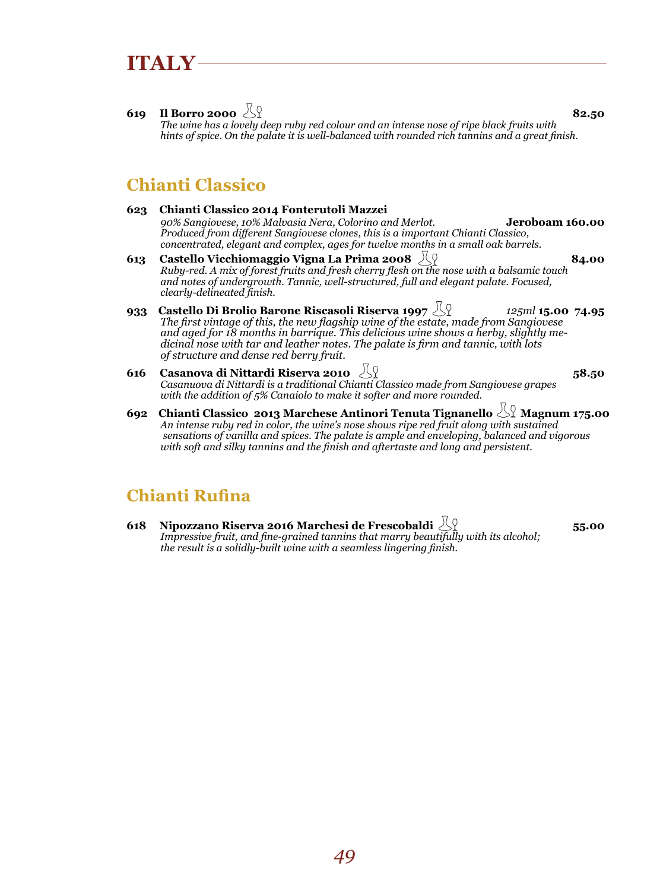# ITALY

**619 Il Borro 2000** **82.50**
*The wine has a lovely deep ruby red colour and an intense nose of ripe black fruits with hints of spice. On the palate it is well-balanced with rounded rich tannins and a great finish.*

## Chianti Classico

**623 Chianti Classico 2014 Fonterutoli Mazzei**
*90% Sangiovese, 10% Malvasia Nera, Colorino and Merlot.* **Jeroboam 160.00**
*Produced from different Sangiovese clones, this is a important Chianti Classico, concentrated, elegant and complex, ages for twelve months in a small oak barrels.*

**613 Castello Vicchiomaggio Vigna La Prima 2008** **84.00**
*Ruby-red. A mix of forest fruits and fresh cherry flesh on the nose with a balsamic touch and notes of undergrowth. Tannic, well-structured, full and elegant palate. Focused, clearly-delineated finish.*

**933 Castello Di Brolio Barone Riscasoli Riserva 1997** *125ml* **15.00** **74.95**
*The first vintage of this, the new flagship wine of the estate, made from Sangiovese and aged for 18 months in barrique. This delicious wine shows a herby, slightly medicinal nose with tar and leather notes. The palate is firm and tannic, with lots of structure and dense red berry fruit.*

**616 Casanova di Nittardi Riserva 2010** **58.50**
*Casanuova di Nittardi is a traditional Chianti Classico made from Sangiovese grapes with the addition of 5% Canaiolo to make it softer and more rounded.*

**692 Chianti Classico 2013 Marchese Antinori Tenuta Tignanello** **Magnum 175.00**
*An intense ruby red in color, the wine's nose shows ripe red fruit along with sustained sensations of vanilla and spices. The palate is ample and enveloping, balanced and vigorous with soft and silky tannins and the finish and aftertaste and long and persistent.*

## Chianti Rufina

**618 Nipozzano Riserva 2016 Marchesi de Frescobaldi** **55.00**
*Impressive fruit, and fine-grained tannins that marry beautifully with its alcohol; the result is a solidly-built wine with a seamless lingering finish.*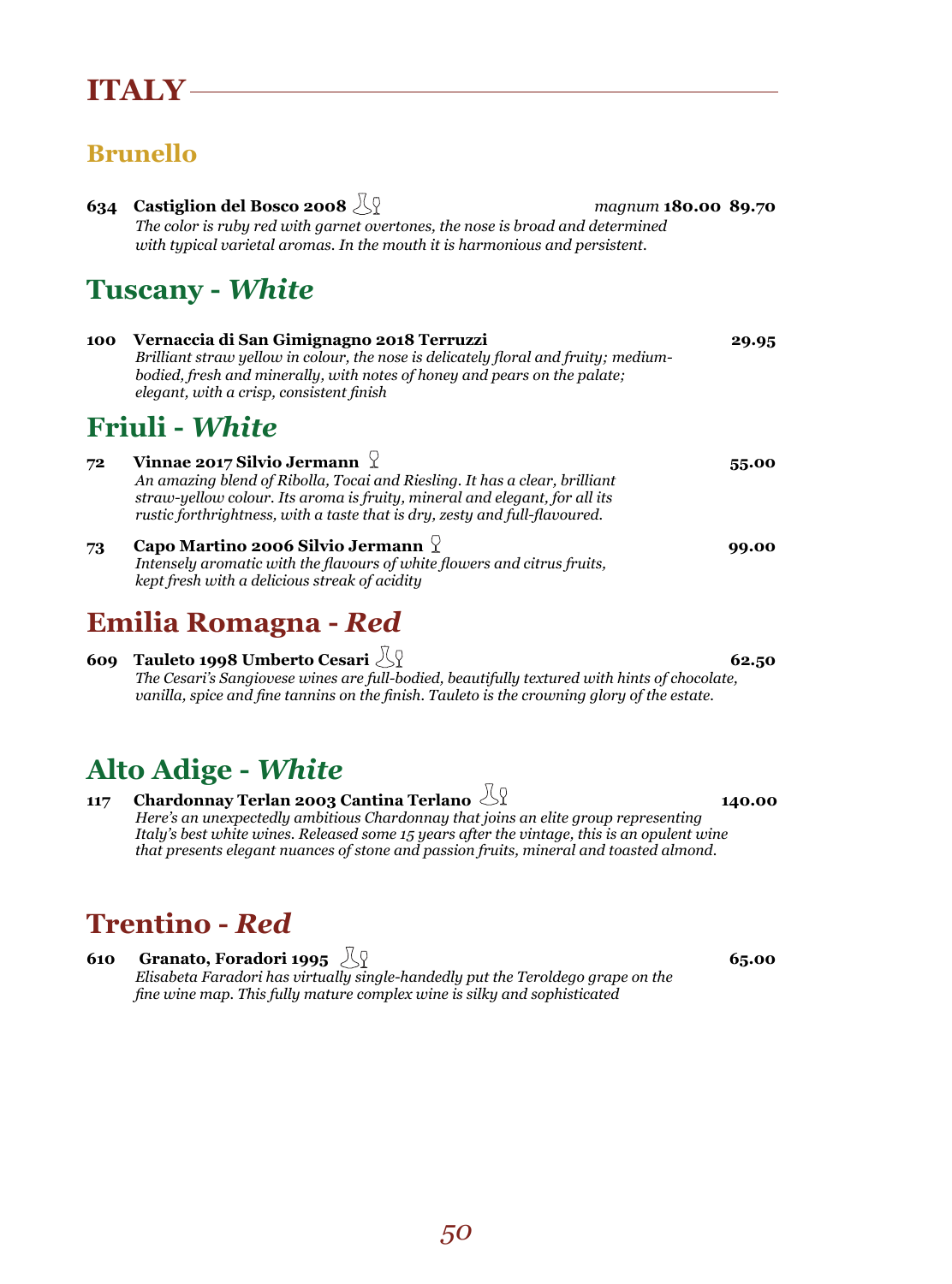# ITALY

## Brunello

**634 Castiglion del Bosco 2008** — *magnum* **180.00** **89.70**
*The color is ruby red with garnet overtones, the nose is broad and determined with typical varietal aromas. In the mouth it is harmonious and persistent.*

## Tuscany - *White*

**100 Vernaccia di San Gimignagno 2018 Terruzzi** — **29.95**
*Brilliant straw yellow in colour, the nose is delicately floral and fruity; medium-bodied, fresh and minerally, with notes of honey and pears on the palate; elegant, with a crisp, consistent finish*

## Friuli - *White*

**72 Vinnae 2017 Silvio Jermann** — **55.00**
*An amazing blend of Ribolla, Tocai and Riesling. It has a clear, brilliant straw-yellow colour. Its aroma is fruity, mineral and elegant, for all its rustic forthrightness, with a taste that is dry, zesty and full-flavoured.*

**73 Capo Martino 2006 Silvio Jermann** — **99.00**
*Intensely aromatic with the flavours of white flowers and citrus fruits, kept fresh with a delicious streak of acidity*

## Emilia Romagna - *Red*

**609 Tauleto 1998 Umberto Cesari** — **62.50**
*The Cesari's Sangiovese wines are full-bodied, beautifully textured with hints of chocolate, vanilla, spice and fine tannins on the finish. Tauleto is the crowning glory of the estate.*

## Alto Adige - *White*

**117 Chardonnay Terlan 2003 Cantina Terlano** — **140.00**
*Here's an unexpectedly ambitious Chardonnay that joins an elite group representing Italy's best white wines. Released some 15 years after the vintage, this is an opulent wine that presents elegant nuances of stone and passion fruits, mineral and toasted almond.*

## Trentino - *Red*

**610 Granato, Foradori 1995** — **65.00**
*Elisabeta Faradori has virtually single-handedly put the Teroldego grape on the fine wine map. This fully mature complex wine is silky and sophisticated*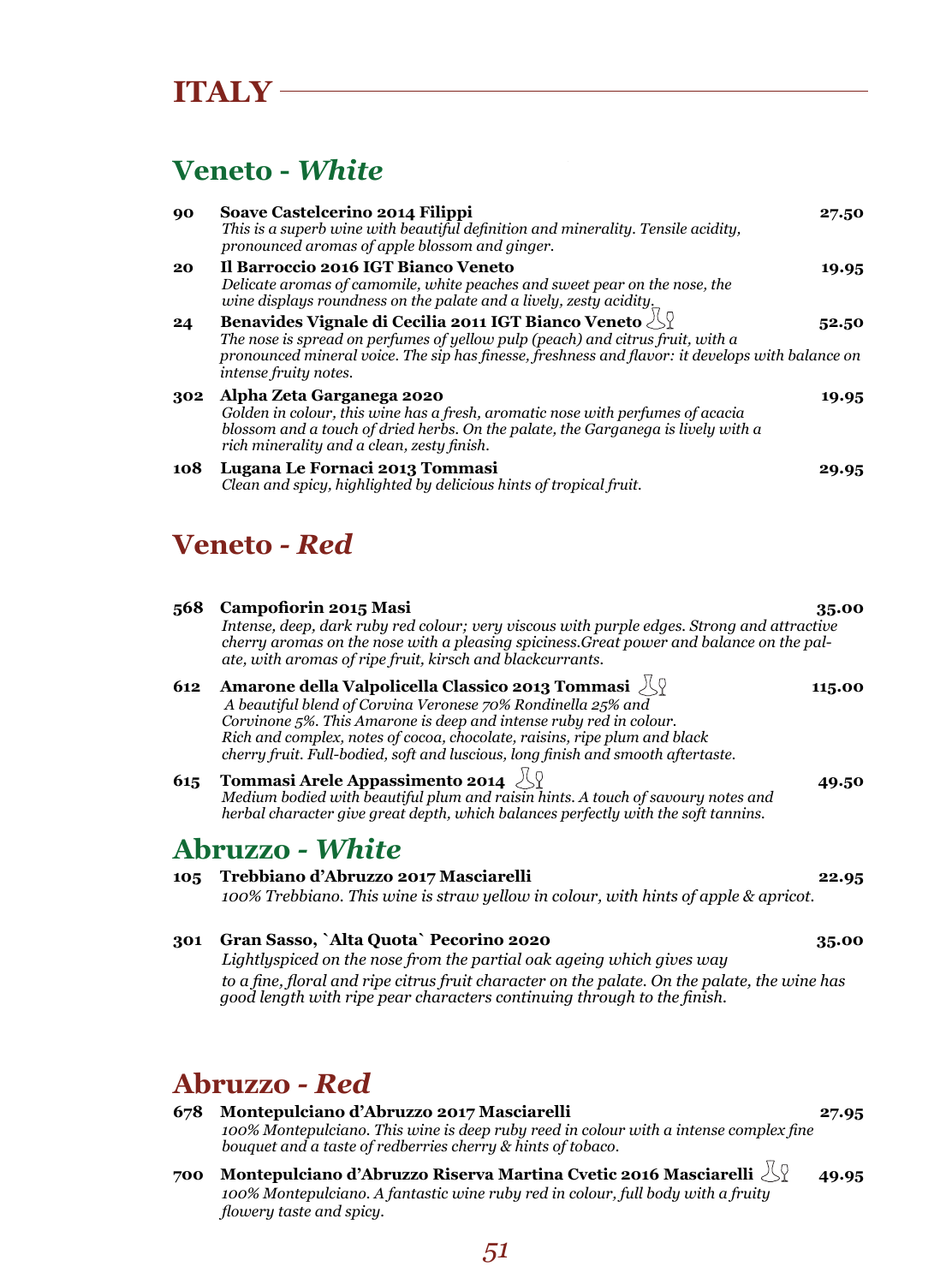# ITALY

## Veneto - *White*

**90** **Soave Castelcerino 2014 Filippi** **27.50**
*This is a superb wine with beautiful definition and minerality. Tensile acidity, pronounced aromas of apple blossom and ginger.*

**20** **Il Barroccio 2016 IGT Bianco Veneto** **19.95**
*Delicate aromas of camomile, white peaches and sweet pear on the nose, the wine displays roundness on the palate and a lively, zesty acidity.*

**24** **Benavides Vignale di Cecilia 2011 IGT Bianco Veneto** **52.50**
*The nose is spread on perfumes of yellow pulp (peach) and citrus fruit, with a pronounced mineral voice. The sip has finesse, freshness and flavor: it develops with balance on intense fruity notes.*

**302** **Alpha Zeta Garganega 2020** **19.95**
*Golden in colour, this wine has a fresh, aromatic nose with perfumes of acacia blossom and a touch of dried herbs. On the palate, the Garganega is lively with a rich minerality and a clean, zesty finish.*

**108** **Lugana Le Fornaci 2013 Tommasi** **29.95**
*Clean and spicy, highlighted by delicious hints of tropical fruit.*

## Veneto - *Red*

**568** **Campofiorin 2015 Masi** **35.00**
*Intense, deep, dark ruby red colour; very viscous with purple edges. Strong and attractive cherry aromas on the nose with a pleasing spiciness.Great power and balance on the palate, with aromas of ripe fruit, kirsch and blackcurrants.*

**612** **Amarone della Valpolicella Classico 2013 Tommasi** **115.00**
*A beautiful blend of Corvina Veronese 70% Rondinella 25% and Corvinone 5%. This Amarone is deep and intense ruby red in colour. Rich and complex, notes of cocoa, chocolate, raisins, ripe plum and black cherry fruit. Full-bodied, soft and luscious, long finish and smooth aftertaste.*

**615** **Tommasi Arele Appassimento 2014** **49.50**
*Medium bodied with beautiful plum and raisin hints. A touch of savoury notes and herbal character give great depth, which balances perfectly with the soft tannins.*

## Abruzzo - *White*

**105** **Trebbiano d'Abruzzo 2017 Masciarelli** **22.95**
*100% Trebbiano. This wine is straw yellow in colour, with hints of apple & apricot.*

**301** **Gran Sasso, `Alta Quota` Pecorino 2020** **35.00**
*Lightlyspiced on the nose from the partial oak ageing which gives way to a fine, floral and ripe citrus fruit character on the palate. On the palate, the wine has good length with ripe pear characters continuing through to the finish.*

## Abruzzo - *Red*

**678** **Montepulciano d'Abruzzo 2017 Masciarelli** **27.95**
*100% Montepulciano. This wine is deep ruby reed in colour with a intense complex fine bouquet and a taste of redberries cherry & hints of tobaco.*

**700** **Montepulciano d'Abruzzo Riserva Martina Cvetic 2016 Masciarelli** **49.95**
*100% Montepulciano. A fantastic wine ruby red in colour, full body with a fruity flowery taste and spicy.*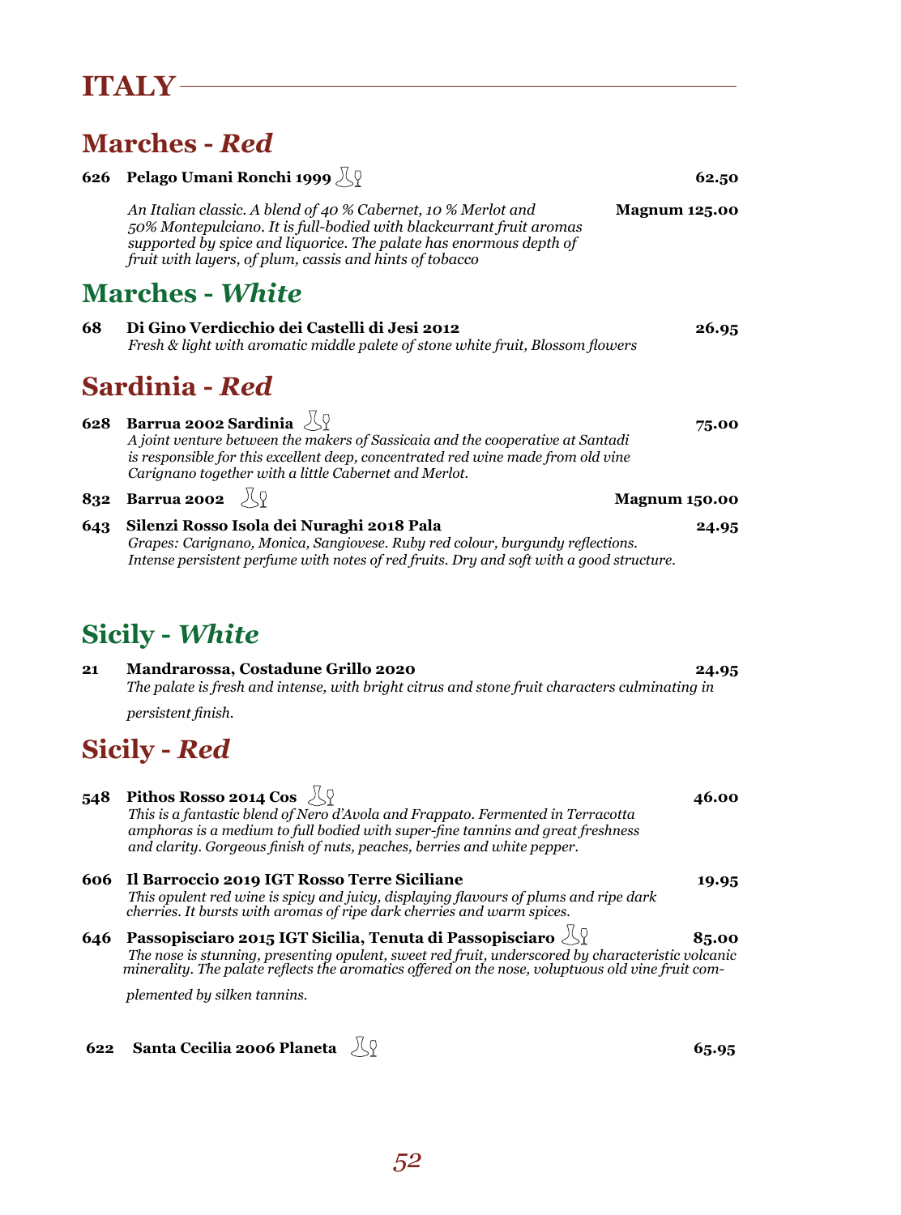# ITALY

## Marches - *Red*

**626 Pelago Umani Ronchi 1999** **62.50**

*An Italian classic. A blend of 40 % Cabernet, 10 % Merlot and 50% Montepulciano. It is full-bodied with blackcurrant fruit aromas supported by spice and liquorice. The palate has enormous depth of fruit with layers, of plum, cassis and hints of tobacco* **Magnum 125.00**

## Marches - *White*

**68 Di Gino Verdicchio dei Castelli di Jesi 2012** **26.95**

*Fresh & light with aromatic middle palete of stone white fruit, Blossom flowers*

## Sardinia - *Red*

**628 Barrua 2002 Sardinia** **75.00**

*A joint venture between the makers of Sassicaia and the cooperative at Santadi is responsible for this excellent deep, concentrated red wine made from old vine Carignano together with a little Cabernet and Merlot.*

**832 Barrua 2002** **Magnum 150.00**

**643 Silenzi Rosso Isola dei Nuraghi 2018 Pala** **24.95**

*Grapes: Carignano, Monica, Sangiovese. Ruby red colour, burgundy reflections. Intense persistent perfume with notes of red fruits. Dry and soft with a good structure.*

## Sicily - *White*

**21 Mandrarossa, Costadune Grillo 2020** **24.95**

*The palate is fresh and intense, with bright citrus and stone fruit characters culminating in persistent finish.*

## Sicily - *Red*

**548 Pithos Rosso 2014 Cos** **46.00**

*This is a fantastic blend of Nero d'Avola and Frappato. Fermented in Terracotta amphoras is a medium to full bodied with super-fine tannins and great freshness and clarity. Gorgeous finish of nuts, peaches, berries and white pepper.*

**606 Il Barroccio 2019 IGT Rosso Terre Siciliane** **19.95**

*This opulent red wine is spicy and juicy, displaying flavours of plums and ripe dark cherries. It bursts with aromas of ripe dark cherries and warm spices.*

**646 Passopisciaro 2015 IGT Sicilia, Tenuta di Passopisciaro** **85.00**

*The nose is stunning, presenting opulent, sweet red fruit, underscored by characteristic volcanic minerality. The palate reflects the aromatics offered on the nose, voluptuous old vine fruit complemented by silken tannins.*

**622 Santa Cecilia 2006 Planeta** **65.95**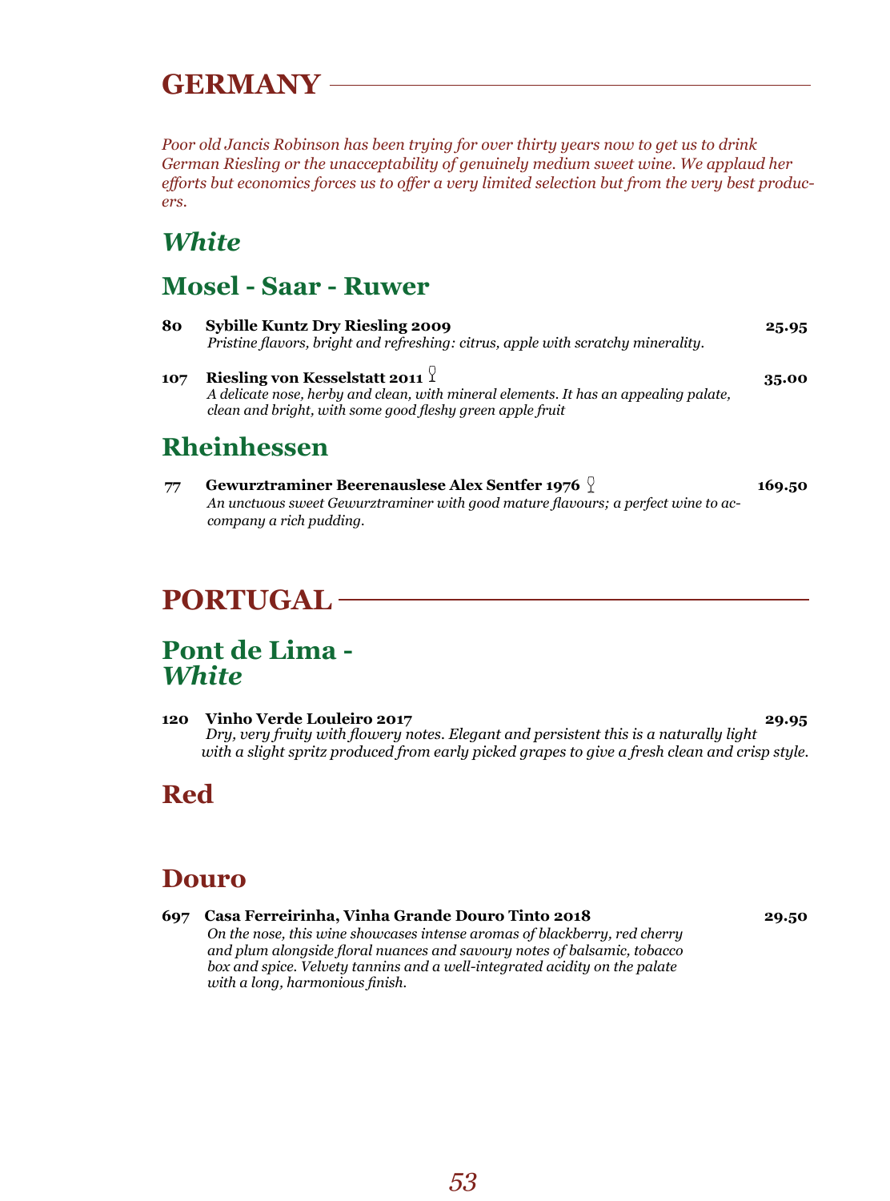# GERMANY

*Poor old Jancis Robinson has been trying for over thirty years now to get us to drink German Riesling or the unacceptability of genuinely medium sweet wine. We applaud her efforts but economics forces us to offer a very limited selection but from the very best producers.*

## *White*

### Mosel - Saar - Ruwer

**80** **Sybille Kuntz Dry Riesling 2009** **25.95**
*Pristine flavors, bright and refreshing: citrus, apple with scratchy minerality.*

**107** **Riesling von Kesselstatt 2011** 🍷 **35.00**
*A delicate nose, herby and clean, with mineral elements. It has an appealing palate, clean and bright, with some good fleshy green apple fruit*

### Rheinhessen

**77** **Gewurztraminer Beerenauslese Alex Sentfer 1976** 🍷 **169.50**
*An unctuous sweet Gewurztraminer with good mature flavours; a perfect wine to accompany a rich pudding.*

# PORTUGAL

## Pont de Lima - *White*

**120** **Vinho Verde Louleiro 2017** **29.95**
*Dry, very fruity with flowery notes. Elegant and persistent this is a naturally light with a slight spritz produced from early picked grapes to give a fresh clean and crisp style.*

## Red

### Douro

**697** **Casa Ferreirinha, Vinha Grande Douro Tinto 2018** **29.50**
*On the nose, this wine showcases intense aromas of blackberry, red cherry and plum alongside floral nuances and savoury notes of balsamic, tobacco box and spice. Velvety tannins and a well-integrated acidity on the palate with a long, harmonious finish.*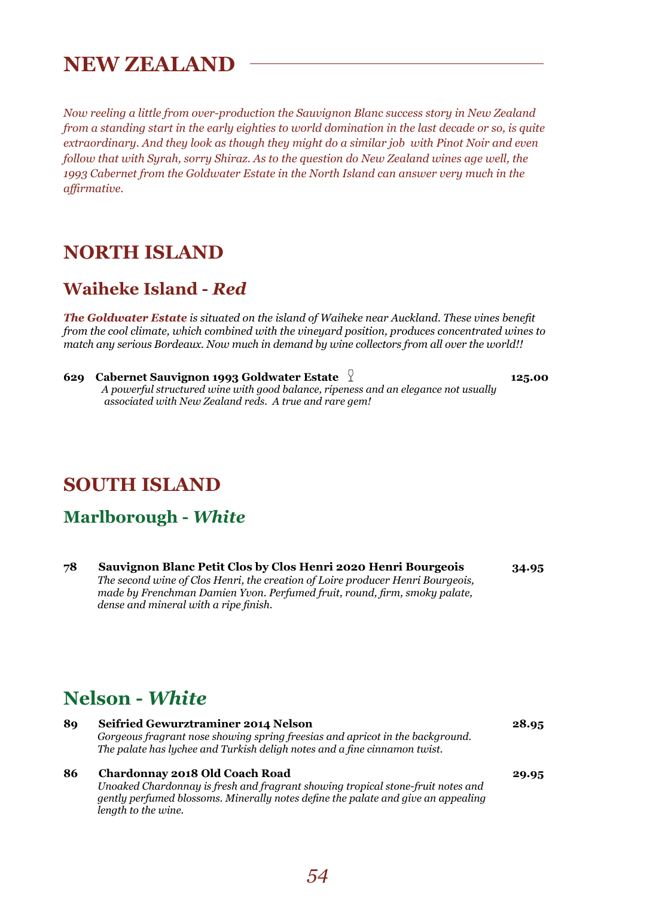# NEW ZEALAND

*Now reeling a little from over-production the Sauvignon Blanc success story in New Zealand from a standing start in the early eighties to world domination in the last decade or so, is quite extraordinary. And they look as though they might do a similar job with Pinot Noir and even follow that with Syrah, sorry Shiraz. As to the question do New Zealand wines age well, the 1993 Cabernet from the Goldwater Estate in the North Island can answer very much in the affirmative.*

## NORTH ISLAND

### Waiheke Island - *Red*

***The Goldwater Estate*** *is situated on the island of Waiheke near Auckland. These vines benefit from the cool climate, which combined with the vineyard position, produces concentrated wines to match any serious Bordeaux. Now much in demand by wine collectors from all over the world!!*

**629 Cabernet Sauvignon 1993 Goldwater Estate** 🍷 **125.00**
*A powerful structured wine with good balance, ripeness and an elegance not usually associated with New Zealand reds. A true and rare gem!*

## SOUTH ISLAND

### Marlborough - *White*

**78 Sauvignon Blanc Petit Clos by Clos Henri 2020 Henri Bourgeois** **34.95**
*The second wine of Clos Henri, the creation of Loire producer Henri Bourgeois, made by Frenchman Damien Yvon. Perfumed fruit, round, firm, smoky palate, dense and mineral with a ripe finish.*

### Nelson - *White*

**89 Seifried Gewurztraminer 2014 Nelson** **28.95**
*Gorgeous fragrant nose showing spring freesias and apricot in the background. The palate has lychee and Turkish deligh notes and a fine cinnamon twist.*

**86 Chardonnay 2018 Old Coach Road** **29.95**
*Unoaked Chardonnay is fresh and fragrant showing tropical stone-fruit notes and gently perfumed blossoms. Minerally notes define the palate and give an appealing length to the wine.*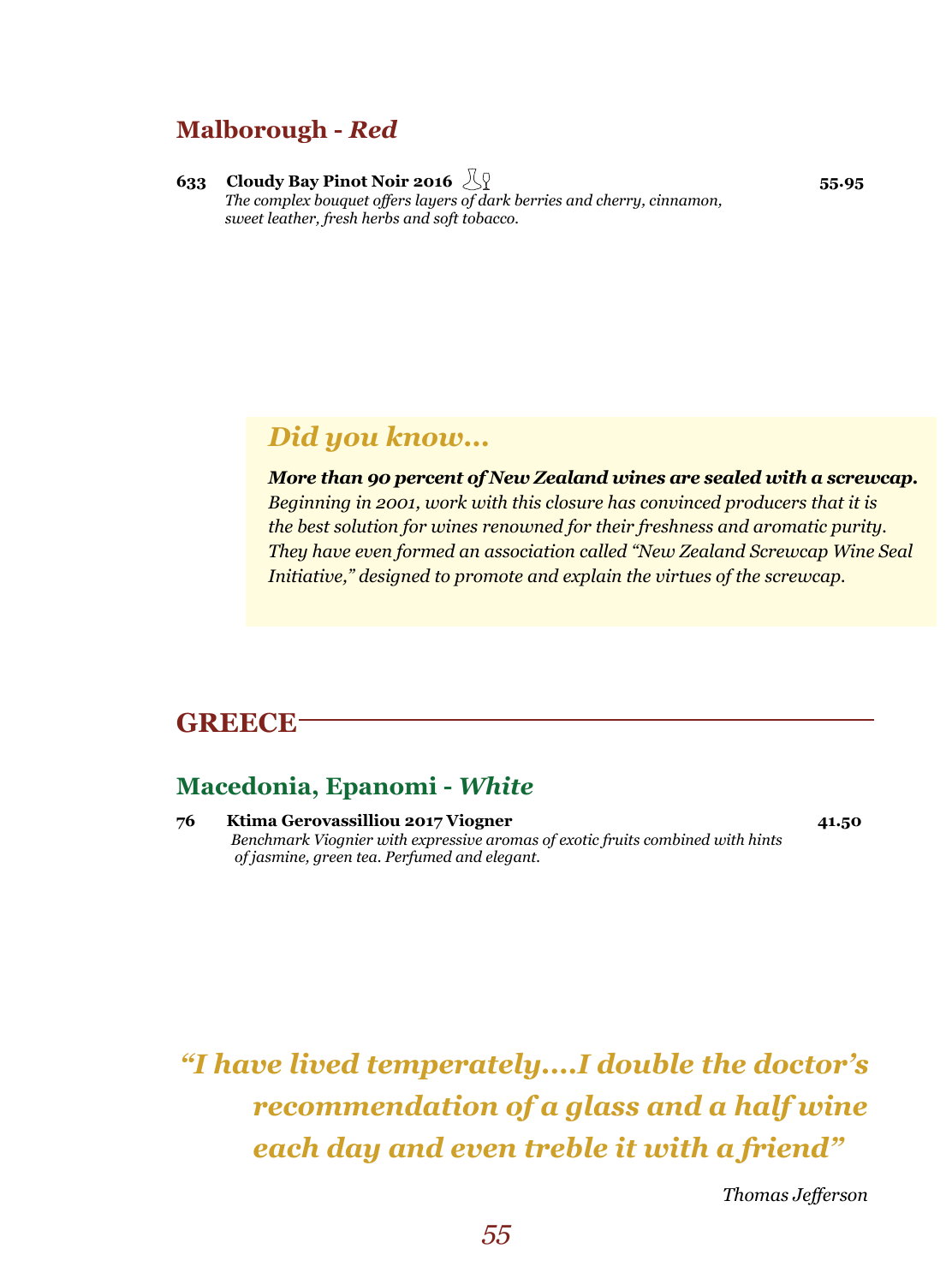## Malborough - *Red*

**633 Cloudy Bay Pinot Noir 2016** **55.95**
*The complex bouquet offers layers of dark berries and cherry, cinnamon, sweet leather, fresh herbs and soft tobacco.*

### *Did you know...*

***More than 90 percent of New Zealand wines are sealed with a screwcap.*** *Beginning in 2001, work with this closure has convinced producers that it is the best solution for wines renowned for their freshness and aromatic purity. They have even formed an association called "New Zealand Screwcap Wine Seal Initiative," designed to promote and explain the virtues of the screwcap.*

# GREECE

## Macedonia, Epanomi - *White*

**76 Ktima Gerovassilliou 2017 Viogner** **41.50**
*Benchmark Viognier with expressive aromas of exotic fruits combined with hints of jasmine, green tea. Perfumed and elegant.*

***"I have lived temperately....I double the doctor's recommendation of a glass and a half wine each day and even treble it with a friend"***

*Thomas Jefferson*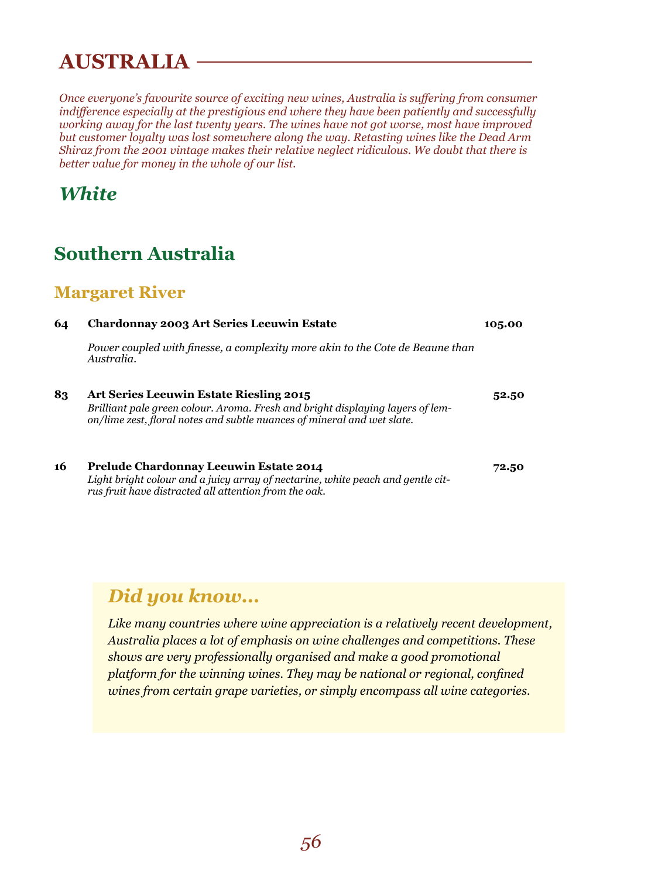# AUSTRALIA

*Once everyone's favourite source of exciting new wines, Australia is suffering from consumer indifference especially at the prestigious end where they have been patiently and successfully working away for the last twenty years. The wines have not got worse, most have improved but customer loyalty was lost somewhere along the way. Retasting wines like the Dead Arm Shiraz from the 2001 vintage makes their relative neglect ridiculous. We doubt that there is better value for money in the whole of our list.*

## *White*

## Southern Australia

### Margaret River

**64** **Chardonnay 2003 Art Series Leeuwin Estate** **105.00**

*Power coupled with finesse, a complexity more akin to the Cote de Beaune than Australia.*

**83** **Art Series Leeuwin Estate Riesling 2015** **52.50**

*Brilliant pale green colour. Aroma. Fresh and bright displaying layers of lemon/lime zest, floral notes and subtle nuances of mineral and wet slate.*

**16** **Prelude Chardonnay Leeuwin Estate 2014** **72.50**

*Light bright colour and a juicy array of nectarine, white peach and gentle citrus fruit have distracted all attention from the oak.*

### *Did you know...*

*Like many countries where wine appreciation is a relatively recent development, Australia places a lot of emphasis on wine challenges and competitions. These shows are very professionally organised and make a good promotional platform for the winning wines. They may be national or regional, confined wines from certain grape varieties, or simply encompass all wine categories.*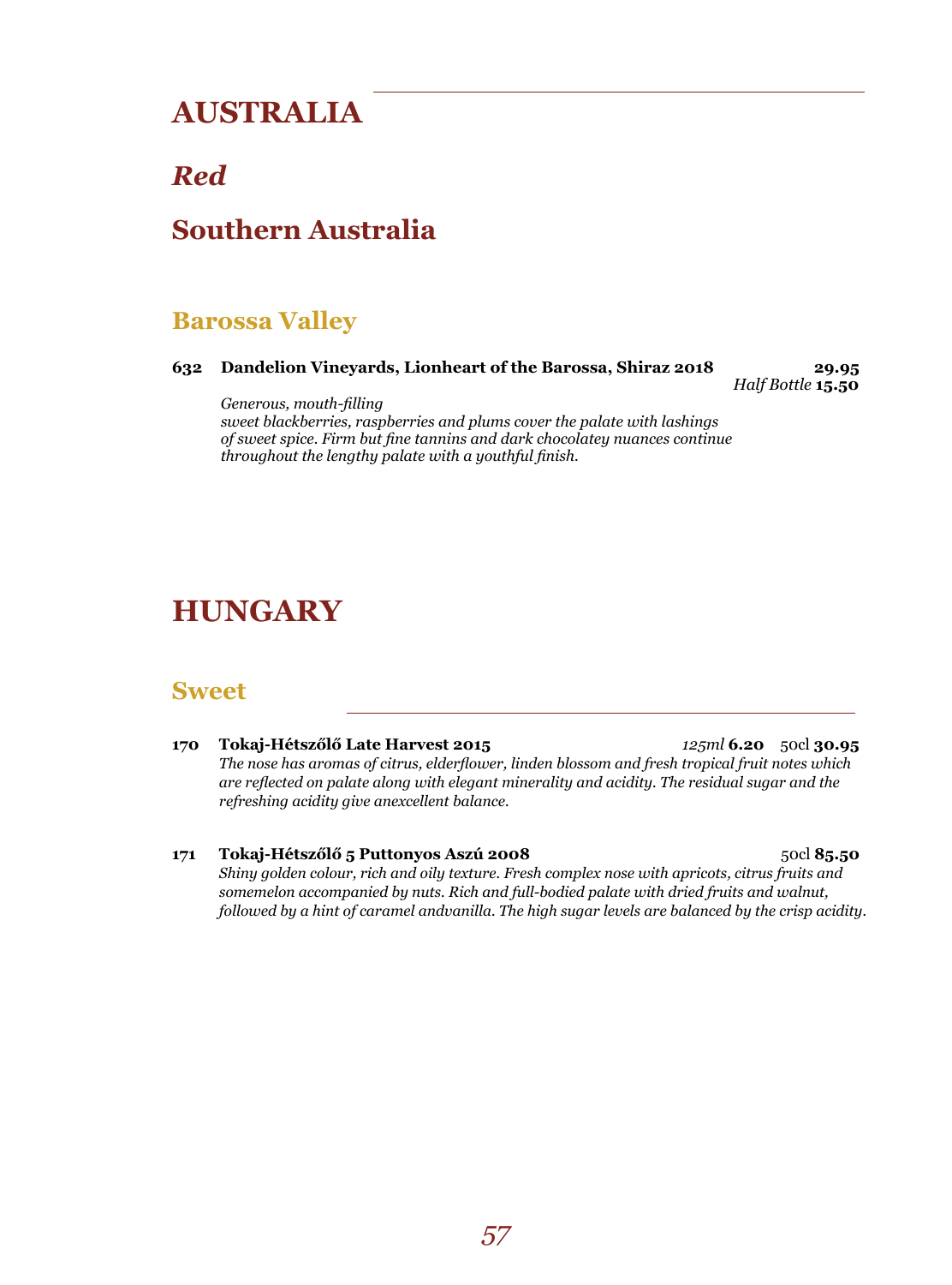# AUSTRALIA

## *Red*

## Southern Australia

### Barossa Valley

**632 Dandelion Vineyards, Lionheart of the Barossa, Shiraz 2018** **29.95**
*Half Bottle* **15.50**

*Generous, mouth-filling*
*sweet blackberries, raspberries and plums cover the palate with lashings of sweet spice. Firm but fine tannins and dark chocolatey nuances continue throughout the lengthy palate with a youthful finish.*

# HUNGARY

### Sweet

**170 Tokaj-Hétszőlő Late Harvest 2015** *125ml* **6.20** 50cl **30.95**
*The nose has aromas of citrus, elderflower, linden blossom and fresh tropical fruit notes which are reflected on palate along with elegant minerality and acidity. The residual sugar and the refreshing acidity give anexcellent balance.*

**171 Tokaj-Hétszőlő 5 Puttonyos Aszú 2008** 50cl **85.50**
*Shiny golden colour, rich and oily texture. Fresh complex nose with apricots, citrus fruits and somemelon accompanied by nuts. Rich and full-bodied palate with dried fruits and walnut, followed by a hint of caramel andvanilla. The high sugar levels are balanced by the crisp acidity.*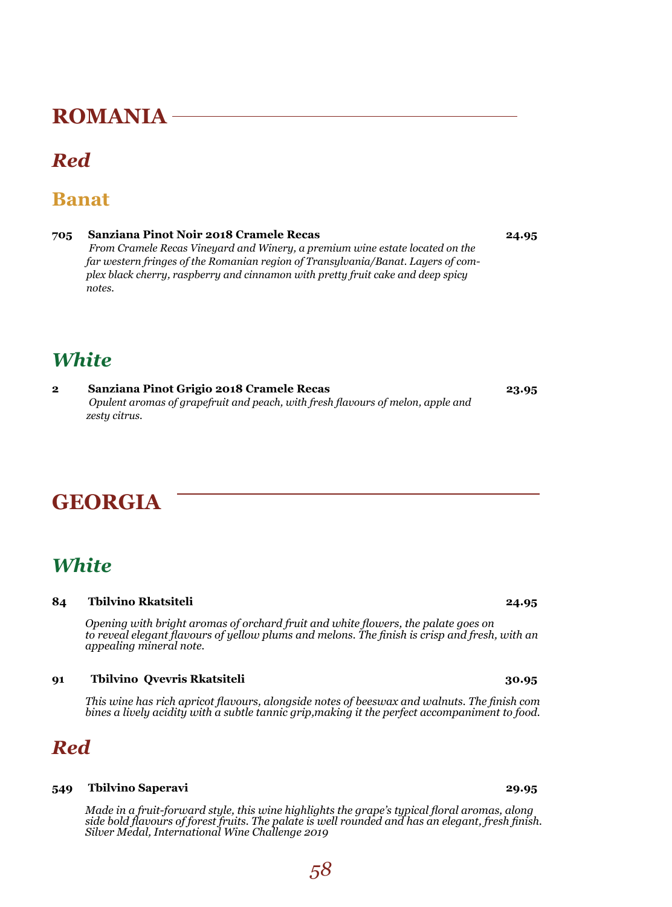# ROMANIA

## *Red*

### Banat

**705 Sanziana Pinot Noir 2018 Cramele Recas** **24.95**

*From Cramele Recas Vineyard and Winery, a premium wine estate located on the far western fringes of the Romanian region of Transylvania/Banat. Layers of complex black cherry, raspberry and cinnamon with pretty fruit cake and deep spicy notes.*

## *White*

**2 Sanziana Pinot Grigio 2018 Cramele Recas** **23.95**

*Opulent aromas of grapefruit and peach, with fresh flavours of melon, apple and zesty citrus.*

# GEORGIA

## *White*

**84 Tbilvino Rkatsiteli** **24.95**

*Opening with bright aromas of orchard fruit and white flowers, the palate goes on to reveal elegant flavours of yellow plums and melons. The finish is crisp and fresh, with an appealing mineral note.*

**91 Tbilvino Qvevris Rkatsiteli** **30.95**

*This wine has rich apricot flavours, alongside notes of beeswax and walnuts. The finish com bines a lively acidity with a subtle tannic grip,making it the perfect accompaniment to food.*

## *Red*

**549 Tbilvino Saperavi** **29.95**

*Made in a fruit-forward style, this wine highlights the grape's typical floral aromas, along side bold flavours of forest fruits. The palate is well rounded and has an elegant, fresh finish. Silver Medal, International Wine Challenge 2019*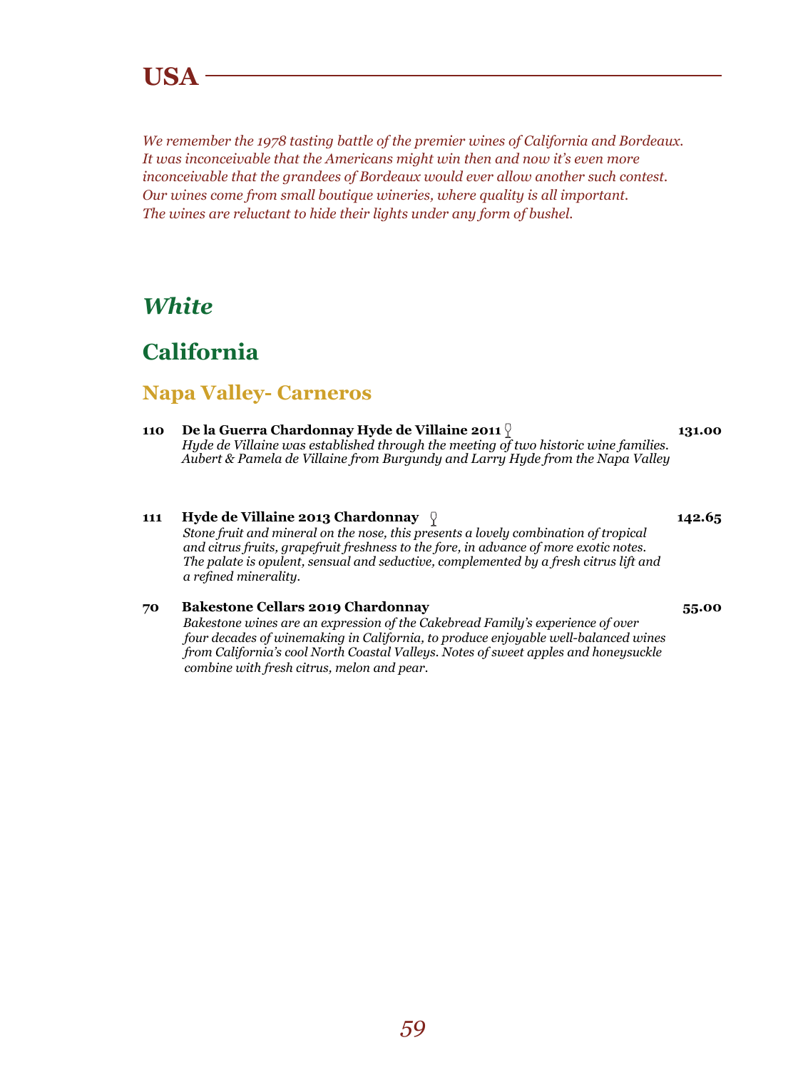# USA

*We remember the 1978 tasting battle of the premier wines of California and Bordeaux. It was inconceivable that the Americans might win then and now it's even more inconceivable that the grandees of Bordeaux would ever allow another such contest. Our wines come from small boutique wineries, where quality is all important. The wines are reluctant to hide their lights under any form of bushel.*

## *White*

## California

### Napa Valley- Carneros

**110 De la Guerra Chardonnay Hyde de Villaine 2011** 🍷 **131.00**
*Hyde de Villaine was established through the meeting of two historic wine families. Aubert & Pamela de Villaine from Burgundy and Larry Hyde from the Napa Valley*

**111 Hyde de Villaine 2013 Chardonnay** 🍷 **142.65**
*Stone fruit and mineral on the nose, this presents a lovely combination of tropical and citrus fruits, grapefruit freshness to the fore, in advance of more exotic notes. The palate is opulent, sensual and seductive, complemented by a fresh citrus lift and a refined minerality.*

**70 Bakestone Cellars 2019 Chardonnay** **55.00**
*Bakestone wines are an expression of the Cakebread Family's experience of over four decades of winemaking in California, to produce enjoyable well-balanced wines from California's cool North Coastal Valleys. Notes of sweet apples and honeysuckle combine with fresh citrus, melon and pear.*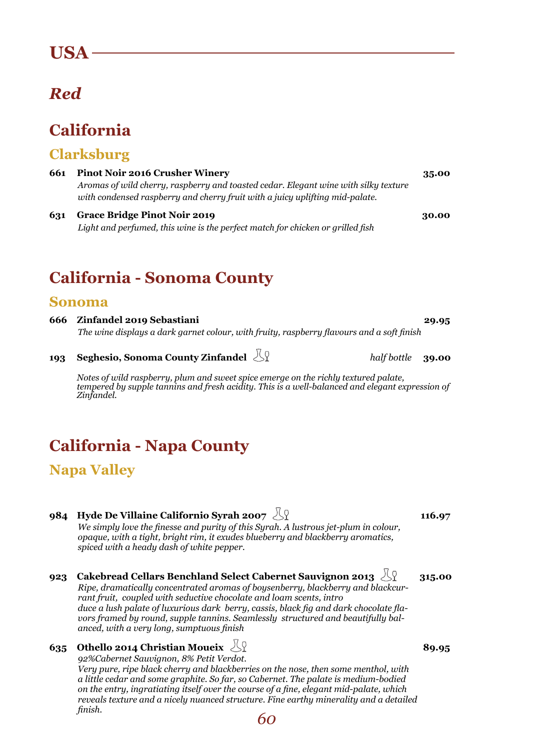# USA

## *Red*

## California

### Clarksburg

**661 Pinot Noir 2016 Crusher Winery** **35.00**

*Aromas of wild cherry, raspberry and toasted cedar. Elegant wine with silky texture with condensed raspberry and cherry fruit with a juicy uplifting mid-palate.*

**631 Grace Bridge Pinot Noir 2019** **30.00**

*Light and perfumed, this wine is the perfect match for chicken or grilled fish*

## California - Sonoma County

### Sonoma

**666 Zinfandel 2019 Sebastiani** **29.95**

*The wine displays a dark garnet colour, with fruity, raspberry flavours and a soft finish*

**193 Seghesio, Sonoma County Zinfandel** *half bottle* **39.00**

*Notes of wild raspberry, plum and sweet spice emerge on the richly textured palate, tempered by supple tannins and fresh acidity. This is a well-balanced and elegant expression of Zinfandel.*

## California - Napa County

### Napa Valley

**984 Hyde De Villaine Californio Syrah 2007** **116.97**

*We simply love the finesse and purity of this Syrah. A lustrous jet-plum in colour, opaque, with a tight, bright rim, it exudes blueberry and blackberry aromatics, spiced with a heady dash of white pepper.*

**923 Cakebread Cellars Benchland Select Cabernet Sauvignon 2013** **315.00**

*Ripe, dramatically concentrated aromas of boysenberry, blackberry and blackcurrant fruit, coupled with seductive chocolate and loam scents, introduce a lush palate of luxurious dark berry, cassis, black fig and dark chocolate flavors framed by round, supple tannins. Seamlessly structured and beautifully balanced, with a very long, sumptuous finish*

**635 Othello 2014 Christian Moueix** **89.95**

*92%Cabernet Sauvignon, 8% Petit Verdot.*
*Very pure, ripe black cherry and blackberries on the nose, then some menthol, with a little cedar and some graphite. So far, so Cabernet. The palate is medium-bodied on the entry, ingratiating itself over the course of a fine, elegant mid-palate, which reveals texture and a nicely nuanced structure. Fine earthy minerality and a detailed finish.*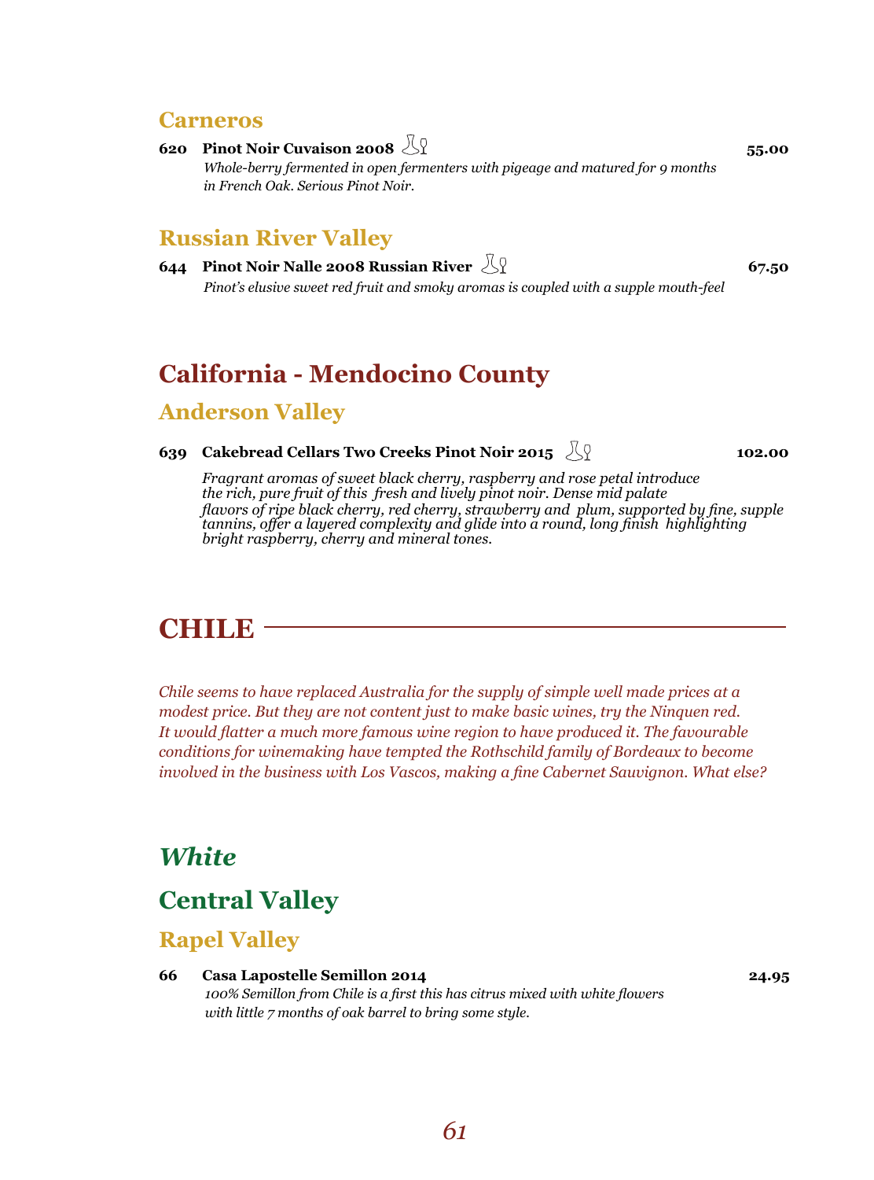### Carneros

**620 Pinot Noir Cuvaison 2008** — **55.00**

*Whole-berry fermented in open fermenters with pigeage and matured for 9 months in French Oak. Serious Pinot Noir.*

### Russian River Valley

**644 Pinot Noir Nalle 2008 Russian River** — **67.50**

*Pinot's elusive sweet red fruit and smoky aromas is coupled with a supple mouth-feel*

## California - Mendocino County

### Anderson Valley

**639 Cakebread Cellars Two Creeks Pinot Noir 2015** — **102.00**

*Fragrant aromas of sweet black cherry, raspberry and rose petal introduce the rich, pure fruit of this fresh and lively pinot noir. Dense mid palate flavors of ripe black cherry, red cherry, strawberry and plum, supported by fine, supple tannins, offer a layered complexity and glide into a round, long finish highlighting bright raspberry, cherry and mineral tones.*

# CHILE

*Chile seems to have replaced Australia for the supply of simple well made prices at a modest price. But they are not content just to make basic wines, try the Ninquen red. It would flatter a much more famous wine region to have produced it. The favourable conditions for winemaking have tempted the Rothschild family of Bordeaux to become involved in the business with Los Vascos, making a fine Cabernet Sauvignon. What else?*

## *White*

## Central Valley

### Rapel Valley

**66 Casa Lapostelle Semillon 2014** — **24.95**

*100% Semillon from Chile is a first this has citrus mixed with white flowers with little 7 months of oak barrel to bring some style.*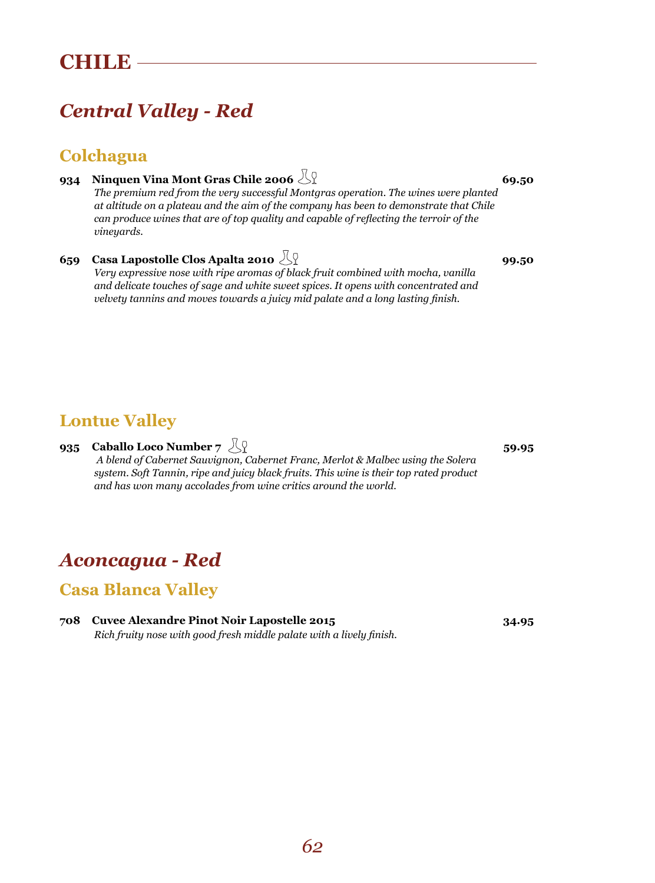# CHILE

## *Central Valley - Red*

### Colchagua

**934 Ninquen Vina Mont Gras Chile 2006** — **69.50**

*The premium red from the very successful Montgras operation. The wines were planted at altitude on a plateau and the aim of the company has been to demonstrate that Chile can produce wines that are of top quality and capable of reflecting the terroir of the vineyards.*

**659 Casa Lapostolle Clos Apalta 2010** — **99.50**

*Very expressive nose with ripe aromas of black fruit combined with mocha, vanilla and delicate touches of sage and white sweet spices. It opens with concentrated and velvety tannins and moves towards a juicy mid palate and a long lasting finish.*

### Lontue Valley

**935 Caballo Loco Number 7** — **59.95**

*A blend of Cabernet Sauvignon, Cabernet Franc, Merlot & Malbec using the Solera system. Soft Tannin, ripe and juicy black fruits. This wine is their top rated product and has won many accolades from wine critics around the world.*

## *Aconcagua - Red*

### Casa Blanca Valley

**708 Cuvee Alexandre Pinot Noir Lapostelle 2015** — **34.95**

*Rich fruity nose with good fresh middle palate with a lively finish.*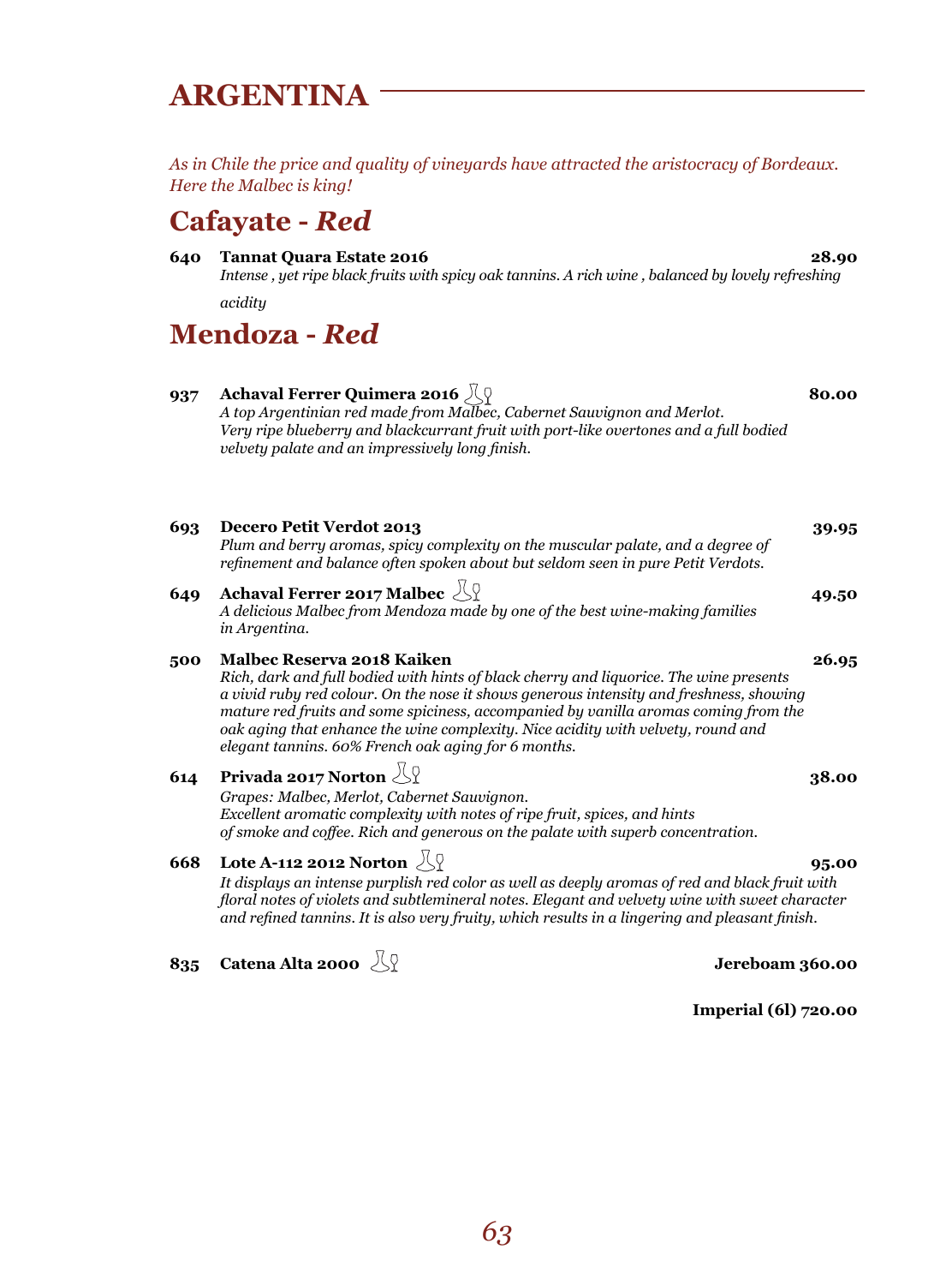# ARGENTINA

*As in Chile the price and quality of vineyards have attracted the aristocracy of Bordeaux. Here the Malbec is king!*

## Cafayate - *Red*

**640 Tannat Quara Estate 2016** **28.90**
*Intense , yet ripe black fruits with spicy oak tannins. A rich wine , balanced by lovely refreshing acidity*

## Mendoza - *Red*

**937 Achaval Ferrer Quimera 2016** **80.00**
*A top Argentinian red made from Malbec, Cabernet Sauvignon and Merlot. Very ripe blueberry and blackcurrant fruit with port-like overtones and a full bodied velvety palate and an impressively long finish.*

**693 Decero Petit Verdot 2013** **39.95**
*Plum and berry aromas, spicy complexity on the muscular palate, and a degree of refinement and balance often spoken about but seldom seen in pure Petit Verdots.*

**649 Achaval Ferrer 2017 Malbec** **49.50**
*A delicious Malbec from Mendoza made by one of the best wine-making families in Argentina.*

**500 Malbec Reserva 2018 Kaiken** **26.95**
*Rich, dark and full bodied with hints of black cherry and liquorice. The wine presents a vivid ruby red colour. On the nose it shows generous intensity and freshness, showing mature red fruits and some spiciness, accompanied by vanilla aromas coming from the oak aging that enhance the wine complexity. Nice acidity with velvety, round and elegant tannins. 60% French oak aging for 6 months.*

**614 Privada 2017 Norton** **38.00**
*Grapes: Malbec, Merlot, Cabernet Sauvignon. Excellent aromatic complexity with notes of ripe fruit, spices, and hints of smoke and coffee. Rich and generous on the palate with superb concentration.*

**668 Lote A-112 2012 Norton** **95.00**
*It displays an intense purplish red color as well as deeply aromas of red and black fruit with floral notes of violets and subtlemineral notes. Elegant and velvety wine with sweet character and refined tannins. It is also very fruity, which results in a lingering and pleasant finish.*

**835 Catena Alta 2000** **Jereboam 360.00**

**Imperial (6l) 720.00**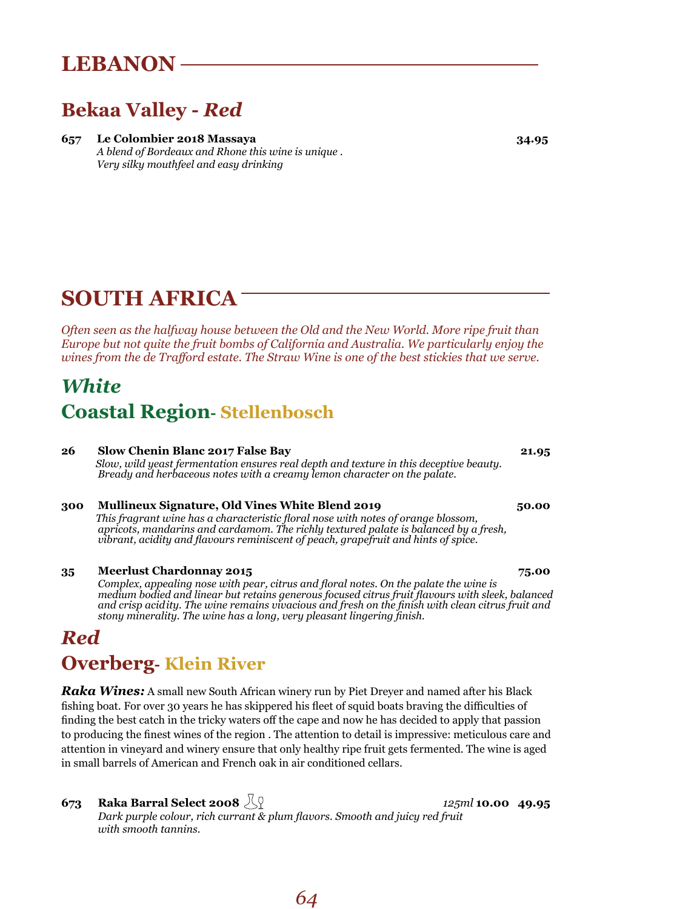# LEBANON

## Bekaa Valley - *Red*

**657 Le Colombier 2018 Massaya** **34.95**
*A blend of Bordeaux and Rhone this wine is unique .*
*Very silky mouthfeel and easy drinking*

# SOUTH AFRICA

*Often seen as the halfway house between the Old and the New World. More ripe fruit than Europe but not quite the fruit bombs of California and Australia. We particularly enjoy the wines from the de Trafford estate. The Straw Wine is one of the best stickies that we serve.*

## *White*

## Coastal Region- Stellenbosch

**26 Slow Chenin Blanc 2017 False Bay** **21.95**
*Slow, wild yeast fermentation ensures real depth and texture in this deceptive beauty. Bready and herbaceous notes with a creamy lemon character on the palate.*

**300 Mullineux Signature, Old Vines White Blend 2019** **50.00**
*This fragrant wine has a characteristic floral nose with notes of orange blossom, apricots, mandarins and cardamom. The richly textured palate is balanced by a fresh, vibrant, acidity and flavours reminiscent of peach, grapefruit and hints of spice.*

**35 Meerlust Chardonnay 2015** **75.00**
*Complex, appealing nose with pear, citrus and floral notes. On the palate the wine is medium bodied and linear but retains generous focused citrus fruit flavours with sleek, balanced and crisp acidity. The wine remains vivacious and fresh on the finish with clean citrus fruit and stony minerality. The wine has a long, very pleasant lingering finish.*

## *Red*

## Overberg- Klein River

***Raka Wines:*** A small new South African winery run by Piet Dreyer and named after his Black fishing boat. For over 30 years he has skippered his fleet of squid boats braving the difficulties of finding the best catch in the tricky waters off the cape and now he has decided to apply that passion to producing the finest wines of the region . The attention to detail is impressive: meticulous care and attention in vineyard and winery ensure that only healthy ripe fruit gets fermented. The wine is aged in small barrels of American and French oak in air conditioned cellars.

**673 Raka Barral Select 2008** *125ml* **10.00** **49.95**
*Dark purple colour, rich currant & plum flavors. Smooth and juicy red fruit with smooth tannins.*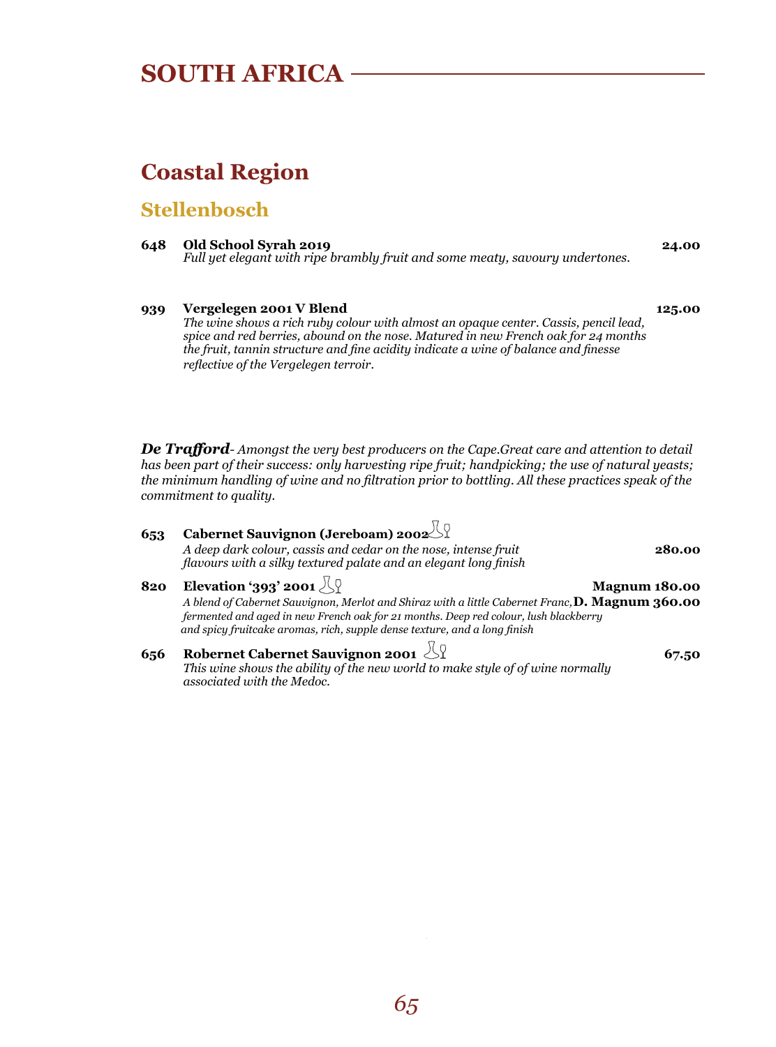# SOUTH AFRICA

## Coastal Region

### Stellenbosch

**648 Old School Syrah 2019** **24.00**
*Full yet elegant with ripe brambly fruit and some meaty, savoury undertones.*

**939 Vergelegen 2001 V Blend** **125.00**
*The wine shows a rich ruby colour with almost an opaque center. Cassis, pencil lead, spice and red berries, abound on the nose. Matured in new French oak for 24 months the fruit, tannin structure and fine acidity indicate a wine of balance and finesse reflective of the Vergelegen terroir.*

***De Trafford****- Amongst the very best producers on the Cape.Great care and attention to detail has been part of their success: only harvesting ripe fruit; handpicking; the use of natural yeasts; the minimum handling of wine and no filtration prior to bottling. All these practices speak of the commitment to quality.*

**653 Cabernet Sauvignon (Jereboam) 2002** **280.00**
*A deep dark colour, cassis and cedar on the nose, intense fruit flavours with a silky textured palate and an elegant long finish*

**820 Elevation '393' 2001** **Magnum 180.00** / **D. Magnum 360.00**
*A blend of Cabernet Sauvignon, Merlot and Shiraz with a little Cabernet Franc, fermented and aged in new French oak for 21 months. Deep red colour, lush blackberry and spicy fruitcake aromas, rich, supple dense texture, and a long finish*

**656 Robernet Cabernet Sauvignon 2001** **67.50**
*This wine shows the ability of the new world to make style of of wine normally associated with the Medoc.*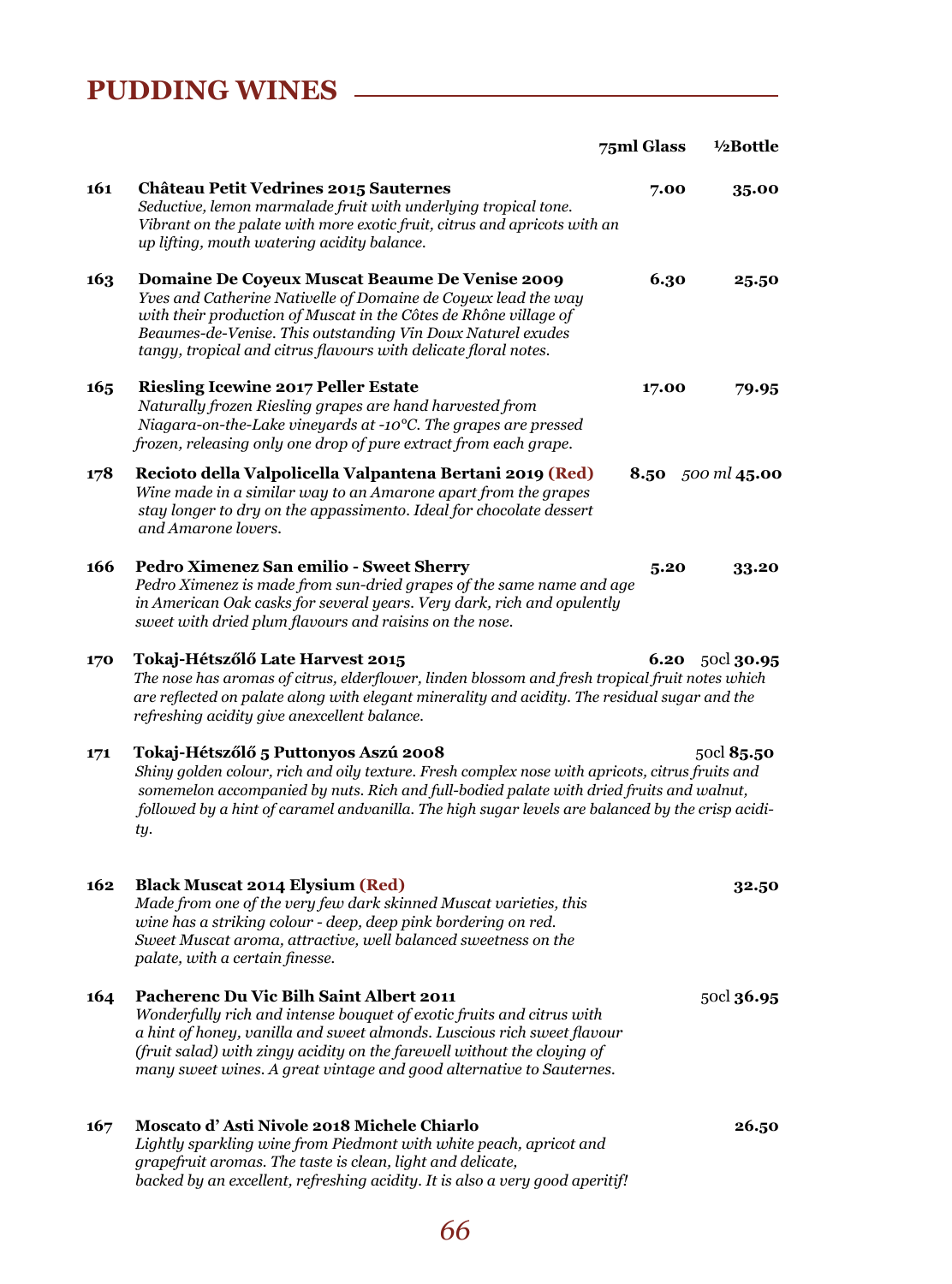# PUDDING WINES

| | | 75ml Glass | ½Bottle |
|---|---|---|---|
| 161 | **Château Petit Vedrines 2015 Sauternes**<br>*Seductive, lemon marmalade fruit with underlying tropical tone. Vibrant on the palate with more exotic fruit, citrus and apricots with an up lifting, mouth watering acidity balance.* | **7.00** | **35.00** |
| 163 | **Domaine De Coyeux Muscat Beaume De Venise 2009**<br>*Yves and Catherine Nativelle of Domaine de Coyeux lead the way with their production of Muscat in the Côtes de Rhône village of Beaumes-de-Venise. This outstanding Vin Doux Naturel exudes tangy, tropical and citrus flavours with delicate floral notes.* | **6.30** | **25.50** |
| 165 | **Riesling Icewine 2017 Peller Estate**<br>*Naturally frozen Riesling grapes are hand harvested from Niagara-on-the-Lake vineyards at -10°C. The grapes are pressed frozen, releasing only one drop of pure extract from each grape.* | **17.00** | **79.95** |
| 178 | **Recioto della Valpolicella Valpantena Bertani 2019 (Red)**<br>*Wine made in a similar way to an Amarone apart from the grapes stay longer to dry on the appassimento. Ideal for chocolate dessert and Amarone lovers.* | **8.50** | *500 ml* **45.00** |
| 166 | **Pedro Ximenez San emilio - Sweet Sherry**<br>*Pedro Ximenez is made from sun-dried grapes of the same name and age in American Oak casks for several years. Very dark, rich and opulently sweet with dried plum flavours and raisins on the nose.* | **5.20** | **33.20** |
| 170 | **Tokaj-Hétszőlő Late Harvest 2015**<br>*The nose has aromas of citrus, elderflower, linden blossom and fresh tropical fruit notes which are reflected on palate along with elegant minerality and acidity. The residual sugar and the refreshing acidity give anexcellent balance.* | **6.20** | 50cl **30.95** |
| 171 | **Tokaj-Hétszőlő 5 Puttonyos Aszú 2008**<br>*Shiny golden colour, rich and oily texture. Fresh complex nose with apricots, citrus fruits and somemelon accompanied by nuts. Rich and full-bodied palate with dried fruits and walnut, followed by a hint of caramel andvanilla. The high sugar levels are balanced by the crisp acidity.* | | 50cl **85.50** |
| 162 | **Black Muscat 2014 Elysium (Red)**<br>*Made from one of the very few dark skinned Muscat varieties, this wine has a striking colour - deep, deep pink bordering on red. Sweet Muscat aroma, attractive, well balanced sweetness on the palate, with a certain finesse.* | | **32.50** |
| 164 | **Pacherenc Du Vic Bilh Saint Albert 2011**<br>*Wonderfully rich and intense bouquet of exotic fruits and citrus with a hint of honey, vanilla and sweet almonds. Luscious rich sweet flavour (fruit salad) with zingy acidity on the farewell without the cloying of many sweet wines. A great vintage and good alternative to Sauternes.* | | 50cl **36.95** |
| 167 | **Moscato d' Asti Nivole 2018 Michele Chiarlo**<br>*Lightly sparkling wine from Piedmont with white peach, apricot and grapefruit aromas. The taste is clean, light and delicate, backed by an excellent, refreshing acidity. It is also a very good aperitif!* | | **26.50** |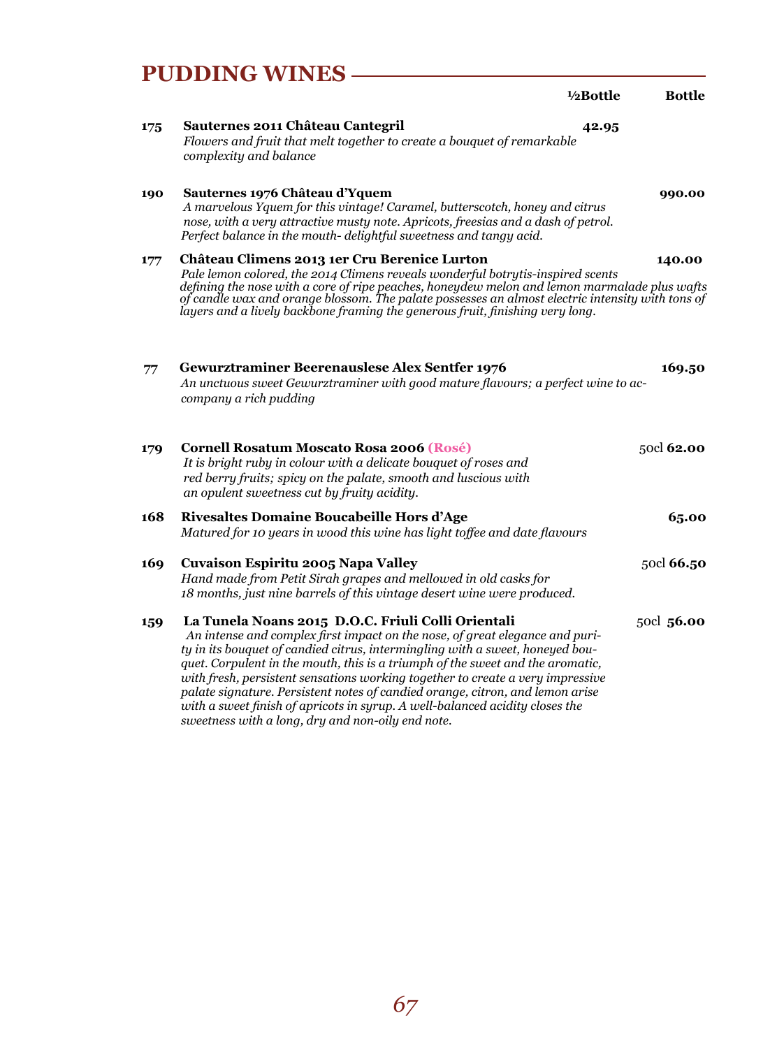# PUDDING WINES

| No. | Wine | ½Bottle | Bottle |
|---|---|---|---|
| 175 | **Sauternes 2011 Château Cantegril**<br>*Flowers and fruit that melt together to create a bouquet of remarkable complexity and balance* | **42.95** | |
| 190 | **Sauternes 1976 Château d'Yquem**<br>*A marvelous Yquem for this vintage! Caramel, butterscotch, honey and citrus nose, with a very attractive musty note. Apricots, freesias and a dash of petrol. Perfect balance in the mouth- delightful sweetness and tangy acid.* | | **990.00** |
| 177 | **Château Climens 2013 1er Cru Berenice Lurton**<br>*Pale lemon colored, the 2014 Climens reveals wonderful botrytis-inspired scents defining the nose with a core of ripe peaches, honeydew melon and lemon marmalade plus wafts of candle wax and orange blossom. The palate possesses an almost electric intensity with tons of layers and a lively backbone framing the generous fruit, finishing very long.* | | **140.00** |
| 77 | **Gewurztraminer Beerenauslese Alex Sentfer 1976**<br>*An unctuous sweet Gewurztraminer with good mature flavours; a perfect wine to accompany a rich pudding* | | **169.50** |
| 179 | **Cornell Rosatum Moscato Rosa 2006 (Rosé)**<br>*It is bright ruby in colour with a delicate bouquet of roses and red berry fruits; spicy on the palate, smooth and luscious with an opulent sweetness cut by fruity acidity.* | | 50cl **62.00** |
| 168 | **Rivesaltes Domaine Boucabeille Hors d'Age**<br>*Matured for 10 years in wood this wine has light toffee and date flavours* | | **65.00** |
| 169 | **Cuvaison Espiritu 2005 Napa Valley**<br>*Hand made from Petit Sirah grapes and mellowed in old casks for 18 months, just nine barrels of this vintage desert wine were produced.* | | 50cl **66.50** |
| 159 | **La Tunela Noans 2015 D.O.C. Friuli Colli Orientali**<br>*An intense and complex first impact on the nose, of great elegance and purity in its bouquet of candied citrus, intermingling with a sweet, honeyed bouquet. Corpulent in the mouth, this is a triumph of the sweet and the aromatic, with fresh, persistent sensations working together to create a very impressive palate signature. Persistent notes of candied orange, citron, and lemon arise with a sweet finish of apricots in syrup. A well-balanced acidity closes the sweetness with a long, dry and non-oily end note.* | | 50cl **56.00** |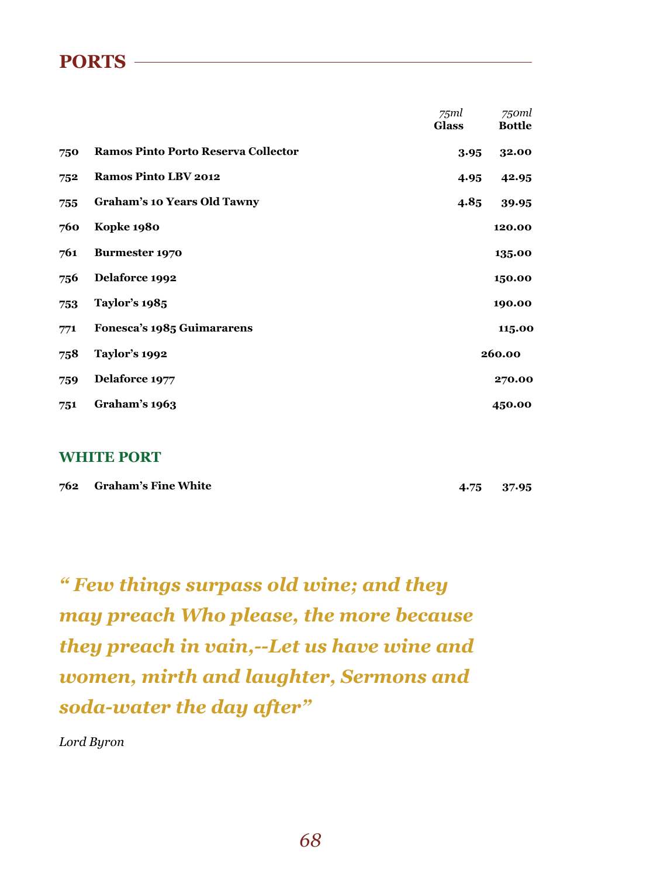## PORTS

| | | 75ml Glass | 750ml Bottle |
|---|---|---|---|
| 750 | Ramos Pinto Porto Reserva Collector | 3.95 | 32.00 |
| 752 | Ramos Pinto LBV 2012 | 4.95 | 42.95 |
| 755 | Graham's 10 Years Old Tawny | 4.85 | 39.95 |
| 760 | Kopke 1980 | | 120.00 |
| 761 | Burmester 1970 | | 135.00 |
| 756 | Delaforce 1992 | | 150.00 |
| 753 | Taylor's 1985 | | 190.00 |
| 771 | Fonesca's 1985 Guimararens | | 115.00 |
| 758 | Taylor's 1992 | | 260.00 |
| 759 | Delaforce 1977 | | 270.00 |
| 751 | Graham's 1963 | | 450.00 |

### WHITE PORT

| | | 75ml Glass | 750ml Bottle |
|---|---|---|---|
| 762 | Graham's Fine White | 4.75 | 37.95 |

***" Few things surpass old wine; and they may preach Who please, the more because they preach in vain,--Let us have wine and women, mirth and laughter, Sermons and soda-water the day after"***

*Lord Byron*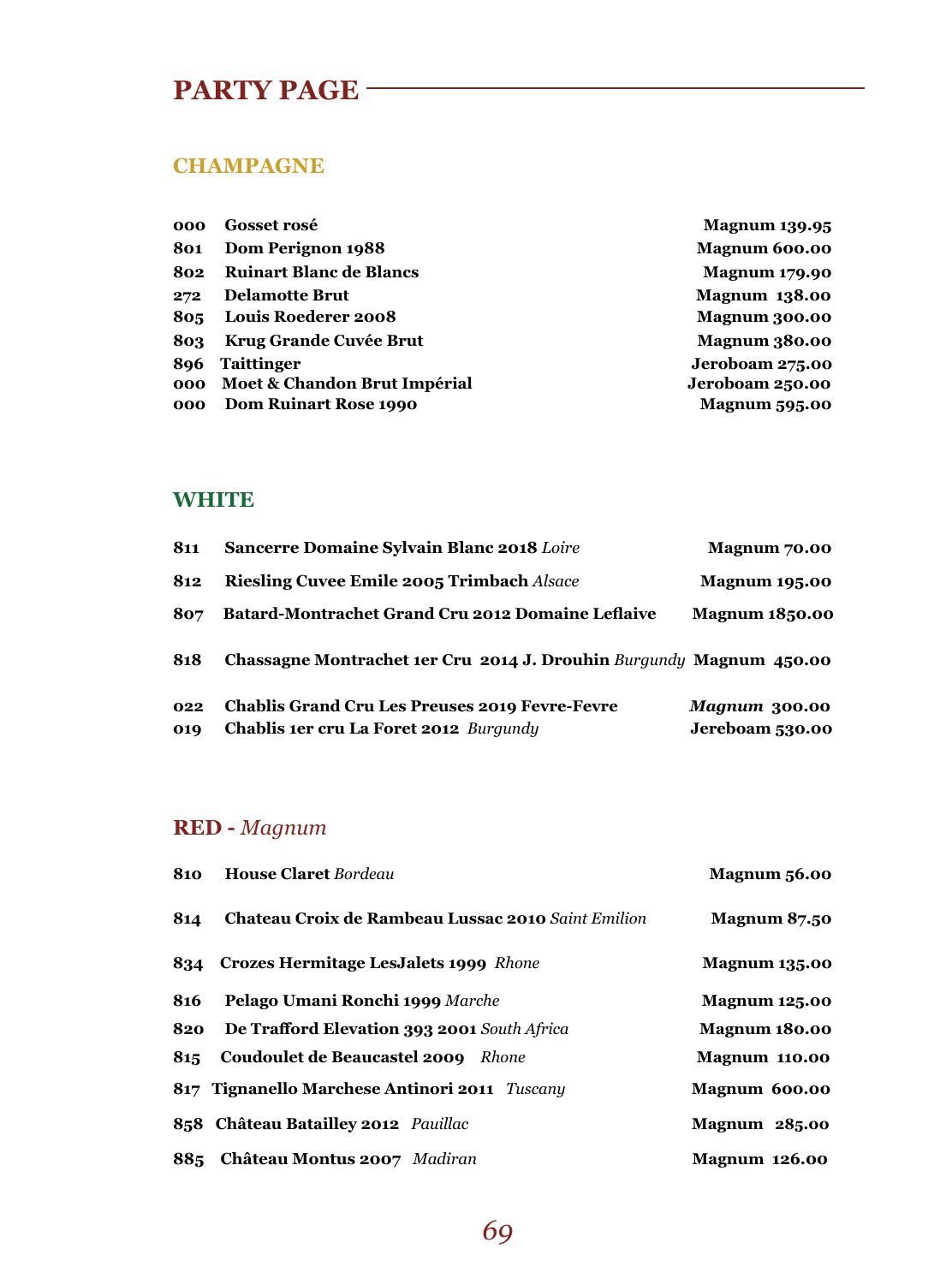# PARTY PAGE

## CHAMPAGNE

| | | |
|---|---|---|
| **000** | **Gosset rosé** | **Magnum 139.95** |
| **801** | **Dom Perignon 1988** | **Magnum 600.00** |
| **802** | **Ruinart Blanc de Blancs** | **Magnum 179.90** |
| **272** | **Delamotte Brut** | **Magnum 138.00** |
| **805** | **Louis Roederer 2008** | **Magnum 300.00** |
| **803** | **Krug Grande Cuvée Brut** | **Magnum 380.00** |
| **896** | **Taittinger** | **Jeroboam 275.00** |
| **000** | **Moet & Chandon Brut Impérial** | **Jeroboam 250.00** |
| **000** | **Dom Ruinart Rose 1990** | **Magnum 595.00** |

## WHITE

| | | |
|---|---|---|
| **811** | **Sancerre Domaine Sylvain Blanc 2018** *Loire* | **Magnum 70.00** |
| **812** | **Riesling Cuvee Emile 2005 Trimbach** *Alsace* | **Magnum 195.00** |
| **807** | **Batard-Montrachet Grand Cru 2012 Domaine Leflaive** | **Magnum 1850.00** |
| **818** | **Chassagne Montrachet 1er Cru 2014 J. Drouhin** *Burgundy* | **Magnum 450.00** |
| **022** | **Chablis Grand Cru Les Preuses 2019 Fevre-Fevre** | ***Magnum* 300.00** |
| **019** | **Chablis 1er cru La Foret 2012** *Burgundy* | **Jereboam 530.00** |

## RED - *Magnum*

| | | |
|---|---|---|
| **810** | **House Claret** *Bordeau* | **Magnum 56.00** |
| **814** | **Chateau Croix de Rambeau Lussac 2010** *Saint Emilion* | **Magnum 87.50** |
| **834** | **Crozes Hermitage LesJalets 1999** *Rhone* | **Magnum 135.00** |
| **816** | **Pelago Umani Ronchi 1999** *Marche* | **Magnum 125.00** |
| **820** | **De Trafford Elevation 393 2001** *South Africa* | **Magnum 180.00** |
| **815** | **Coudoulet de Beaucastel 2009** *Rhone* | **Magnum 110.00** |
| **817** | **Tignanello Marchese Antinori 2011** *Tuscany* | **Magnum 600.00** |
| **858** | **Château Batailley 2012** *Pauillac* | **Magnum 285.00** |
| **885** | **Château Montus 2007** *Madiran* | **Magnum 126.00** |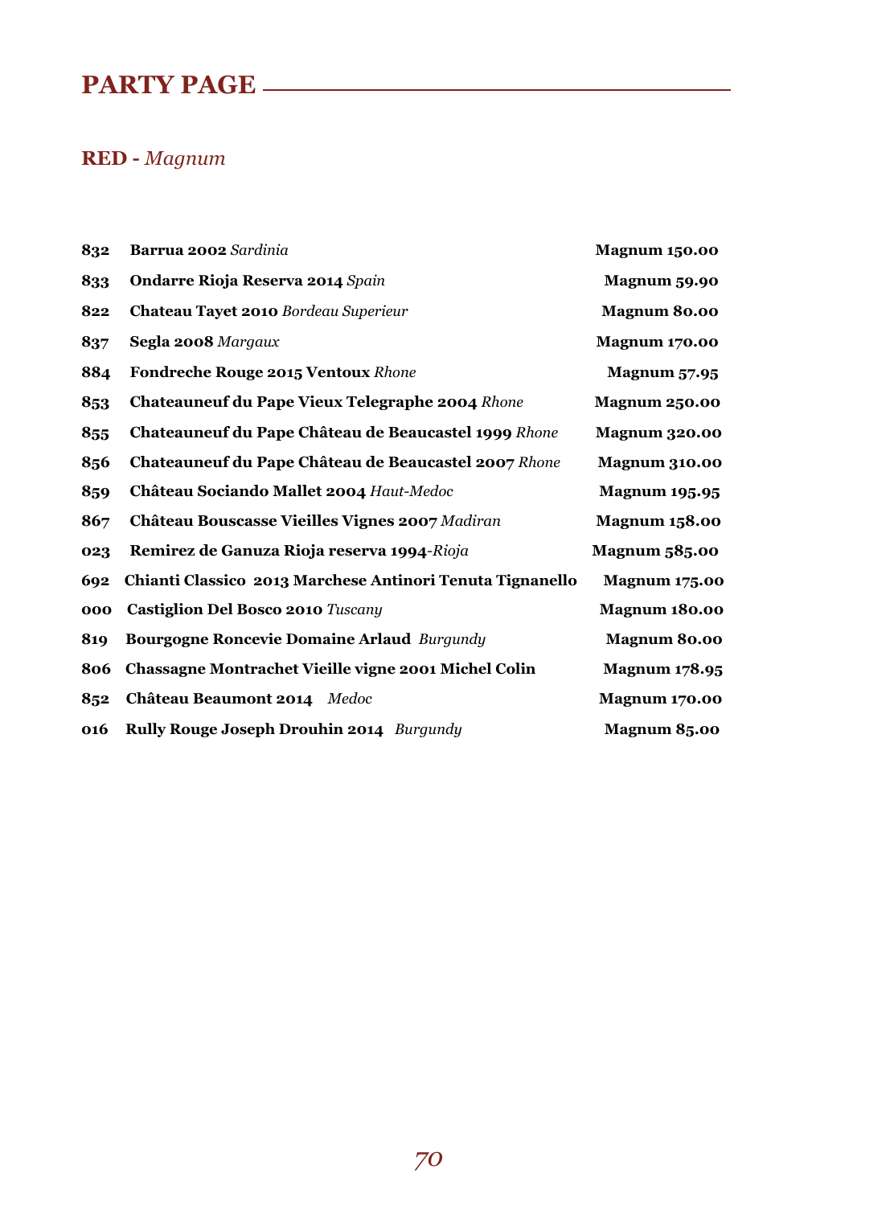# PARTY PAGE

## RED - *Magnum*

| | | |
|---|---|---|
| **832** | **Barrua 2002** *Sardinia* | **Magnum 150.00** |
| **833** | **Ondarre Rioja Reserva 2014** *Spain* | **Magnum 59.90** |
| **822** | **Chateau Tayet 2010** *Bordeau Superieur* | **Magnum 80.00** |
| **837** | **Segla 2008** *Margaux* | **Magnum 170.00** |
| **884** | **Fondreche Rouge 2015 Ventoux** *Rhone* | **Magnum 57.95** |
| **853** | **Chateauneuf du Pape Vieux Telegraphe 2004** *Rhone* | **Magnum 250.00** |
| **855** | **Chateauneuf du Pape Château de Beaucastel 1999** *Rhone* | **Magnum 320.00** |
| **856** | **Chateauneuf du Pape Château de Beaucastel 2007** *Rhone* | **Magnum 310.00** |
| **859** | **Château Sociando Mallet 2004** *Haut-Medoc* | **Magnum 195.95** |
| **867** | **Château Bouscasse Vieilles Vignes 2007** *Madiran* | **Magnum 158.00** |
| **023** | **Remirez de Ganuza Rioja reserva 1994**-*Rioja* | **Magnum 585.00** |
| **692** | **Chianti Classico 2013 Marchese Antinori Tenuta Tignanello** | **Magnum 175.00** |
| **000** | **Castiglion Del Bosco 2010** *Tuscany* | **Magnum 180.00** |
| **819** | **Bourgogne Roncevie Domaine Arlaud** *Burgundy* | **Magnum 80.00** |
| **806** | **Chassagne Montrachet Vieille vigne 2001 Michel Colin** | **Magnum 178.95** |
| **852** | **Château Beaumont 2014** *Medoc* | **Magnum 170.00** |
| **016** | **Rully Rouge Joseph Drouhin 2014** *Burgundy* | **Magnum 85.00** |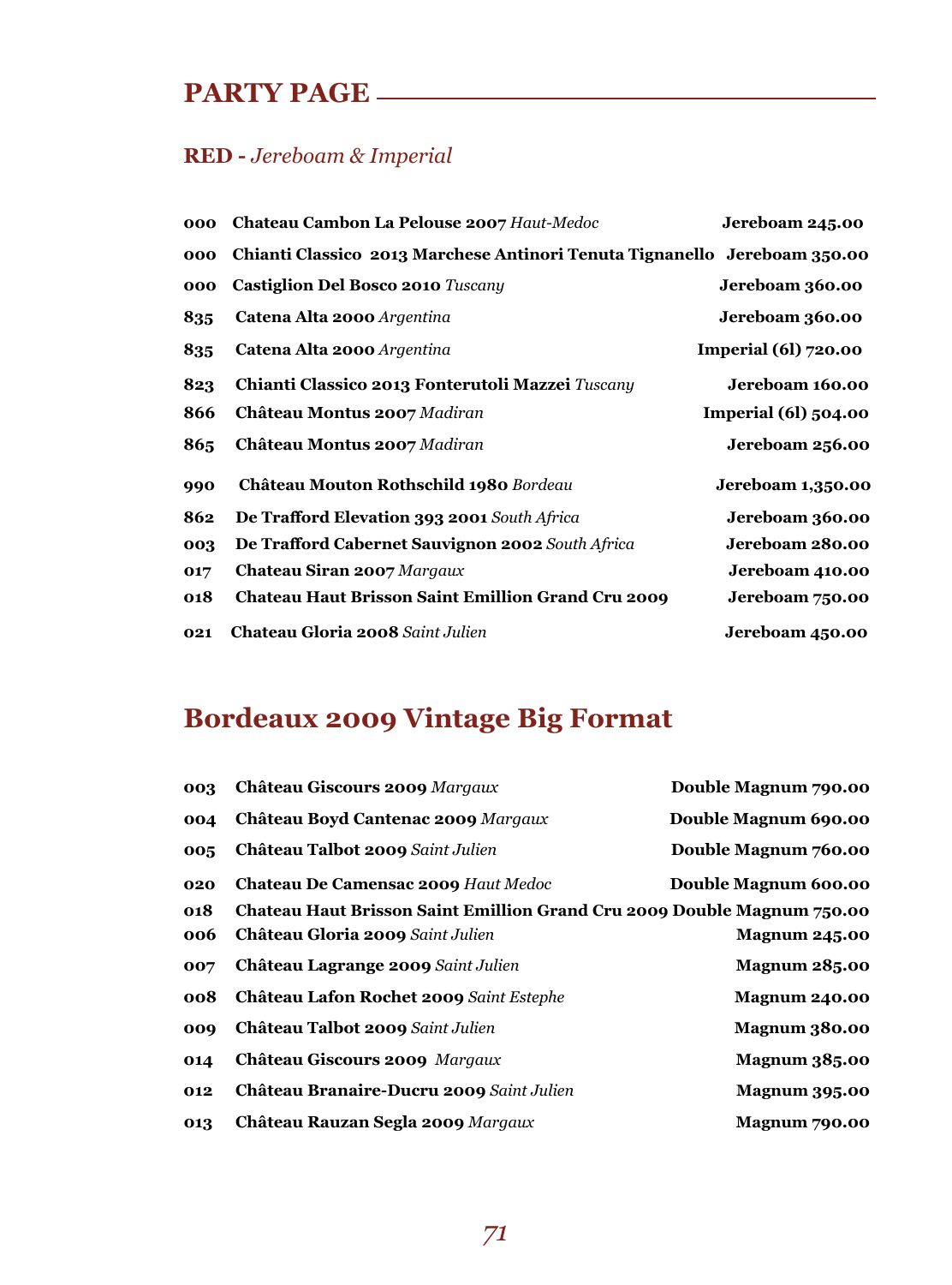# PARTY PAGE

## RED - *Jereboam & Imperial*

| | | |
|---|---|---|
| 000 | **Chateau Cambon La Pelouse 2007** *Haut-Medoc* | **Jereboam 245.00** |
| 000 | **Chianti Classico 2013 Marchese Antinori Tenuta Tignanello** | **Jereboam 350.00** |
| 000 | **Castiglion Del Bosco 2010** *Tuscany* | **Jereboam 360.00** |
| 835 | **Catena Alta 2000** *Argentina* | **Jereboam 360.00** |
| 835 | **Catena Alta 2000** *Argentina* | **Imperial (6l) 720.00** |
| 823 | **Chianti Classico 2013 Fonterutoli Mazzei** *Tuscany* | **Jereboam 160.00** |
| 866 | **Château Montus 2007** *Madiran* | **Imperial (6l) 504.00** |
| 865 | **Château Montus 2007** *Madiran* | **Jereboam 256.00** |
| 990 | **Château Mouton Rothschild 1980** *Bordeau* | **Jereboam 1,350.00** |
| 862 | **De Trafford Elevation 393 2001** *South Africa* | **Jereboam 360.00** |
| 003 | **De Trafford Cabernet Sauvignon 2002** *South Africa* | **Jereboam 280.00** |
| 017 | **Chateau Siran 2007** *Margaux* | **Jereboam 410.00** |
| 018 | **Chateau Haut Brisson Saint Emillion Grand Cru 2009** | **Jereboam 750.00** |
| 021 | **Chateau Gloria 2008** *Saint Julien* | **Jereboam 450.00** |

## Bordeaux 2009 Vintage Big Format

| | | |
|---|---|---|
| 003 | **Château Giscours 2009** *Margaux* | **Double Magnum 790.00** |
| 004 | **Château Boyd Cantenac 2009** *Margaux* | **Double Magnum 690.00** |
| 005 | **Château Talbot 2009** *Saint Julien* | **Double Magnum 760.00** |
| 020 | **Chateau De Camensac 2009** *Haut Medoc* | **Double Magnum 600.00** |
| 018 | **Chateau Haut Brisson Saint Emillion Grand Cru 2009** | **Double Magnum 750.00** |
| 006 | **Château Gloria 2009** *Saint Julien* | **Magnum 245.00** |
| 007 | **Château Lagrange 2009** *Saint Julien* | **Magnum 285.00** |
| 008 | **Château Lafon Rochet 2009** *Saint Estephe* | **Magnum 240.00** |
| 009 | **Château Talbot 2009** *Saint Julien* | **Magnum 380.00** |
| 014 | **Château Giscours 2009** *Margaux* | **Magnum 385.00** |
| 012 | **Château Branaire-Ducru 2009** *Saint Julien* | **Magnum 395.00** |
| 013 | **Château Rauzan Segla 2009** *Margaux* | **Magnum 790.00** |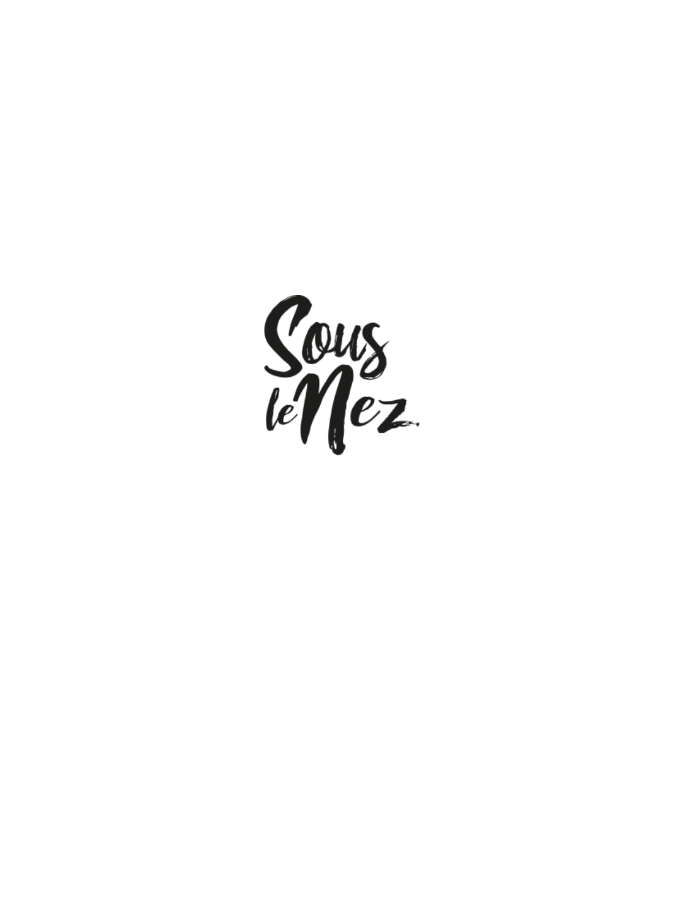Sous le Nez